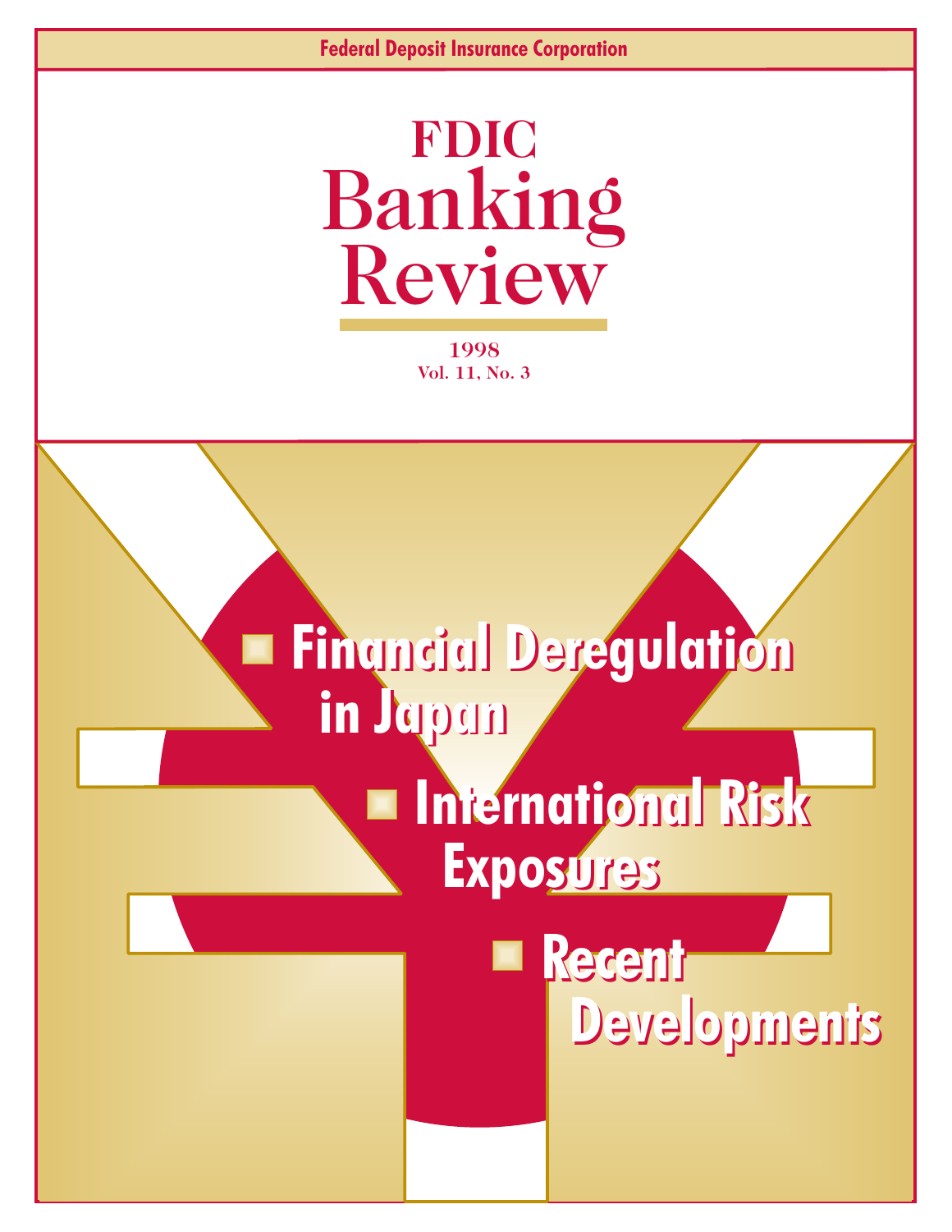Federal Deposit Insurance Corporation

# FDIC Banking Review

1998
Vol. 11, No. 3

- Financial Deregulation in Japan
- International Risk Exposures
- Recent Developments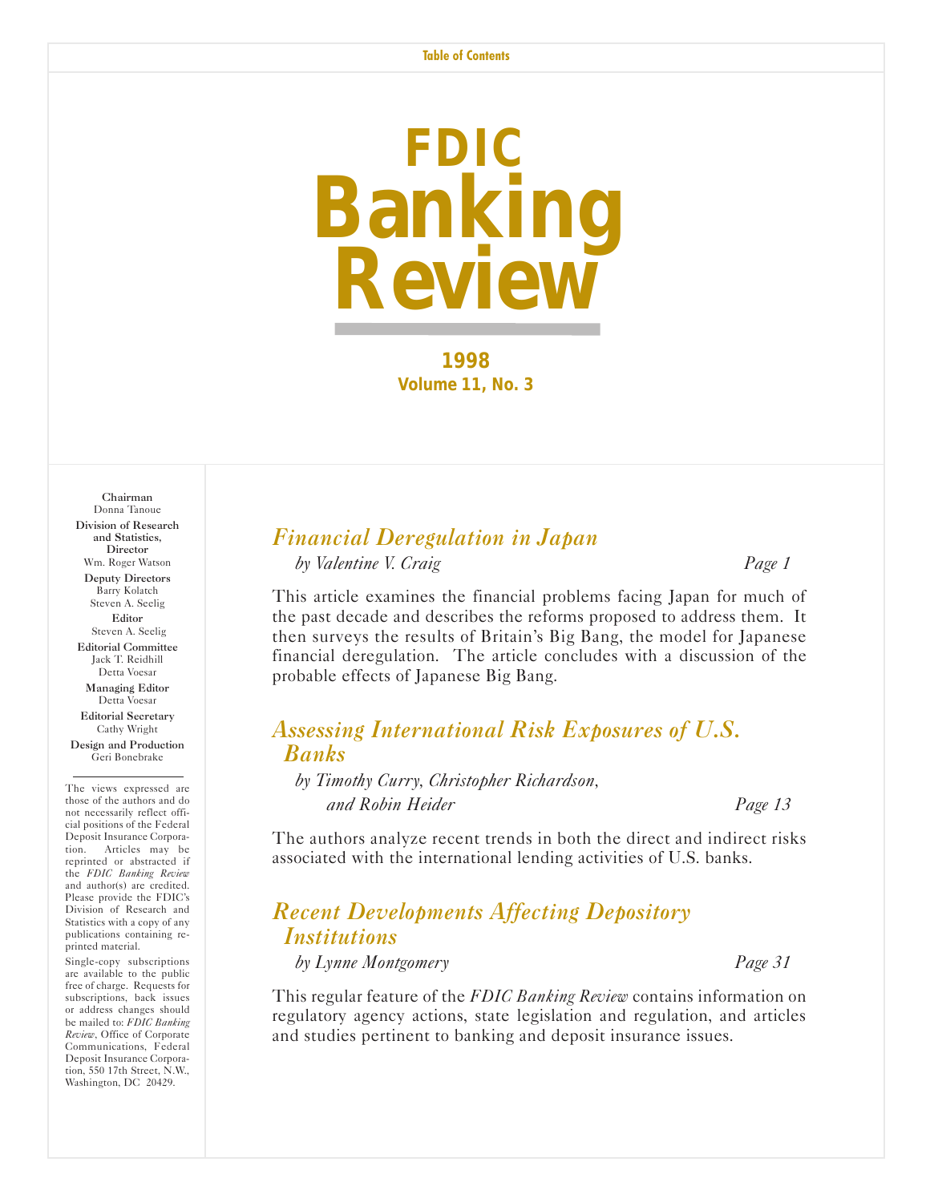Table of Contents

# FDIC Banking Review

**1998**
**Volume 11, No. 3**

**Chairman**
Donna Tanoue

**Division of Research and Statistics, Director**
Wm. Roger Watson

**Deputy Directors**
Barry Kolatch
Steven A. Seelig

**Editor**
Steven A. Seelig

**Editorial Committee**
Jack T. Reidhill
Detta Voesar

**Managing Editor**
Detta Voesar

**Editorial Secretary**
Cathy Wright

**Design and Production**
Geri Bonebrake

The views expressed are those of the authors and do not necessarily reflect official positions of the Federal Deposit Insurance Corporation. Articles may be reprinted or abstracted if the *FDIC Banking Review* and author(s) are credited. Please provide the FDIC's Division of Research and Statistics with a copy of any publications containing reprinted material.

Single-copy subscriptions are available to the public free of charge. Requests for subscriptions, back issues or address changes should be mailed to: *FDIC Banking Review*, Office of Corporate Communications, Federal Deposit Insurance Corporation, 550 17th Street, N.W., Washington, DC 20429.

## *Financial Deregulation in Japan*

*by Valentine V. Craig* — *Page 1*

This article examines the financial problems facing Japan for much of the past decade and describes the reforms proposed to address them. It then surveys the results of Britain's Big Bang, the model for Japanese financial deregulation. The article concludes with a discussion of the probable effects of Japanese Big Bang.

## *Assessing International Risk Exposures of U.S. Banks*

*by Timothy Curry, Christopher Richardson, and Robin Heider* — *Page 13*

The authors analyze recent trends in both the direct and indirect risks associated with the international lending activities of U.S. banks.

## *Recent Developments Affecting Depository Institutions*

*by Lynne Montgomery* — *Page 31*

This regular feature of the *FDIC Banking Review* contains information on regulatory agency actions, state legislation and regulation, and articles and studies pertinent to banking and deposit insurance issues.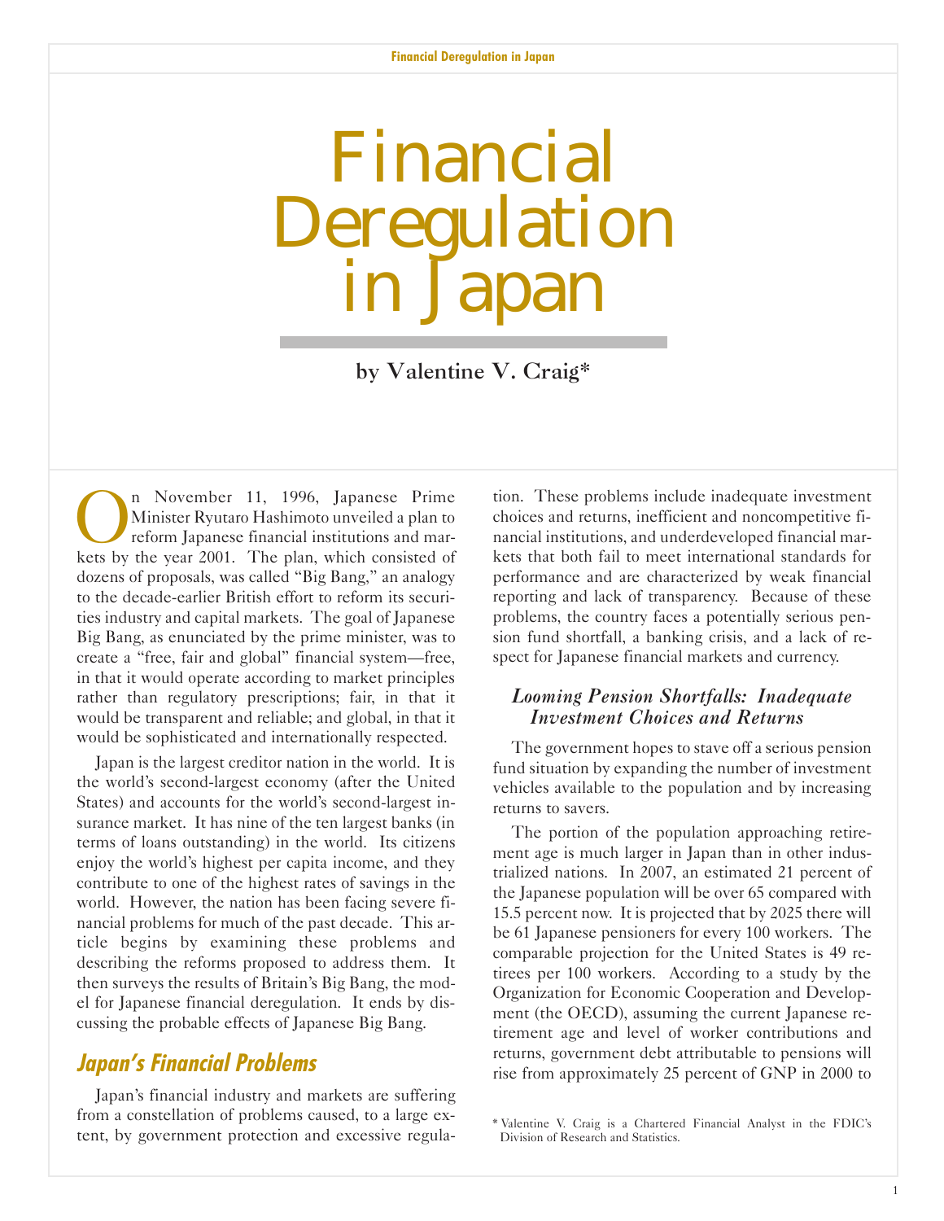# Financial Deregulation in Japan

**by Valentine V. Craig***

On November 11, 1996, Japanese Prime Minister Ryutaro Hashimoto unveiled a plan to reform Japanese financial institutions and markets by the year 2001. The plan, which consisted of dozens of proposals, was called "Big Bang," an analogy to the decade-earlier British effort to reform its securities industry and capital markets. The goal of Japanese Big Bang, as enunciated by the prime minister, was to create a "free, fair and global" financial system—free, in that it would operate according to market principles rather than regulatory prescriptions; fair, in that it would be transparent and reliable; and global, in that it would be sophisticated and internationally respected.

Japan is the largest creditor nation in the world. It is the world's second-largest economy (after the United States) and accounts for the world's second-largest insurance market. It has nine of the ten largest banks (in terms of loans outstanding) in the world. Its citizens enjoy the world's highest per capita income, and they contribute to one of the highest rates of savings in the world. However, the nation has been facing severe financial problems for much of the past decade. This article begins by examining these problems and describing the reforms proposed to address them. It then surveys the results of Britain's Big Bang, the model for Japanese financial deregulation. It ends by discussing the probable effects of Japanese Big Bang.

## Japan's Financial Problems

Japan's financial industry and markets are suffering from a constellation of problems caused, to a large extent, by government protection and excessive regulation. These problems include inadequate investment choices and returns, inefficient and noncompetitive financial institutions, and underdeveloped financial markets that both fail to meet international standards for performance and are characterized by weak financial reporting and lack of transparency. Because of these problems, the country faces a potentially serious pension fund shortfall, a banking crisis, and a lack of respect for Japanese financial markets and currency.

### *Looming Pension Shortfalls: Inadequate Investment Choices and Returns*

The government hopes to stave off a serious pension fund situation by expanding the number of investment vehicles available to the population and by increasing returns to savers.

The portion of the population approaching retirement age is much larger in Japan than in other industrialized nations. In 2007, an estimated 21 percent of the Japanese population will be over 65 compared with 15.5 percent now. It is projected that by 2025 there will be 61 Japanese pensioners for every 100 workers. The comparable projection for the United States is 49 retirees per 100 workers. According to a study by the Organization for Economic Cooperation and Development (the OECD), assuming the current Japanese retirement age and level of worker contributions and returns, government debt attributable to pensions will rise from approximately 25 percent of GNP in 2000 to

\* Valentine V. Craig is a Chartered Financial Analyst in the FDIC's Division of Research and Statistics.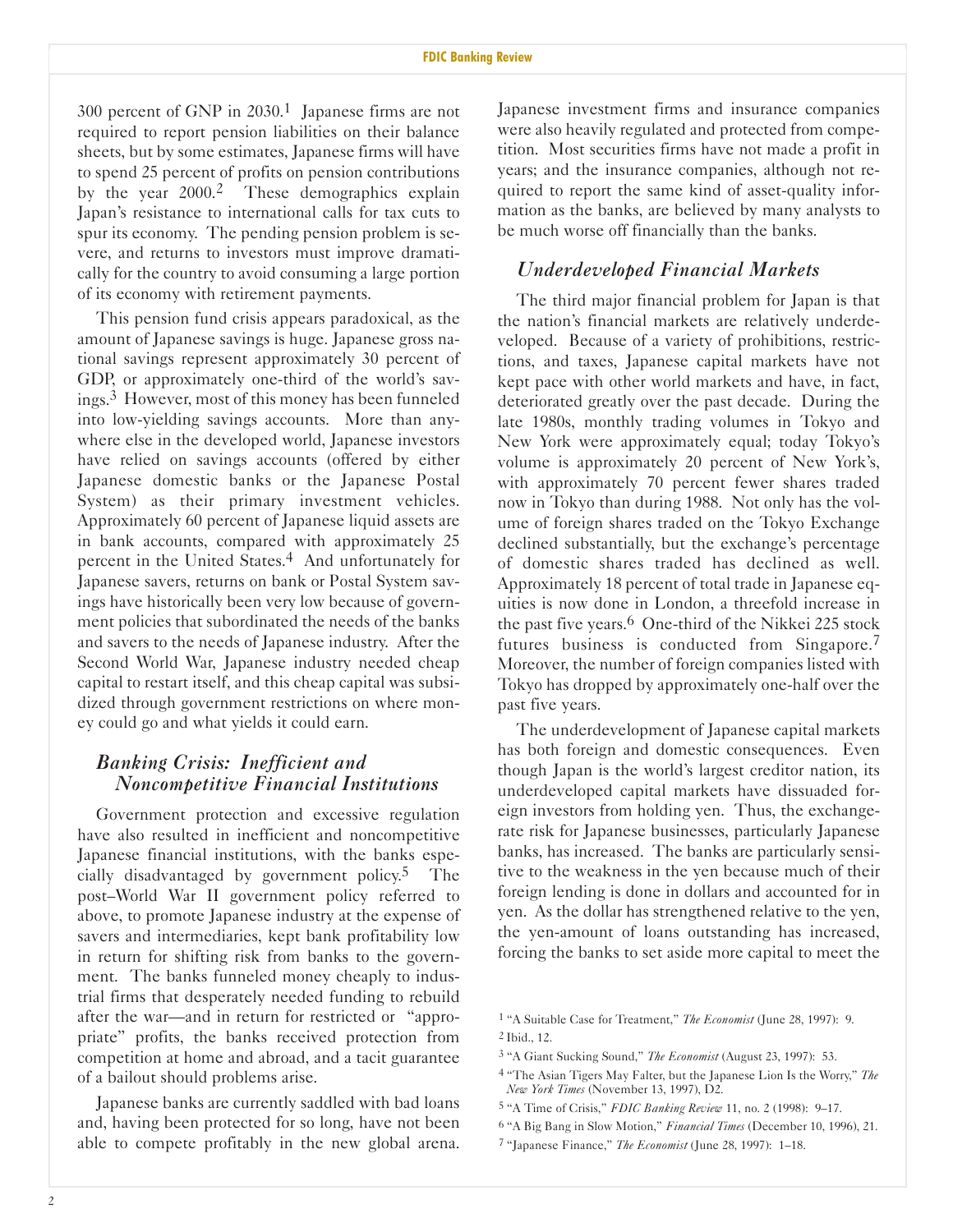300 percent of GNP in 2030.[1] Japanese firms are not required to report pension liabilities on their balance sheets, but by some estimates, Japanese firms will have to spend 25 percent of profits on pension contributions by the year 2000.[2] These demographics explain Japan's resistance to international calls for tax cuts to spur its economy. The pending pension problem is severe, and returns to investors must improve dramatically for the country to avoid consuming a large portion of its economy with retirement payments.

This pension fund crisis appears paradoxical, as the amount of Japanese savings is huge. Japanese gross national savings represent approximately 30 percent of GDP, or approximately one-third of the world's savings.[3] However, most of this money has been funneled into low-yielding savings accounts. More than anywhere else in the developed world, Japanese investors have relied on savings accounts (offered by either Japanese domestic banks or the Japanese Postal System) as their primary investment vehicles. Approximately 60 percent of Japanese liquid assets are in bank accounts, compared with approximately 25 percent in the United States.[4] And unfortunately for Japanese savers, returns on bank or Postal System savings have historically been very low because of government policies that subordinated the needs of the banks and savers to the needs of Japanese industry. After the Second World War, Japanese industry needed cheap capital to restart itself, and this cheap capital was subsidized through government restrictions on where money could go and what yields it could earn.

## *Banking Crisis: Inefficient and Noncompetitive Financial Institutions*

Government protection and excessive regulation have also resulted in inefficient and noncompetitive Japanese financial institutions, with the banks especially disadvantaged by government policy.[5] The post–World War II government policy referred to above, to promote Japanese industry at the expense of savers and intermediaries, kept bank profitability low in return for shifting risk from banks to the government. The banks funneled money cheaply to industrial firms that desperately needed funding to rebuild after the war—and in return for restricted or "appropriate" profits, the banks received protection from competition at home and abroad, and a tacit guarantee of a bailout should problems arise.

Japanese banks are currently saddled with bad loans and, having been protected for so long, have not been able to compete profitably in the new global arena. Japanese investment firms and insurance companies were also heavily regulated and protected from competition. Most securities firms have not made a profit in years; and the insurance companies, although not required to report the same kind of asset-quality information as the banks, are believed by many analysts to be much worse off financially than the banks.

## *Underdeveloped Financial Markets*

The third major financial problem for Japan is that the nation's financial markets are relatively underdeveloped. Because of a variety of prohibitions, restrictions, and taxes, Japanese capital markets have not kept pace with other world markets and have, in fact, deteriorated greatly over the past decade. During the late 1980s, monthly trading volumes in Tokyo and New York were approximately equal; today Tokyo's volume is approximately 20 percent of New York's, with approximately 70 percent fewer shares traded now in Tokyo than during 1988. Not only has the volume of foreign shares traded on the Tokyo Exchange declined substantially, but the exchange's percentage of domestic shares traded has declined as well. Approximately 18 percent of total trade in Japanese equities is now done in London, a threefold increase in the past five years.[6] One-third of the Nikkei 225 stock futures business is conducted from Singapore.[7] Moreover, the number of foreign companies listed with Tokyo has dropped by approximately one-half over the past five years.

The underdevelopment of Japanese capital markets has both foreign and domestic consequences. Even though Japan is the world's largest creditor nation, its underdeveloped capital markets have dissuaded foreign investors from holding yen. Thus, the exchange-rate risk for Japanese businesses, particularly Japanese banks, has increased. The banks are particularly sensitive to the weakness in the yen because much of their foreign lending is done in dollars and accounted for in yen. As the dollar has strengthened relative to the yen, the yen-amount of loans outstanding has increased, forcing the banks to set aside more capital to meet the

[1] "A Suitable Case for Treatment," *The Economist* (June 28, 1997): 9.

[2] Ibid., 12.

[3] "A Giant Sucking Sound," *The Economist* (August 23, 1997): 53.

[4] "The Asian Tigers May Falter, but the Japanese Lion Is the Worry," *The New York Times* (November 13, 1997), D2.

[5] "A Time of Crisis," *FDIC Banking Review* 11, no. 2 (1998): 9–17.

[6] "A Big Bang in Slow Motion," *Financial Times* (December 10, 1996), 21.

[7] "Japanese Finance," *The Economist* (June 28, 1997): 1–18.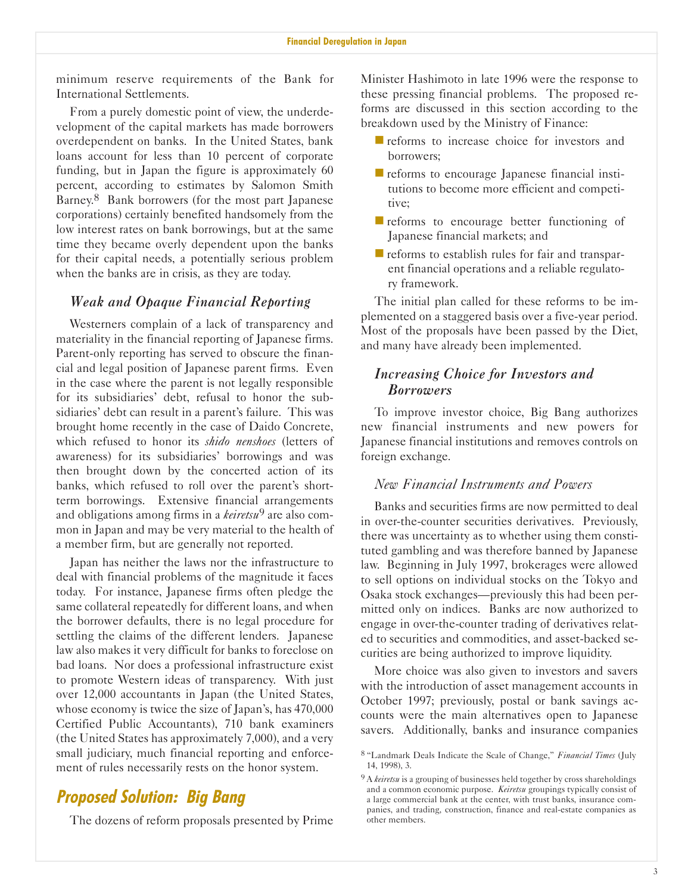minimum reserve requirements of the Bank for International Settlements.

From a purely domestic point of view, the underdevelopment of the capital markets has made borrowers overdependent on banks. In the United States, bank loans account for less than 10 percent of corporate funding, but in Japan the figure is approximately 60 percent, according to estimates by Salomon Smith Barney.[8] Bank borrowers (for the most part Japanese corporations) certainly benefited handsomely from the low interest rates on bank borrowings, but at the same time they became overly dependent upon the banks for their capital needs, a potentially serious problem when the banks are in crisis, as they are today.

### *Weak and Opaque Financial Reporting*

Westerners complain of a lack of transparency and materiality in the financial reporting of Japanese firms. Parent-only reporting has served to obscure the financial and legal position of Japanese parent firms. Even in the case where the parent is not legally responsible for its subsidiaries' debt, refusal to honor the subsidiaries' debt can result in a parent's failure. This was brought home recently in the case of Daido Concrete, which refused to honor its *shido nenshoes* (letters of awareness) for its subsidiaries' borrowings and was then brought down by the concerted action of its banks, which refused to roll over the parent's short-term borrowings. Extensive financial arrangements and obligations among firms in a *keiretsu*[9] are also common in Japan and may be very material to the health of a member firm, but are generally not reported.

Japan has neither the laws nor the infrastructure to deal with financial problems of the magnitude it faces today. For instance, Japanese firms often pledge the same collateral repeatedly for different loans, and when the borrower defaults, there is no legal procedure for settling the claims of the different lenders. Japanese law also makes it very difficult for banks to foreclose on bad loans. Nor does a professional infrastructure exist to promote Western ideas of transparency. With just over 12,000 accountants in Japan (the United States, whose economy is twice the size of Japan's, has 470,000 Certified Public Accountants), 710 bank examiners (the United States has approximately 7,000), and a very small judiciary, much financial reporting and enforcement of rules necessarily rests on the honor system.

## Proposed Solution: Big Bang

The dozens of reform proposals presented by Prime Minister Hashimoto in late 1996 were the response to these pressing financial problems. The proposed reforms are discussed in this section according to the breakdown used by the Ministry of Finance:

- reforms to increase choice for investors and borrowers;
- reforms to encourage Japanese financial institutions to become more efficient and competitive;
- reforms to encourage better functioning of Japanese financial markets; and
- reforms to establish rules for fair and transparent financial operations and a reliable regulatory framework.

The initial plan called for these reforms to be implemented on a staggered basis over a five-year period. Most of the proposals have been passed by the Diet, and many have already been implemented.

### *Increasing Choice for Investors and Borrowers*

To improve investor choice, Big Bang authorizes new financial instruments and new powers for Japanese financial institutions and removes controls on foreign exchange.

#### *New Financial Instruments and Powers*

Banks and securities firms are now permitted to deal in over-the-counter securities derivatives. Previously, there was uncertainty as to whether using them constituted gambling and was therefore banned by Japanese law. Beginning in July 1997, brokerages were allowed to sell options on individual stocks on the Tokyo and Osaka stock exchanges—previously this had been permitted only on indices. Banks are now authorized to engage in over-the-counter trading of derivatives related to securities and commodities, and asset-backed securities are being authorized to improve liquidity.

More choice was also given to investors and savers with the introduction of asset management accounts in October 1997; previously, postal or bank savings accounts were the main alternatives open to Japanese savers. Additionally, banks and insurance companies

---

[8] "Landmark Deals Indicate the Scale of Change," *Financial Times* (July 14, 1998), 3.

[9] A *keiretsu* is a grouping of businesses held together by cross shareholdings and a common economic purpose. *Keiretsu* groupings typically consist of a large commercial bank at the center, with trust banks, insurance companies, and trading, construction, finance and real-estate companies as other members.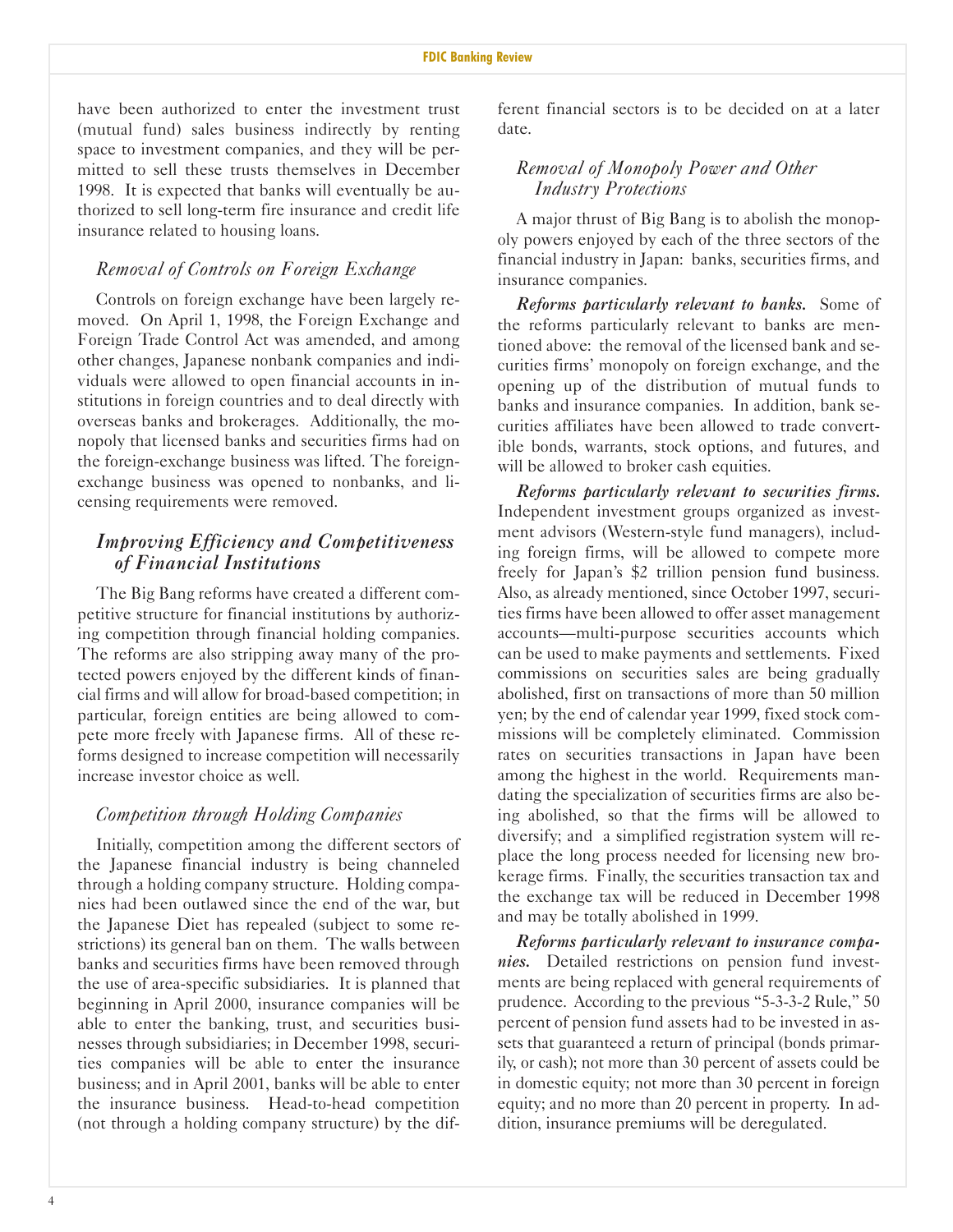have been authorized to enter the investment trust (mutual fund) sales business indirectly by renting space to investment companies, and they will be permitted to sell these trusts themselves in December 1998. It is expected that banks will eventually be authorized to sell long-term fire insurance and credit life insurance related to housing loans.

### *Removal of Controls on Foreign Exchange*

Controls on foreign exchange have been largely removed. On April 1, 1998, the Foreign Exchange and Foreign Trade Control Act was amended, and among other changes, Japanese nonbank companies and individuals were allowed to open financial accounts in institutions in foreign countries and to deal directly with overseas banks and brokerages. Additionally, the monopoly that licensed banks and securities firms had on the foreign-exchange business was lifted. The foreign-exchange business was opened to nonbanks, and licensing requirements were removed.

## *Improving Efficiency and Competitiveness of Financial Institutions*

The Big Bang reforms have created a different competitive structure for financial institutions by authorizing competition through financial holding companies. The reforms are also stripping away many of the protected powers enjoyed by the different kinds of financial firms and will allow for broad-based competition; in particular, foreign entities are being allowed to compete more freely with Japanese firms. All of these reforms designed to increase competition will necessarily increase investor choice as well.

### *Competition through Holding Companies*

Initially, competition among the different sectors of the Japanese financial industry is being channeled through a holding company structure. Holding companies had been outlawed since the end of the war, but the Japanese Diet has repealed (subject to some restrictions) its general ban on them. The walls between banks and securities firms have been removed through the use of area-specific subsidiaries. It is planned that beginning in April 2000, insurance companies will be able to enter the banking, trust, and securities businesses through subsidiaries; in December 1998, securities companies will be able to enter the insurance business; and in April 2001, banks will be able to enter the insurance business. Head-to-head competition (not through a holding company structure) by the different financial sectors is to be decided on at a later date.

### *Removal of Monopoly Power and Other Industry Protections*

A major thrust of Big Bang is to abolish the monopoly powers enjoyed by each of the three sectors of the financial industry in Japan: banks, securities firms, and insurance companies.

***Reforms particularly relevant to banks.*** Some of the reforms particularly relevant to banks are mentioned above: the removal of the licensed bank and securities firms' monopoly on foreign exchange, and the opening up of the distribution of mutual funds to banks and insurance companies. In addition, bank securities affiliates have been allowed to trade convertible bonds, warrants, stock options, and futures, and will be allowed to broker cash equities.

***Reforms particularly relevant to securities firms.*** Independent investment groups organized as investment advisors (Western-style fund managers), including foreign firms, will be allowed to compete more freely for Japan's $2 trillion pension fund business. Also, as already mentioned, since October 1997, securities firms have been allowed to offer asset management accounts—multi-purpose securities accounts which can be used to make payments and settlements. Fixed commissions on securities sales are being gradually abolished, first on transactions of more than 50 million yen; by the end of calendar year 1999, fixed stock commissions will be completely eliminated. Commission rates on securities transactions in Japan have been among the highest in the world. Requirements mandating the specialization of securities firms are also being abolished, so that the firms will be allowed to diversify; and a simplified registration system will replace the long process needed for licensing new brokerage firms. Finally, the securities transaction tax and the exchange tax will be reduced in December 1998 and may be totally abolished in 1999.

***Reforms particularly relevant to insurance companies.*** Detailed restrictions on pension fund investments are being replaced with general requirements of prudence. According to the previous "5-3-3-2 Rule," 50 percent of pension fund assets had to be invested in assets that guaranteed a return of principal (bonds primarily, or cash); not more than 30 percent of assets could be in domestic equity; not more than 30 percent in foreign equity; and no more than 20 percent in property. In addition, insurance premiums will be deregulated.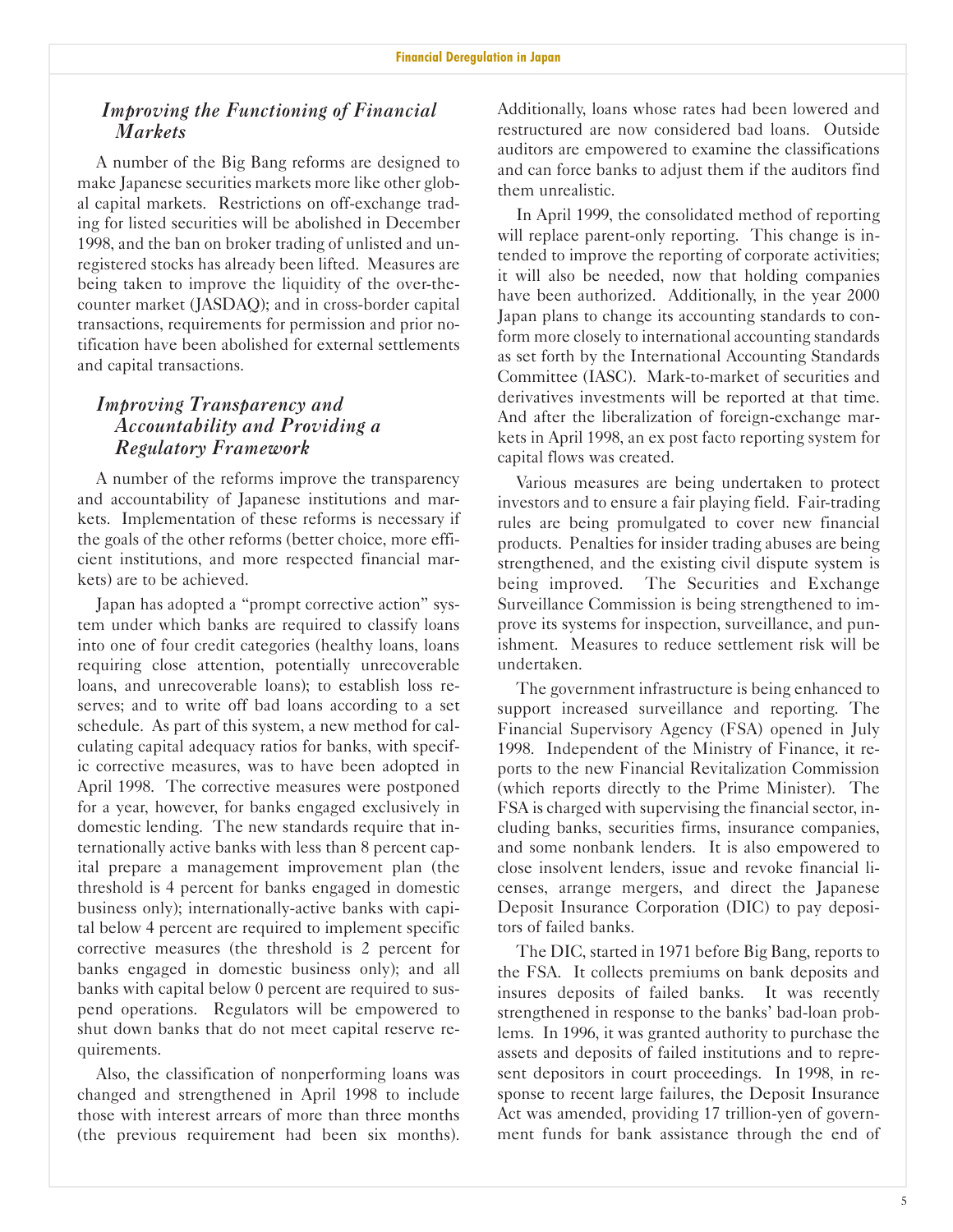### *Improving the Functioning of Financial Markets*

A number of the Big Bang reforms are designed to make Japanese securities markets more like other global capital markets. Restrictions on off-exchange trading for listed securities will be abolished in December 1998, and the ban on broker trading of unlisted and unregistered stocks has already been lifted. Measures are being taken to improve the liquidity of the over-the-counter market (JASDAQ); and in cross-border capital transactions, requirements for permission and prior notification have been abolished for external settlements and capital transactions.

### *Improving Transparency and Accountability and Providing a Regulatory Framework*

A number of the reforms improve the transparency and accountability of Japanese institutions and markets. Implementation of these reforms is necessary if the goals of the other reforms (better choice, more efficient institutions, and more respected financial markets) are to be achieved.

Japan has adopted a "prompt corrective action" system under which banks are required to classify loans into one of four credit categories (healthy loans, loans requiring close attention, potentially unrecoverable loans, and unrecoverable loans); to establish loss reserves; and to write off bad loans according to a set schedule. As part of this system, a new method for calculating capital adequacy ratios for banks, with specific corrective measures, was to have been adopted in April 1998. The corrective measures were postponed for a year, however, for banks engaged exclusively in domestic lending. The new standards require that internationally active banks with less than 8 percent capital prepare a management improvement plan (the threshold is 4 percent for banks engaged in domestic business only); internationally-active banks with capital below 4 percent are required to implement specific corrective measures (the threshold is 2 percent for banks engaged in domestic business only); and all banks with capital below 0 percent are required to suspend operations. Regulators will be empowered to shut down banks that do not meet capital reserve requirements.

Also, the classification of nonperforming loans was changed and strengthened in April 1998 to include those with interest arrears of more than three months (the previous requirement had been six months). Additionally, loans whose rates had been lowered and restructured are now considered bad loans. Outside auditors are empowered to examine the classifications and can force banks to adjust them if the auditors find them unrealistic.

In April 1999, the consolidated method of reporting will replace parent-only reporting. This change is intended to improve the reporting of corporate activities; it will also be needed, now that holding companies have been authorized. Additionally, in the year 2000 Japan plans to change its accounting standards to conform more closely to international accounting standards as set forth by the International Accounting Standards Committee (IASC). Mark-to-market of securities and derivatives investments will be reported at that time. And after the liberalization of foreign-exchange markets in April 1998, an ex post facto reporting system for capital flows was created.

Various measures are being undertaken to protect investors and to ensure a fair playing field. Fair-trading rules are being promulgated to cover new financial products. Penalties for insider trading abuses are being strengthened, and the existing civil dispute system is being improved. The Securities and Exchange Surveillance Commission is being strengthened to improve its systems for inspection, surveillance, and punishment. Measures to reduce settlement risk will be undertaken.

The government infrastructure is being enhanced to support increased surveillance and reporting. The Financial Supervisory Agency (FSA) opened in July 1998. Independent of the Ministry of Finance, it reports to the new Financial Revitalization Commission (which reports directly to the Prime Minister). The FSA is charged with supervising the financial sector, including banks, securities firms, insurance companies, and some nonbank lenders. It is also empowered to close insolvent lenders, issue and revoke financial licenses, arrange mergers, and direct the Japanese Deposit Insurance Corporation (DIC) to pay depositors of failed banks.

The DIC, started in 1971 before Big Bang, reports to the FSA. It collects premiums on bank deposits and insures deposits of failed banks. It was recently strengthened in response to the banks' bad-loan problems. In 1996, it was granted authority to purchase the assets and deposits of failed institutions and to represent depositors in court proceedings. In 1998, in response to recent large failures, the Deposit Insurance Act was amended, providing 17 trillion-yen of government funds for bank assistance through the end of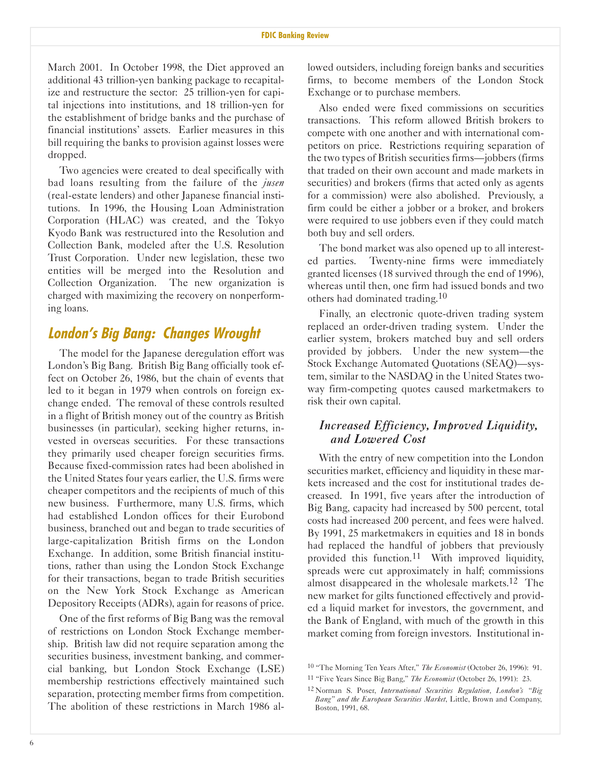March 2001. In October 1998, the Diet approved an additional 43 trillion-yen banking package to recapitalize and restructure the sector: 25 trillion-yen for capital injections into institutions, and 18 trillion-yen for the establishment of bridge banks and the purchase of financial institutions' assets. Earlier measures in this bill requiring the banks to provision against losses were dropped.

Two agencies were created to deal specifically with bad loans resulting from the failure of the *jusen* (real-estate lenders) and other Japanese financial institutions. In 1996, the Housing Loan Administration Corporation (HLAC) was created, and the Tokyo Kyodo Bank was restructured into the Resolution and Collection Bank, modeled after the U.S. Resolution Trust Corporation. Under new legislation, these two entities will be merged into the Resolution and Collection Organization. The new organization is charged with maximizing the recovery on nonperforming loans.

## London's Big Bang: Changes Wrought

The model for the Japanese deregulation effort was London's Big Bang. British Big Bang officially took effect on October 26, 1986, but the chain of events that led to it began in 1979 when controls on foreign exchange ended. The removal of these controls resulted in a flight of British money out of the country as British businesses (in particular), seeking higher returns, invested in overseas securities. For these transactions they primarily used cheaper foreign securities firms. Because fixed-commission rates had been abolished in the United States four years earlier, the U.S. firms were cheaper competitors and the recipients of much of this new business. Furthermore, many U.S. firms, which had established London offices for their Eurobond business, branched out and began to trade securities of large-capitalization British firms on the London Exchange. In addition, some British financial institutions, rather than using the London Stock Exchange for their transactions, began to trade British securities on the New York Stock Exchange as American Depository Receipts (ADRs), again for reasons of price.

One of the first reforms of Big Bang was the removal of restrictions on London Stock Exchange membership. British law did not require separation among the securities business, investment banking, and commercial banking, but London Stock Exchange (LSE) membership restrictions effectively maintained such separation, protecting member firms from competition. The abolition of these restrictions in March 1986 allowed outsiders, including foreign banks and securities firms, to become members of the London Stock Exchange or to purchase members.

Also ended were fixed commissions on securities transactions. This reform allowed British brokers to compete with one another and with international competitors on price. Restrictions requiring separation of the two types of British securities firms—jobbers (firms that traded on their own account and made markets in securities) and brokers (firms that acted only as agents for a commission) were also abolished. Previously, a firm could be either a jobber or a broker, and brokers were required to use jobbers even if they could match both buy and sell orders.

The bond market was also opened up to all interested parties. Twenty-nine firms were immediately granted licenses (18 survived through the end of 1996), whereas until then, one firm had issued bonds and two others had dominated trading.[10]

Finally, an electronic quote-driven trading system replaced an order-driven trading system. Under the earlier system, brokers matched buy and sell orders provided by jobbers. Under the new system—the Stock Exchange Automated Quotations (SEAQ)—system, similar to the NASDAQ in the United States two-way firm-competing quotes caused marketmakers to risk their own capital.

### *Increased Efficiency, Improved Liquidity, and Lowered Cost*

With the entry of new competition into the London securities market, efficiency and liquidity in these markets increased and the cost for institutional trades decreased. In 1991, five years after the introduction of Big Bang, capacity had increased by 500 percent, total costs had increased 200 percent, and fees were halved. By 1991, 25 marketmakers in equities and 18 in bonds had replaced the handful of jobbers that previously provided this function.[11] With improved liquidity, spreads were cut approximately in half; commissions almost disappeared in the wholesale markets.[12] The new market for gilts functioned effectively and provided a liquid market for investors, the government, and the Bank of England, with much of the growth in this market coming from foreign investors. Institutional in-

---

[10] "The Morning Ten Years After," *The Economist* (October 26, 1996): 91.

[11] "Five Years Since Big Bang," *The Economist* (October 26, 1991): 23.

[12] Norman S. Poser, *International Securities Regulation, London's "Big Bang" and the European Securities Market*, Little, Brown and Company, Boston, 1991, 68.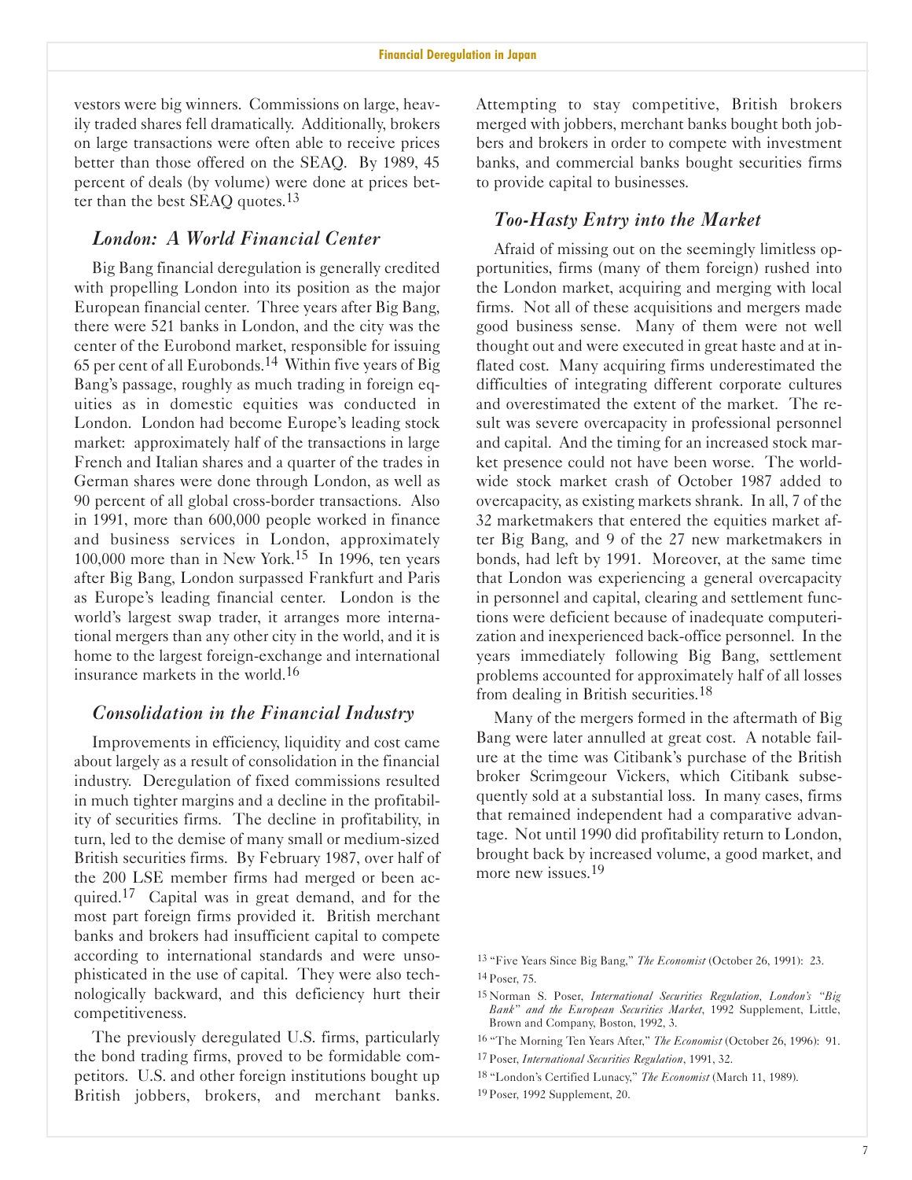vestors were big winners. Commissions on large, heavily traded shares fell dramatically. Additionally, brokers on large transactions were often able to receive prices better than those offered on the SEAQ. By 1989, 45 percent of deals (by volume) were done at prices better than the best SEAQ quotes.[13]

### *London: A World Financial Center*

Big Bang financial deregulation is generally credited with propelling London into its position as the major European financial center. Three years after Big Bang, there were 521 banks in London, and the city was the center of the Eurobond market, responsible for issuing 65 per cent of all Eurobonds.[14] Within five years of Big Bang's passage, roughly as much trading in foreign equities as in domestic equities was conducted in London. London had become Europe's leading stock market: approximately half of the transactions in large French and Italian shares and a quarter of the trades in German shares were done through London, as well as 90 percent of all global cross-border transactions. Also in 1991, more than 600,000 people worked in finance and business services in London, approximately 100,000 more than in New York.[15] In 1996, ten years after Big Bang, London surpassed Frankfurt and Paris as Europe's leading financial center. London is the world's largest swap trader, it arranges more international mergers than any other city in the world, and it is home to the largest foreign-exchange and international insurance markets in the world.[16]

### *Consolidation in the Financial Industry*

Improvements in efficiency, liquidity and cost came about largely as a result of consolidation in the financial industry. Deregulation of fixed commissions resulted in much tighter margins and a decline in the profitability of securities firms. The decline in profitability, in turn, led to the demise of many small or medium-sized British securities firms. By February 1987, over half of the 200 LSE member firms had merged or been acquired.[17] Capital was in great demand, and for the most part foreign firms provided it. British merchant banks and brokers had insufficient capital to compete according to international standards and were unsophisticated in the use of capital. They were also technologically backward, and this deficiency hurt their competitiveness.

The previously deregulated U.S. firms, particularly the bond trading firms, proved to be formidable competitors. U.S. and other foreign institutions bought up British jobbers, brokers, and merchant banks. Attempting to stay competitive, British brokers merged with jobbers, merchant banks bought both jobbers and brokers in order to compete with investment banks, and commercial banks bought securities firms to provide capital to businesses.

### *Too-Hasty Entry into the Market*

Afraid of missing out on the seemingly limitless opportunities, firms (many of them foreign) rushed into the London market, acquiring and merging with local firms. Not all of these acquisitions and mergers made good business sense. Many of them were not well thought out and were executed in great haste and at inflated cost. Many acquiring firms underestimated the difficulties of integrating different corporate cultures and overestimated the extent of the market. The result was severe overcapacity in professional personnel and capital. And the timing for an increased stock market presence could not have been worse. The worldwide stock market crash of October 1987 added to overcapacity, as existing markets shrank. In all, 7 of the 32 marketmakers that entered the equities market after Big Bang, and 9 of the 27 new marketmakers in bonds, had left by 1991. Moreover, at the same time that London was experiencing a general overcapacity in personnel and capital, clearing and settlement functions were deficient because of inadequate computerization and inexperienced back-office personnel. In the years immediately following Big Bang, settlement problems accounted for approximately half of all losses from dealing in British securities.[18]

Many of the mergers formed in the aftermath of Big Bang were later annulled at great cost. A notable failure at the time was Citibank's purchase of the British broker Scrimgeour Vickers, which Citibank subsequently sold at a substantial loss. In many cases, firms that remained independent had a comparative advantage. Not until 1990 did profitability return to London, brought back by increased volume, a good market, and more new issues.[19]

---

[13] "Five Years Since Big Bang," *The Economist* (October 26, 1991): 23.

[14] Poser, 75.

[15] Norman S. Poser, *International Securities Regulation, London's "Big Bank" and the European Securities Market*, 1992 Supplement, Little, Brown and Company, Boston, 1992, 3.

[16] "The Morning Ten Years After," *The Economist* (October 26, 1996): 91.

[17] Poser, *International Securities Regulation*, 1991, 32.

[18] "London's Certified Lunacy," *The Economist* (March 11, 1989).

[19] Poser, 1992 Supplement, 20.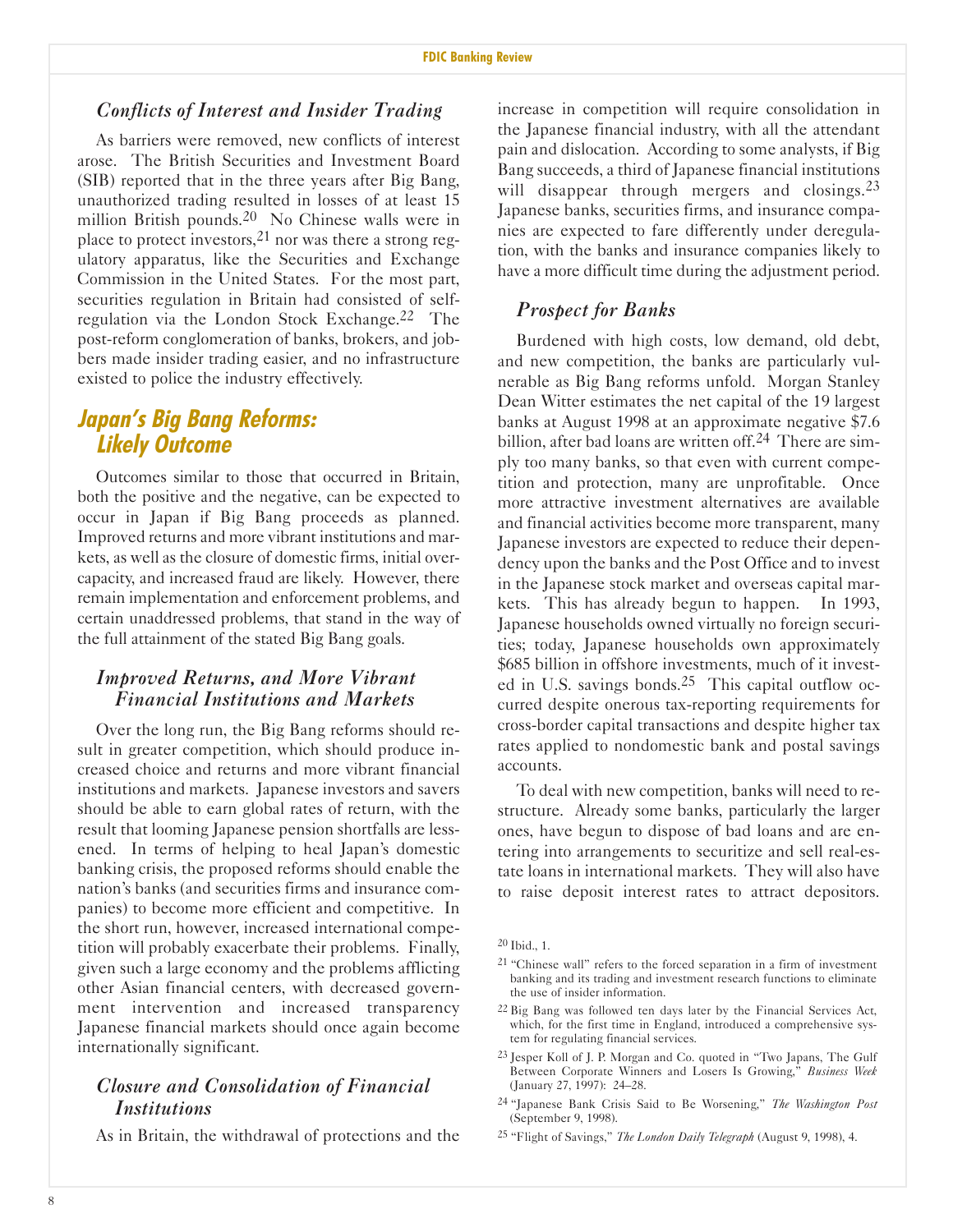### *Conflicts of Interest and Insider Trading*

As barriers were removed, new conflicts of interest arose. The British Securities and Investment Board (SIB) reported that in the three years after Big Bang, unauthorized trading resulted in losses of at least 15 million British pounds.[20] No Chinese walls were in place to protect investors,[21] nor was there a strong regulatory apparatus, like the Securities and Exchange Commission in the United States. For the most part, securities regulation in Britain had consisted of self-regulation via the London Stock Exchange.[22] The post-reform conglomeration of banks, brokers, and jobbers made insider trading easier, and no infrastructure existed to police the industry effectively.

## Japan's Big Bang Reforms: Likely Outcome

Outcomes similar to those that occurred in Britain, both the positive and the negative, can be expected to occur in Japan if Big Bang proceeds as planned. Improved returns and more vibrant institutions and markets, as well as the closure of domestic firms, initial overcapacity, and increased fraud are likely. However, there remain implementation and enforcement problems, and certain unaddressed problems, that stand in the way of the full attainment of the stated Big Bang goals.

### *Improved Returns, and More Vibrant Financial Institutions and Markets*

Over the long run, the Big Bang reforms should result in greater competition, which should produce increased choice and returns and more vibrant financial institutions and markets. Japanese investors and savers should be able to earn global rates of return, with the result that looming Japanese pension shortfalls are lessened. In terms of helping to heal Japan's domestic banking crisis, the proposed reforms should enable the nation's banks (and securities firms and insurance companies) to become more efficient and competitive. In the short run, however, increased international competition will probably exacerbate their problems. Finally, given such a large economy and the problems afflicting other Asian financial centers, with decreased government intervention and increased transparency Japanese financial markets should once again become internationally significant.

### *Closure and Consolidation of Financial Institutions*

As in Britain, the withdrawal of protections and the increase in competition will require consolidation in the Japanese financial industry, with all the attendant pain and dislocation. According to some analysts, if Big Bang succeeds, a third of Japanese financial institutions will disappear through mergers and closings.[23] Japanese banks, securities firms, and insurance companies are expected to fare differently under deregulation, with the banks and insurance companies likely to have a more difficult time during the adjustment period.

### *Prospect for Banks*

Burdened with high costs, low demand, old debt, and new competition, the banks are particularly vulnerable as Big Bang reforms unfold. Morgan Stanley Dean Witter estimates the net capital of the 19 largest banks at August 1998 at an approximate negative $7.6 billion, after bad loans are written off.[24] There are simply too many banks, so that even with current competition and protection, many are unprofitable. Once more attractive investment alternatives are available and financial activities become more transparent, many Japanese investors are expected to reduce their dependency upon the banks and the Post Office and to invest in the Japanese stock market and overseas capital markets. This has already begun to happen. In 1993, Japanese households owned virtually no foreign securities; today, Japanese households own approximately $685 billion in offshore investments, much of it invested in U.S. savings bonds.[25] This capital outflow occurred despite onerous tax-reporting requirements for cross-border capital transactions and despite higher tax rates applied to nondomestic bank and postal savings accounts.

To deal with new competition, banks will need to restructure. Already some banks, particularly the larger ones, have begun to dispose of bad loans and are entering into arrangements to securitize and sell real-estate loans in international markets. They will also have to raise deposit interest rates to attract depositors.

---

[20] Ibid., 1.

[21] "Chinese wall" refers to the forced separation in a firm of investment banking and its trading and investment research functions to eliminate the use of insider information.

[22] Big Bang was followed ten days later by the Financial Services Act, which, for the first time in England, introduced a comprehensive system for regulating financial services.

[23] Jesper Koll of J. P. Morgan and Co. quoted in "Two Japans, The Gulf Between Corporate Winners and Losers Is Growing," *Business Week* (January 27, 1997): 24–28.

[24] "Japanese Bank Crisis Said to Be Worsening," *The Washington Post* (September 9, 1998).

[25] "Flight of Savings," *The London Daily Telegraph* (August 9, 1998), 4.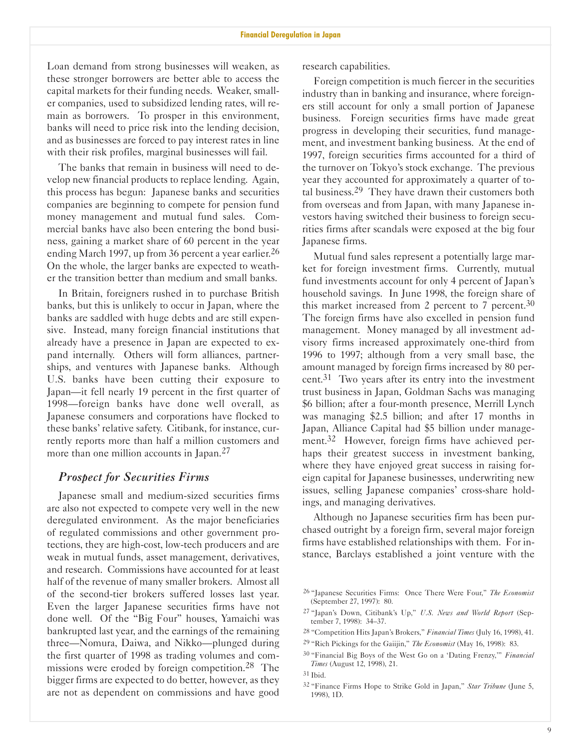Loan demand from strong businesses will weaken, as these stronger borrowers are better able to access the capital markets for their funding needs. Weaker, smaller companies, used to subsidized lending rates, will remain as borrowers. To prosper in this environment, banks will need to price risk into the lending decision, and as businesses are forced to pay interest rates in line with their risk profiles, marginal businesses will fail.

The banks that remain in business will need to develop new financial products to replace lending. Again, this process has begun: Japanese banks and securities companies are beginning to compete for pension fund money management and mutual fund sales. Commercial banks have also been entering the bond business, gaining a market share of 60 percent in the year ending March 1997, up from 36 percent a year earlier.[26] On the whole, the larger banks are expected to weather the transition better than medium and small banks.

In Britain, foreigners rushed in to purchase British banks, but this is unlikely to occur in Japan, where the banks are saddled with huge debts and are still expensive. Instead, many foreign financial institutions that already have a presence in Japan are expected to expand internally. Others will form alliances, partnerships, and ventures with Japanese banks. Although U.S. banks have been cutting their exposure to Japan—it fell nearly 19 percent in the first quarter of 1998—foreign banks have done well overall, as Japanese consumers and corporations have flocked to these banks' relative safety. Citibank, for instance, currently reports more than half a million customers and more than one million accounts in Japan.[27]

## *Prospect for Securities Firms*

Japanese small and medium-sized securities firms are also not expected to compete very well in the new deregulated environment. As the major beneficiaries of regulated commissions and other government protections, they are high-cost, low-tech producers and are weak in mutual funds, asset management, derivatives, and research. Commissions have accounted for at least half of the revenue of many smaller brokers. Almost all of the second-tier brokers suffered losses last year. Even the larger Japanese securities firms have not done well. Of the "Big Four" houses, Yamaichi was bankrupted last year, and the earnings of the remaining three—Nomura, Daiwa, and Nikko—plunged during the first quarter of 1998 as trading volumes and commissions were eroded by foreign competition.[28] The bigger firms are expected to do better, however, as they are not as dependent on commissions and have good research capabilities.

Foreign competition is much fiercer in the securities industry than in banking and insurance, where foreigners still account for only a small portion of Japanese business. Foreign securities firms have made great progress in developing their securities, fund management, and investment banking business. At the end of 1997, foreign securities firms accounted for a third of the turnover on Tokyo's stock exchange. The previous year they accounted for approximately a quarter of total business.[29] They have drawn their customers both from overseas and from Japan, with many Japanese investors having switched their business to foreign securities firms after scandals were exposed at the big four Japanese firms.

Mutual fund sales represent a potentially large market for foreign investment firms. Currently, mutual fund investments account for only 4 percent of Japan's household savings. In June 1998, the foreign share of this market increased from 2 percent to 7 percent.[30] The foreign firms have also excelled in pension fund management. Money managed by all investment advisory firms increased approximately one-third from 1996 to 1997; although from a very small base, the amount managed by foreign firms increased by 80 percent.[31] Two years after its entry into the investment trust business in Japan, Goldman Sachs was managing $6 billion; after a four-month presence, Merrill Lynch was managing $2.5 billion; and after 17 months in Japan, Alliance Capital had $5 billion under management.[32] However, foreign firms have achieved perhaps their greatest success in investment banking, where they have enjoyed great success in raising foreign capital for Japanese businesses, underwriting new issues, selling Japanese companies' cross-share holdings, and managing derivatives.

Although no Japanese securities firm has been purchased outright by a foreign firm, several major foreign firms have established relationships with them. For instance, Barclays established a joint venture with the

---

[26] "Japanese Securities Firms: Once There Were Four," *The Economist* (September 27, 1997): 80.

[27] "Japan's Down, Citibank's Up," *U.S. News and World Report* (September 7, 1998): 34–37.

[28] "Competition Hits Japan's Brokers," *Financial Times* (July 16, 1998), 41.

[29] "Rich Pickings for the Gaiijin," *The Economist* (May 16, 1998): 83.

[30] "Financial Big Boys of the West Go on a 'Dating Frenzy,'" *Financial Times* (August 12, 1998), 21.

[31] Ibid.

[32] "Finance Firms Hope to Strike Gold in Japan," *Star Tribune* (June 5, 1998), 1D.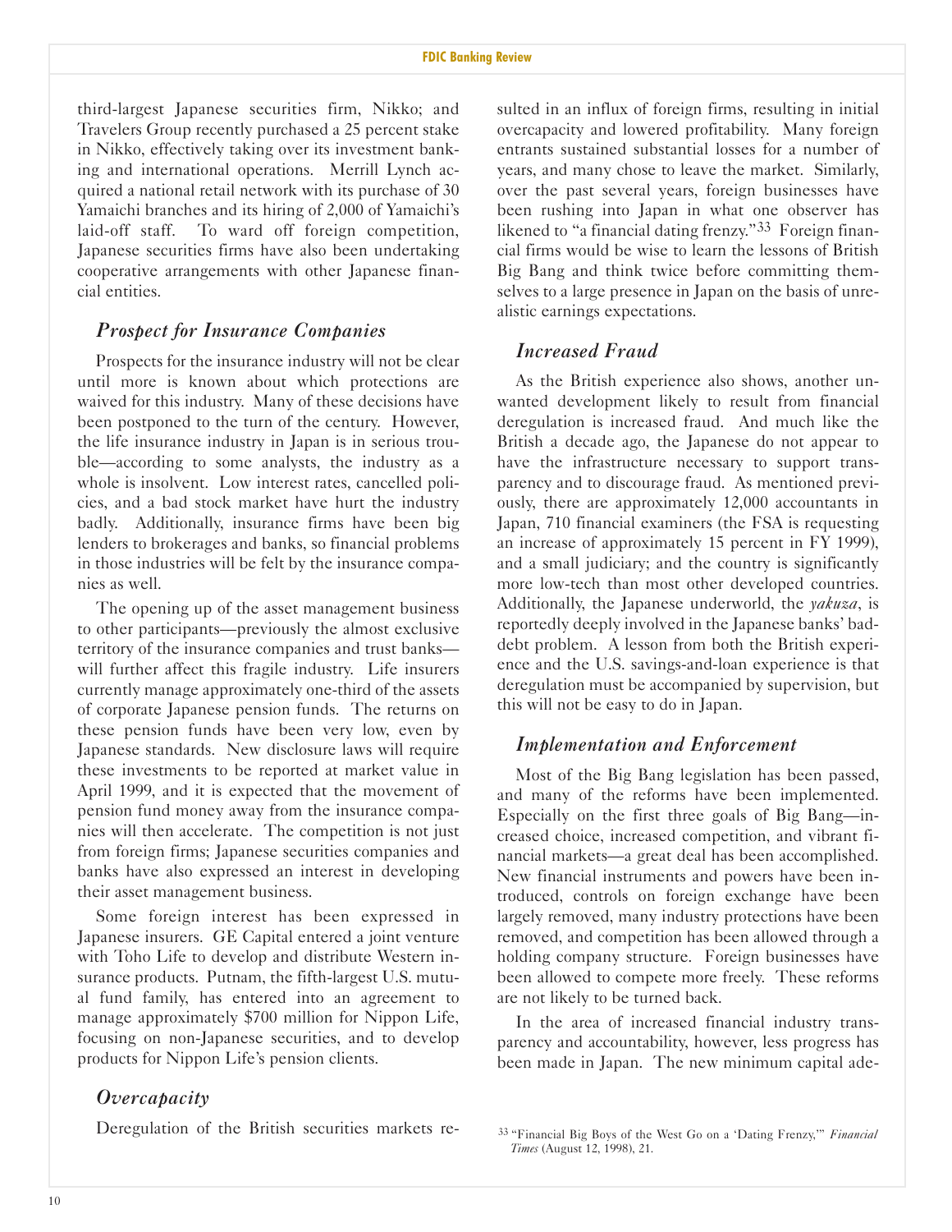third-largest Japanese securities firm, Nikko; and Travelers Group recently purchased a 25 percent stake in Nikko, effectively taking over its investment banking and international operations. Merrill Lynch acquired a national retail network with its purchase of 30 Yamaichi branches and its hiring of 2,000 of Yamaichi's laid-off staff. To ward off foreign competition, Japanese securities firms have also been undertaking cooperative arrangements with other Japanese financial entities.

### *Prospect for Insurance Companies*

Prospects for the insurance industry will not be clear until more is known about which protections are waived for this industry. Many of these decisions have been postponed to the turn of the century. However, the life insurance industry in Japan is in serious trouble—according to some analysts, the industry as a whole is insolvent. Low interest rates, cancelled policies, and a bad stock market have hurt the industry badly. Additionally, insurance firms have been big lenders to brokerages and banks, so financial problems in those industries will be felt by the insurance companies as well.

The opening up of the asset management business to other participants—previously the almost exclusive territory of the insurance companies and trust banks—will further affect this fragile industry. Life insurers currently manage approximately one-third of the assets of corporate Japanese pension funds. The returns on these pension funds have been very low, even by Japanese standards. New disclosure laws will require these investments to be reported at market value in April 1999, and it is expected that the movement of pension fund money away from the insurance companies will then accelerate. The competition is not just from foreign firms; Japanese securities companies and banks have also expressed an interest in developing their asset management business.

Some foreign interest has been expressed in Japanese insurers. GE Capital entered a joint venture with Toho Life to develop and distribute Western insurance products. Putnam, the fifth-largest U.S. mutual fund family, has entered into an agreement to manage approximately $700 million for Nippon Life, focusing on non-Japanese securities, and to develop products for Nippon Life's pension clients.

### *Overcapacity*

Deregulation of the British securities markets resulted in an influx of foreign firms, resulting in initial overcapacity and lowered profitability. Many foreign entrants sustained substantial losses for a number of years, and many chose to leave the market. Similarly, over the past several years, foreign businesses have been rushing into Japan in what one observer has likened to "a financial dating frenzy."[33] Foreign financial firms would be wise to learn the lessons of British Big Bang and think twice before committing themselves to a large presence in Japan on the basis of unrealistic earnings expectations.

### *Increased Fraud*

As the British experience also shows, another unwanted development likely to result from financial deregulation is increased fraud. And much like the British a decade ago, the Japanese do not appear to have the infrastructure necessary to support transparency and to discourage fraud. As mentioned previously, there are approximately 12,000 accountants in Japan, 710 financial examiners (the FSA is requesting an increase of approximately 15 percent in FY 1999), and a small judiciary; and the country is significantly more low-tech than most other developed countries. Additionally, the Japanese underworld, the *yakuza*, is reportedly deeply involved in the Japanese banks' bad-debt problem. A lesson from both the British experience and the U.S. savings-and-loan experience is that deregulation must be accompanied by supervision, but this will not be easy to do in Japan.

### *Implementation and Enforcement*

Most of the Big Bang legislation has been passed, and many of the reforms have been implemented. Especially on the first three goals of Big Bang—increased choice, increased competition, and vibrant financial markets—a great deal has been accomplished. New financial instruments and powers have been introduced, controls on foreign exchange have been largely removed, many industry protections have been removed, and competition has been allowed through a holding company structure. Foreign businesses have been allowed to compete more freely. These reforms are not likely to be turned back.

In the area of increased financial industry transparency and accountability, however, less progress has been made in Japan. The new minimum capital ade-

[33] "Financial Big Boys of the West Go on a 'Dating Frenzy,'" *Financial Times* (August 12, 1998), 21.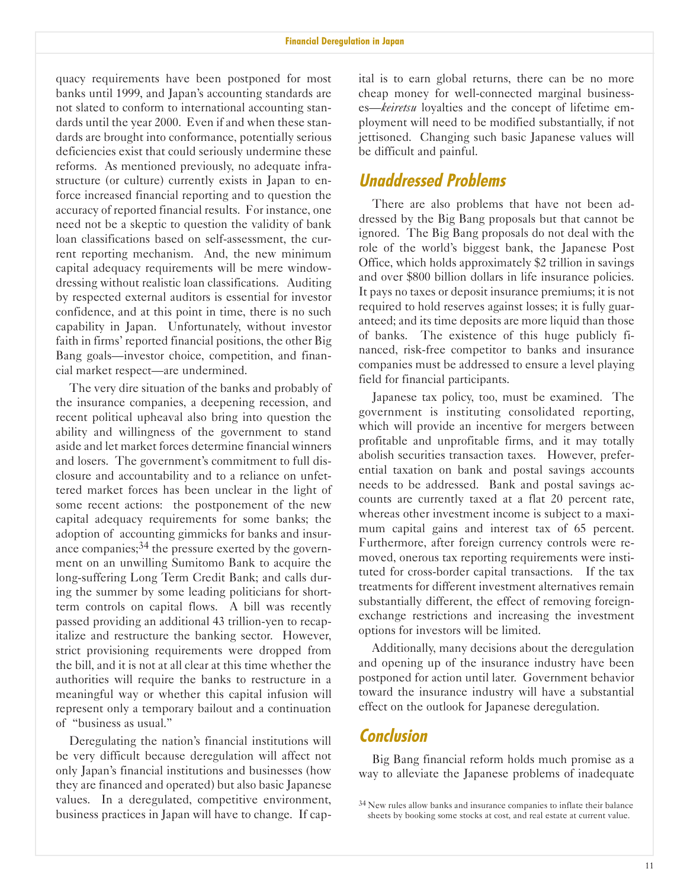quacy requirements have been postponed for most banks until 1999, and Japan's accounting standards are not slated to conform to international accounting standards until the year 2000. Even if and when these standards are brought into conformance, potentially serious deficiencies exist that could seriously undermine these reforms. As mentioned previously, no adequate infrastructure (or culture) currently exists in Japan to enforce increased financial reporting and to question the accuracy of reported financial results. For instance, one need not be a skeptic to question the validity of bank loan classifications based on self-assessment, the current reporting mechanism. And, the new minimum capital adequacy requirements will be mere window-dressing without realistic loan classifications. Auditing by respected external auditors is essential for investor confidence, and at this point in time, there is no such capability in Japan. Unfortunately, without investor faith in firms' reported financial positions, the other Big Bang goals—investor choice, competition, and financial market respect—are undermined.

The very dire situation of the banks and probably of the insurance companies, a deepening recession, and recent political upheaval also bring into question the ability and willingness of the government to stand aside and let market forces determine financial winners and losers. The government's commitment to full disclosure and accountability and to a reliance on unfettered market forces has been unclear in the light of some recent actions: the postponement of the new capital adequacy requirements for some banks; the adoption of accounting gimmicks for banks and insurance companies;[34] the pressure exerted by the government on an unwilling Sumitomo Bank to acquire the long-suffering Long Term Credit Bank; and calls during the summer by some leading politicians for short-term controls on capital flows. A bill was recently passed providing an additional 43 trillion-yen to recapitalize and restructure the banking sector. However, strict provisioning requirements were dropped from the bill, and it is not at all clear at this time whether the authorities will require the banks to restructure in a meaningful way or whether this capital infusion will represent only a temporary bailout and a continuation of "business as usual."

Deregulating the nation's financial institutions will be very difficult because deregulation will affect not only Japan's financial institutions and businesses (how they are financed and operated) but also basic Japanese values. In a deregulated, competitive environment, business practices in Japan will have to change. If capital is to earn global returns, there can be no more cheap money for well-connected marginal businesses—*keiretsu* loyalties and the concept of lifetime employment will need to be modified substantially, if not jettisoned. Changing such basic Japanese values will be difficult and painful.

## Unaddressed Problems

There are also problems that have not been addressed by the Big Bang proposals but that cannot be ignored. The Big Bang proposals do not deal with the role of the world's biggest bank, the Japanese Post Office, which holds approximately $2 trillion in savings and over $800 billion dollars in life insurance policies. It pays no taxes or deposit insurance premiums; it is not required to hold reserves against losses; it is fully guaranteed; and its time deposits are more liquid than those of banks. The existence of this huge publicly financed, risk-free competitor to banks and insurance companies must be addressed to ensure a level playing field for financial participants.

Japanese tax policy, too, must be examined. The government is instituting consolidated reporting, which will provide an incentive for mergers between profitable and unprofitable firms, and it may totally abolish securities transaction taxes. However, preferential taxation on bank and postal savings accounts needs to be addressed. Bank and postal savings accounts are currently taxed at a flat 20 percent rate, whereas other investment income is subject to a maximum capital gains and interest tax of 65 percent. Furthermore, after foreign currency controls were removed, onerous tax reporting requirements were instituted for cross-border capital transactions. If the tax treatments for different investment alternatives remain substantially different, the effect of removing foreign-exchange restrictions and increasing the investment options for investors will be limited.

Additionally, many decisions about the deregulation and opening up of the insurance industry have been postponed for action until later. Government behavior toward the insurance industry will have a substantial effect on the outlook for Japanese deregulation.

## Conclusion

Big Bang financial reform holds much promise as a way to alleviate the Japanese problems of inadequate

[34] New rules allow banks and insurance companies to inflate their balance sheets by booking some stocks at cost, and real estate at current value.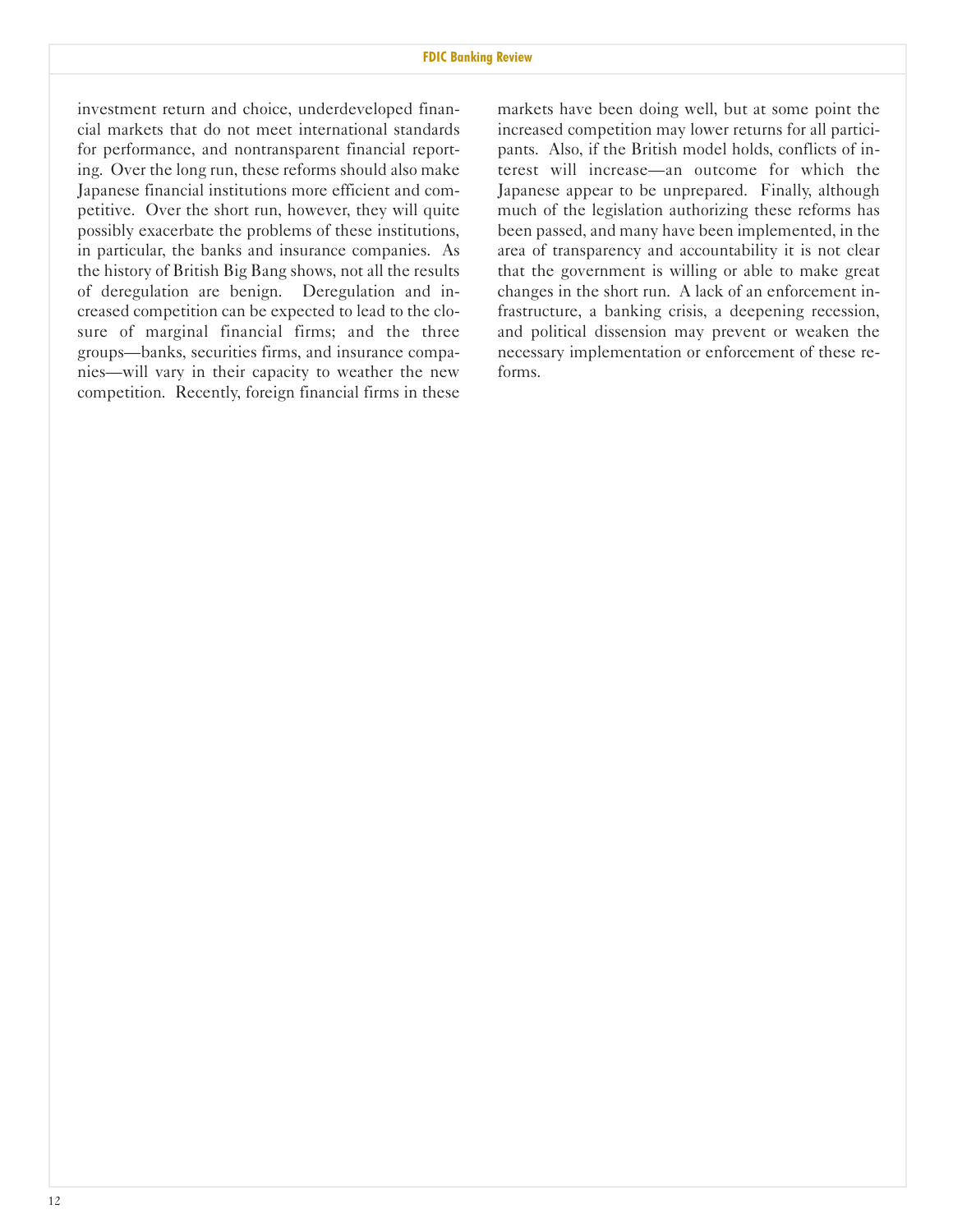investment return and choice, underdeveloped financial markets that do not meet international standards for performance, and nontransparent financial reporting. Over the long run, these reforms should also make Japanese financial institutions more efficient and competitive. Over the short run, however, they will quite possibly exacerbate the problems of these institutions, in particular, the banks and insurance companies. As the history of British Big Bang shows, not all the results of deregulation are benign. Deregulation and increased competition can be expected to lead to the closure of marginal financial firms; and the three groups—banks, securities firms, and insurance companies—will vary in their capacity to weather the new competition. Recently, foreign financial firms in these markets have been doing well, but at some point the increased competition may lower returns for all participants. Also, if the British model holds, conflicts of interest will increase—an outcome for which the Japanese appear to be unprepared. Finally, although much of the legislation authorizing these reforms has been passed, and many have been implemented, in the area of transparency and accountability it is not clear that the government is willing or able to make great changes in the short run. A lack of an enforcement infrastructure, a banking crisis, a deepening recession, and political dissension may prevent or weaken the necessary implementation or enforcement of these reforms.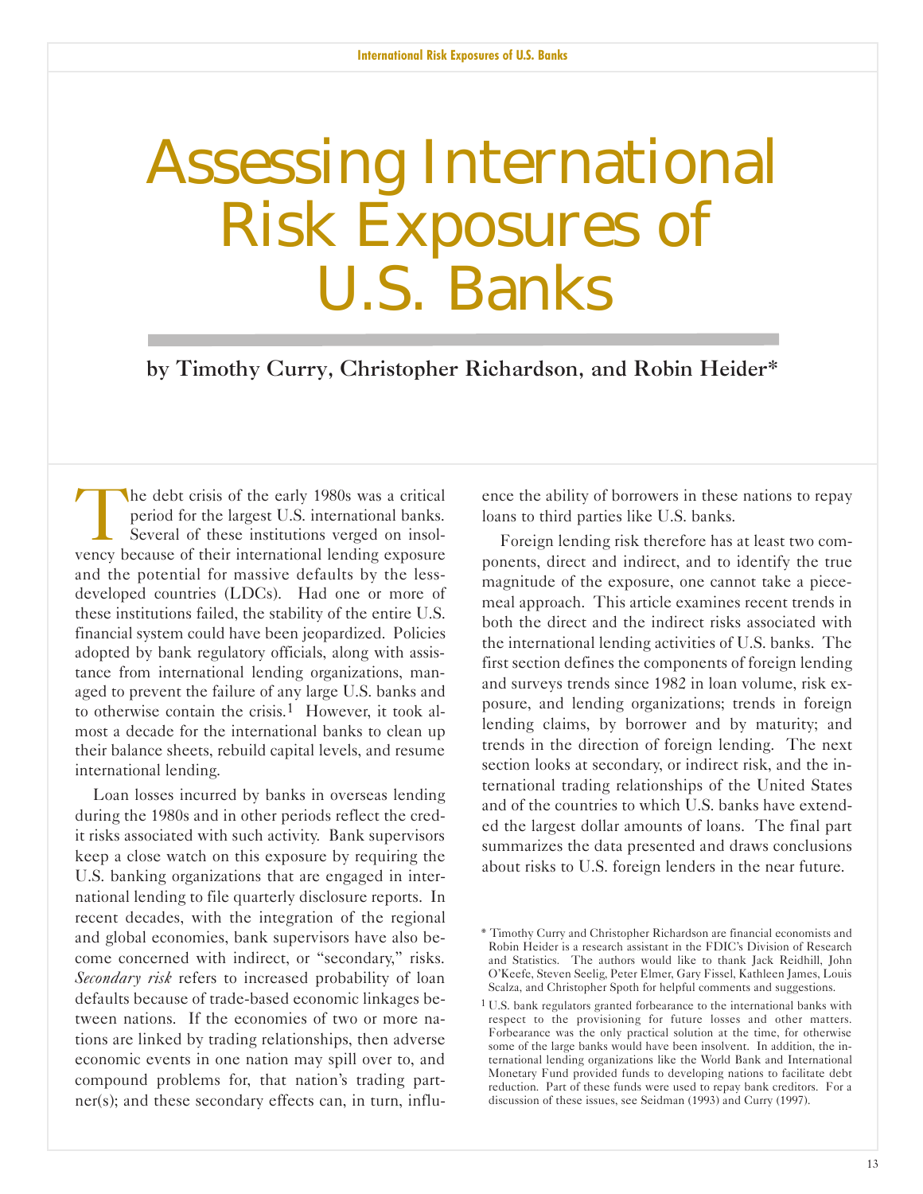# Assessing International Risk Exposures of U.S. Banks

**by Timothy Curry, Christopher Richardson, and Robin Heider***

The debt crisis of the early 1980s was a critical period for the largest U.S. international banks. Several of these institutions verged on insolvency because of their international lending exposure and the potential for massive defaults by the less-developed countries (LDCs). Had one or more of these institutions failed, the stability of the entire U.S. financial system could have been jeopardized. Policies adopted by bank regulatory officials, along with assistance from international lending organizations, managed to prevent the failure of any large U.S. banks and to otherwise contain the crisis.[1] However, it took almost a decade for the international banks to clean up their balance sheets, rebuild capital levels, and resume international lending.

Loan losses incurred by banks in overseas lending during the 1980s and in other periods reflect the credit risks associated with such activity. Bank supervisors keep a close watch on this exposure by requiring the U.S. banking organizations that are engaged in international lending to file quarterly disclosure reports. In recent decades, with the integration of the regional and global economies, bank supervisors have also become concerned with indirect, or "secondary," risks. *Secondary risk* refers to increased probability of loan defaults because of trade-based economic linkages between nations. If the economies of two or more nations are linked by trading relationships, then adverse economic events in one nation may spill over to, and compound problems for, that nation's trading partner(s); and these secondary effects can, in turn, influence the ability of borrowers in these nations to repay loans to third parties like U.S. banks.

Foreign lending risk therefore has at least two components, direct and indirect, and to identify the true magnitude of the exposure, one cannot take a piecemeal approach. This article examines recent trends in both the direct and the indirect risks associated with the international lending activities of U.S. banks. The first section defines the components of foreign lending and surveys trends since 1982 in loan volume, risk exposure, and lending organizations; trends in foreign lending claims, by borrower and by maturity; and trends in the direction of foreign lending. The next section looks at secondary, or indirect risk, and the international trading relationships of the United States and of the countries to which U.S. banks have extended the largest dollar amounts of loans. The final part summarizes the data presented and draws conclusions about risks to U.S. foreign lenders in the near future.

\* Timothy Curry and Christopher Richardson are financial economists and Robin Heider is a research assistant in the FDIC's Division of Research and Statistics. The authors would like to thank Jack Reidhill, John O'Keefe, Steven Seelig, Peter Elmer, Gary Fissel, Kathleen James, Louis Scalza, and Christopher Spoth for helpful comments and suggestions.

[1] U.S. bank regulators granted forbearance to the international banks with respect to the provisioning for future losses and other matters. Forbearance was the only practical solution at the time, for otherwise some of the large banks would have been insolvent. In addition, the international lending organizations like the World Bank and International Monetary Fund provided funds to developing nations to facilitate debt reduction. Part of these funds were used to repay bank creditors. For a discussion of these issues, see Seidman (1993) and Curry (1997).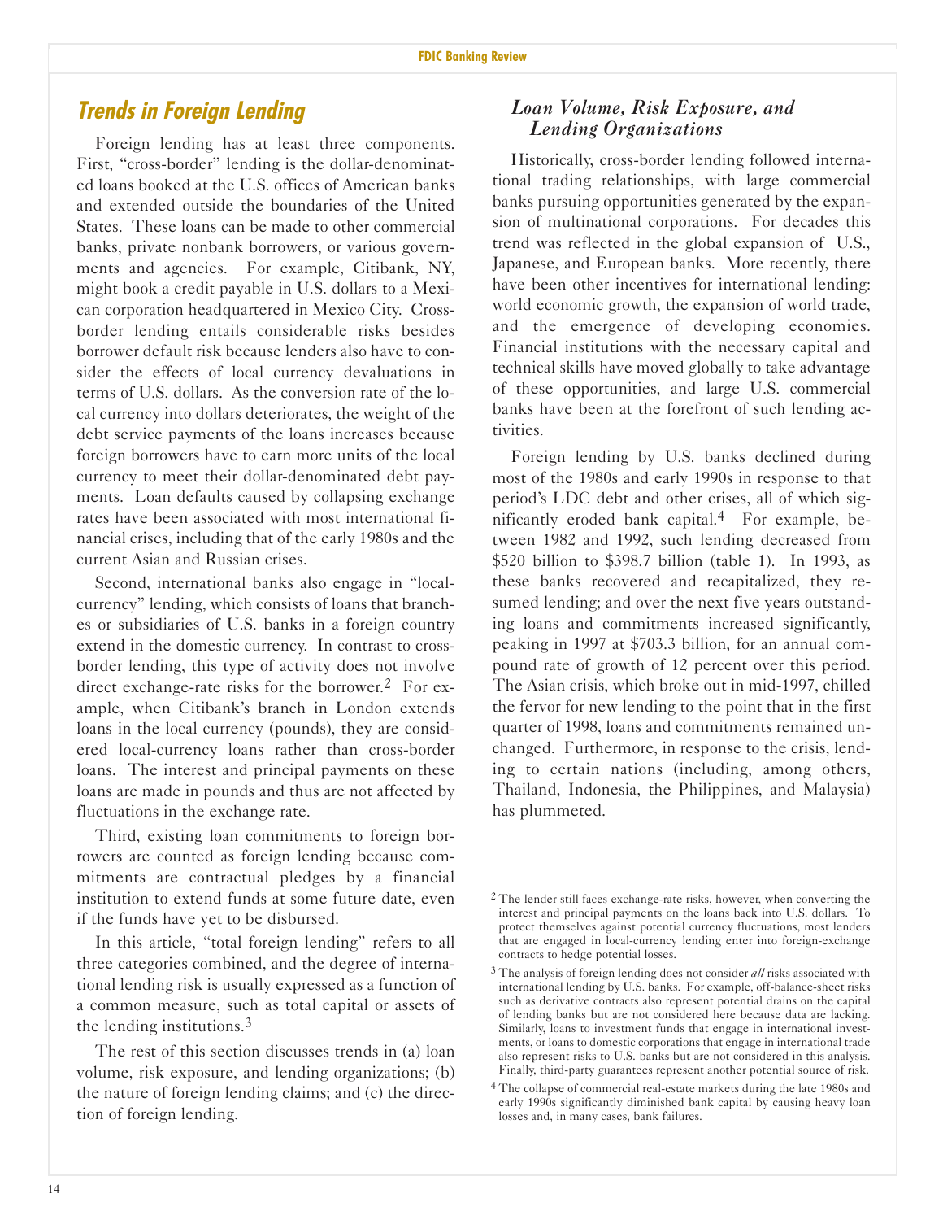## Trends in Foreign Lending

Foreign lending has at least three components. First, "cross-border" lending is the dollar-denominated loans booked at the U.S. offices of American banks and extended outside the boundaries of the United States. These loans can be made to other commercial banks, private nonbank borrowers, or various governments and agencies. For example, Citibank, NY, might book a credit payable in U.S. dollars to a Mexican corporation headquartered in Mexico City. Cross-border lending entails considerable risks besides borrower default risk because lenders also have to consider the effects of local currency devaluations in terms of U.S. dollars. As the conversion rate of the local currency into dollars deteriorates, the weight of the debt service payments of the loans increases because foreign borrowers have to earn more units of the local currency to meet their dollar-denominated debt payments. Loan defaults caused by collapsing exchange rates have been associated with most international financial crises, including that of the early 1980s and the current Asian and Russian crises.

Second, international banks also engage in "local-currency" lending, which consists of loans that branches or subsidiaries of U.S. banks in a foreign country extend in the domestic currency. In contrast to cross-border lending, this type of activity does not involve direct exchange-rate risks for the borrower.[2] For example, when Citibank's branch in London extends loans in the local currency (pounds), they are considered local-currency loans rather than cross-border loans. The interest and principal payments on these loans are made in pounds and thus are not affected by fluctuations in the exchange rate.

Third, existing loan commitments to foreign borrowers are counted as foreign lending because commitments are contractual pledges by a financial institution to extend funds at some future date, even if the funds have yet to be disbursed.

In this article, "total foreign lending" refers to all three categories combined, and the degree of international lending risk is usually expressed as a function of a common measure, such as total capital or assets of the lending institutions.[3]

The rest of this section discusses trends in (a) loan volume, risk exposure, and lending organizations; (b) the nature of foreign lending claims; and (c) the direction of foreign lending.

### *Loan Volume, Risk Exposure, and Lending Organizations*

Historically, cross-border lending followed international trading relationships, with large commercial banks pursuing opportunities generated by the expansion of multinational corporations. For decades this trend was reflected in the global expansion of U.S., Japanese, and European banks. More recently, there have been other incentives for international lending: world economic growth, the expansion of world trade, and the emergence of developing economies. Financial institutions with the necessary capital and technical skills have moved globally to take advantage of these opportunities, and large U.S. commercial banks have been at the forefront of such lending activities.

Foreign lending by U.S. banks declined during most of the 1980s and early 1990s in response to that period's LDC debt and other crises, all of which significantly eroded bank capital.[4] For example, between 1982 and 1992, such lending decreased from $520 billion to $398.7 billion (table 1). In 1993, as these banks recovered and recapitalized, they resumed lending; and over the next five years outstanding loans and commitments increased significantly, peaking in 1997 at $703.3 billion, for an annual compound rate of growth of 12 percent over this period. The Asian crisis, which broke out in mid-1997, chilled the fervor for new lending to the point that in the first quarter of 1998, loans and commitments remained unchanged. Furthermore, in response to the crisis, lending to certain nations (including, among others, Thailand, Indonesia, the Philippines, and Malaysia) has plummeted.

---

[2] The lender still faces exchange-rate risks, however, when converting the interest and principal payments on the loans back into U.S. dollars. To protect themselves against potential currency fluctuations, most lenders that are engaged in local-currency lending enter into foreign-exchange contracts to hedge potential losses.

[3] The analysis of foreign lending does not consider *all* risks associated with international lending by U.S. banks. For example, off-balance-sheet risks such as derivative contracts also represent potential drains on the capital of lending banks but are not considered here because data are lacking. Similarly, loans to investment funds that engage in international investments, or loans to domestic corporations that engage in international trade also represent risks to U.S. banks but are not considered in this analysis. Finally, third-party guarantees represent another potential source of risk.

[4] The collapse of commercial real-estate markets during the late 1980s and early 1990s significantly diminished bank capital by causing heavy loan losses and, in many cases, bank failures.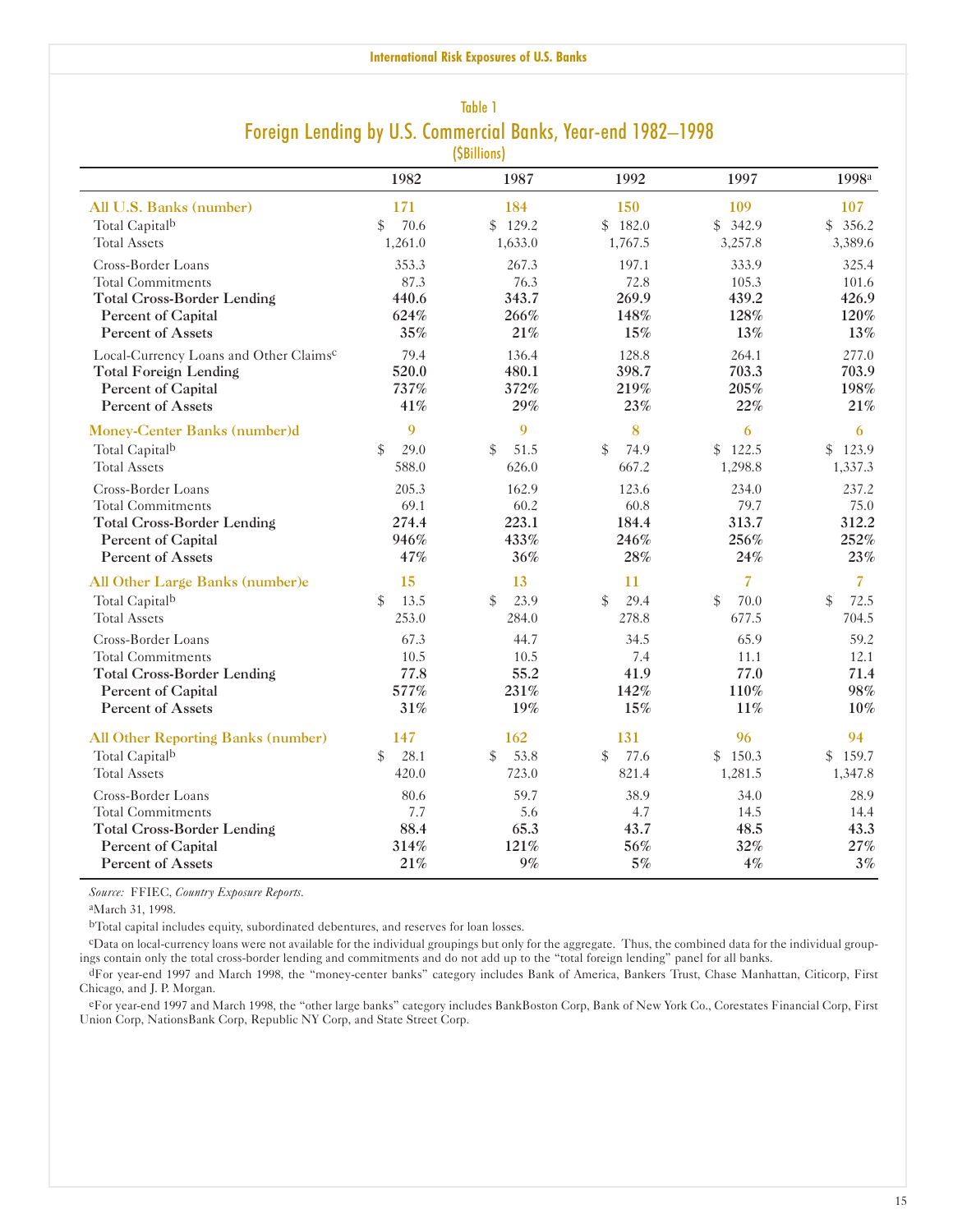## Table 1

# Foreign Lending by U.S. Commercial Banks, Year-end 1982–1998

($Billions)

| | 1982 | 1987 | 1992 | 1997 | 1998[a] |
|---|---|---|---|---|---|
| **All U.S. Banks (number)** | **171** | **184** | **150** | **109** | **107** |
| Total Capital[b] | $ 70.6 | $ 129.2 | $ 182.0 | $ 342.9 | $ 356.2 |
| Total Assets | 1,261.0 | 1,633.0 | 1,767.5 | 3,257.8 | 3,389.6 |
| Cross-Border Loans | 353.3 | 267.3 | 197.1 | 333.9 | 325.4 |
| Total Commitments | 87.3 | 76.3 | 72.8 | 105.3 | 101.6 |
| **Total Cross-Border Lending** | **440.6** | **343.7** | **269.9** | **439.2** | **426.9** |
| **Percent of Capital** | **624%** | **266%** | **148%** | **128%** | **120%** |
| **Percent of Assets** | **35%** | **21%** | **15%** | **13%** | **13%** |
| Local-Currency Loans and Other Claims[c] | 79.4 | 136.4 | 128.8 | 264.1 | 277.0 |
| **Total Foreign Lending** | **520.0** | **480.1** | **398.7** | **703.3** | **703.9** |
| **Percent of Capital** | **737%** | **372%** | **219%** | **205%** | **198%** |
| **Percent of Assets** | **41%** | **29%** | **23%** | **22%** | **21%** |
| **Money-Center Banks (number)[d]** | **9** | **9** | **8** | **6** | **6** |
| Total Capital[b] | $ 29.0 | $ 51.5 | $ 74.9 | $ 122.5 | $ 123.9 |
| Total Assets | 588.0 | 626.0 | 667.2 | 1,298.8 | 1,337.3 |
| Cross-Border Loans | 205.3 | 162.9 | 123.6 | 234.0 | 237.2 |
| Total Commitments | 69.1 | 60.2 | 60.8 | 79.7 | 75.0 |
| **Total Cross-Border Lending** | **274.4** | **223.1** | **184.4** | **313.7** | **312.2** |
| **Percent of Capital** | **946%** | **433%** | **246%** | **256%** | **252%** |
| **Percent of Assets** | **47%** | **36%** | **28%** | **24%** | **23%** |
| **All Other Large Banks (number)[e]** | **15** | **13** | **11** | **7** | **7** |
| Total Capital[b] | $ 13.5 | $ 23.9 | $ 29.4 | $ 70.0 | $ 72.5 |
| Total Assets | 253.0 | 284.0 | 278.8 | 677.5 | 704.5 |
| Cross-Border Loans | 67.3 | 44.7 | 34.5 | 65.9 | 59.2 |
| Total Commitments | 10.5 | 10.5 | 7.4 | 11.1 | 12.1 |
| **Total Cross-Border Lending** | **77.8** | **55.2** | **41.9** | **77.0** | **71.4** |
| **Percent of Capital** | **577%** | **231%** | **142%** | **110%** | **98%** |
| **Percent of Assets** | **31%** | **19%** | **15%** | **11%** | **10%** |
| **All Other Reporting Banks (number)** | **147** | **162** | **131** | **96** | **94** |
| Total Capital[b] | $ 28.1 | $ 53.8 | $ 77.6 | $ 150.3 | $ 159.7 |
| Total Assets | 420.0 | 723.0 | 821.4 | 1,281.5 | 1,347.8 |
| Cross-Border Loans | 80.6 | 59.7 | 38.9 | 34.0 | 28.9 |
| Total Commitments | 7.7 | 5.6 | 4.7 | 14.5 | 14.4 |
| **Total Cross-Border Lending** | **88.4** | **65.3** | **43.7** | **48.5** | **43.3** |
| **Percent of Capital** | **314%** | **121%** | **56%** | **32%** | **27%** |
| **Percent of Assets** | **21%** | **9%** | **5%** | **4%** | **3%** |

*Source:* FFIEC, *Country Exposure Reports*.

[a] March 31, 1998.

[b] Total capital includes equity, subordinated debentures, and reserves for loan losses.

[c] Data on local-currency loans were not available for the individual groupings but only for the aggregate. Thus, the combined data for the individual groupings contain only the total cross-border lending and commitments and do not add up to the "total foreign lending" panel for all banks.

[d] For year-end 1997 and March 1998, the "money-center banks" category includes Bank of America, Bankers Trust, Chase Manhattan, Citicorp, First Chicago, and J. P. Morgan.

[e] For year-end 1997 and March 1998, the "other large banks" category includes BankBoston Corp, Bank of New York Co., Corestates Financial Corp, First Union Corp, NationsBank Corp, Republic NY Corp, and State Street Corp.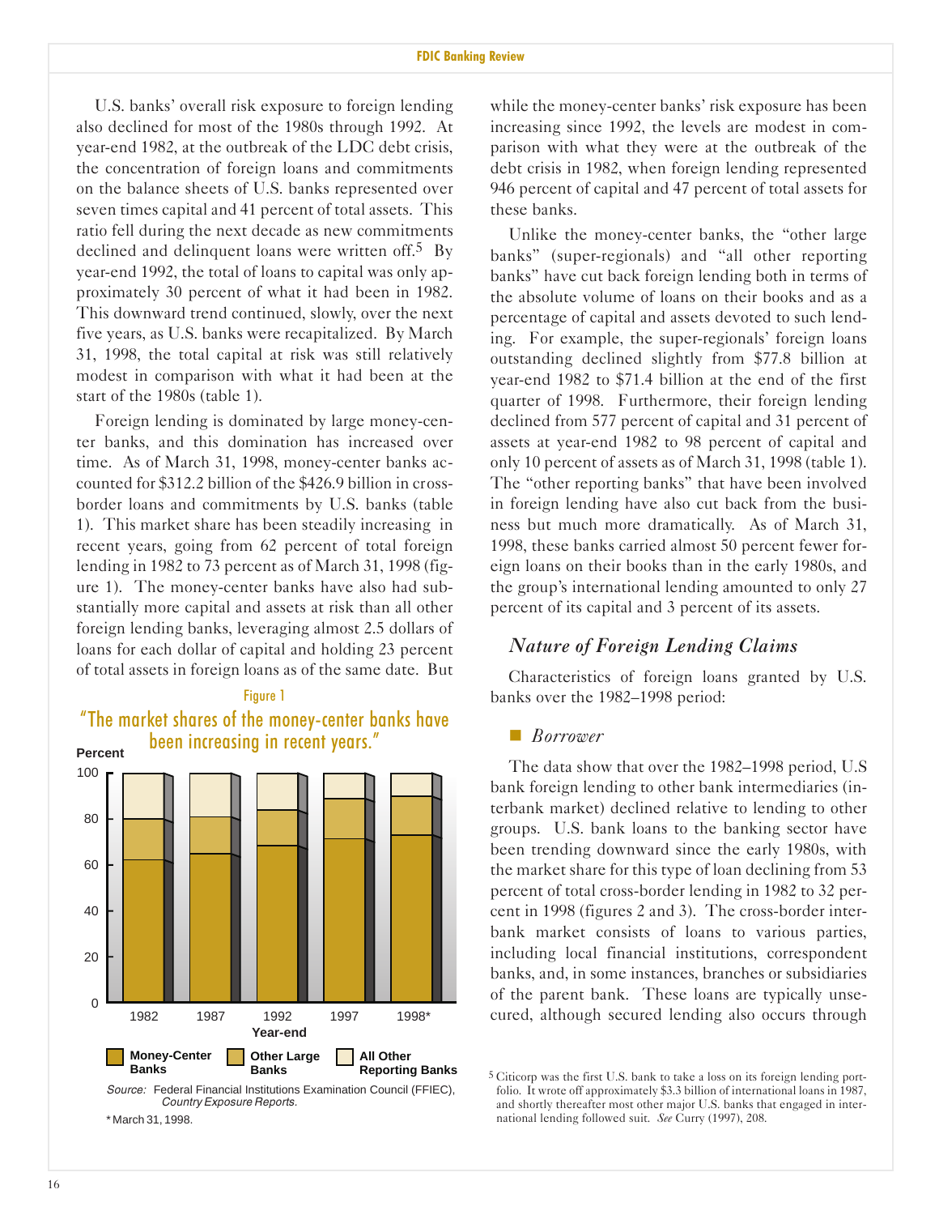U.S. banks' overall risk exposure to foreign lending also declined for most of the 1980s through 1992. At year-end 1982, at the outbreak of the LDC debt crisis, the concentration of foreign loans and commitments on the balance sheets of U.S. banks represented over seven times capital and 41 percent of total assets. This ratio fell during the next decade as new commitments declined and delinquent loans were written off.[5] By year-end 1992, the total of loans to capital was only approximately 30 percent of what it had been in 1982. This downward trend continued, slowly, over the next five years, as U.S. banks were recapitalized. By March 31, 1998, the total capital at risk was still relatively modest in comparison with what it had been at the start of the 1980s (table 1).

Foreign lending is dominated by large money-center banks, and this domination has increased over time. As of March 31, 1998, money-center banks accounted for $312.2 billion of the $426.9 billion in cross-border loans and commitments by U.S. banks (table 1). This market share has been steadily increasing in recent years, going from 62 percent of total foreign lending in 1982 to 73 percent as of March 31, 1998 (figure 1). The money-center banks have also had substantially more capital and assets at risk than all other foreign lending banks, leveraging almost 2.5 dollars of loans for each dollar of capital and holding 23 percent of total assets in foreign loans as of the same date. But while the money-center banks' risk exposure has been increasing since 1992, the levels are modest in comparison with what they were at the outbreak of the debt crisis in 1982, when foreign lending represented 946 percent of capital and 47 percent of total assets for these banks.

Unlike the money-center banks, the "other large banks" (super-regionals) and "all other reporting banks" have cut back foreign lending both in terms of the absolute volume of loans on their books and as a percentage of capital and assets devoted to such lending. For example, the super-regionals' foreign loans outstanding declined slightly from $77.8 billion at year-end 1982 to $71.4 billion at the end of the first quarter of 1998. Furthermore, their foreign lending declined from 577 percent of capital and 31 percent of assets at year-end 1982 to 98 percent of capital and only 10 percent of assets as of March 31, 1998 (table 1). The "other reporting banks" that have been involved in foreign lending have also cut back from the business but much more dramatically. As of March 31, 1998, these banks carried almost 50 percent fewer foreign loans on their books than in the early 1980s, and the group's international lending amounted to only 27 percent of its capital and 3 percent of its assets.

Figure 1

"The market shares of the money-center banks have been increasing in recent years."

Source: Federal Financial Institutions Examination Council (FFIEC), *Country Exposure Reports.*

*March 31, 1998.

## *Nature of Foreign Lending Claims*

Characteristics of foreign loans granted by U.S. banks over the 1982–1998 period:

### *Borrower*

The data show that over the 1982–1998 period, U.S bank foreign lending to other bank intermediaries (interbank market) declined relative to lending to other groups. U.S. bank loans to the banking sector have been trending downward since the early 1980s, with the market share for this type of loan declining from 53 percent of total cross-border lending in 1982 to 32 percent in 1998 (figures 2 and 3). The cross-border interbank market consists of loans to various parties, including local financial institutions, correspondent banks, and, in some instances, branches or subsidiaries of the parent bank. These loans are typically unsecured, although secured lending also occurs through

[5] Citicorp was the first U.S. bank to take a loss on its foreign lending portfolio. It wrote off approximately $3.3 billion of international loans in 1987, and shortly thereafter most other major U.S. banks that engaged in international lending followed suit. *See* Curry (1997), 208.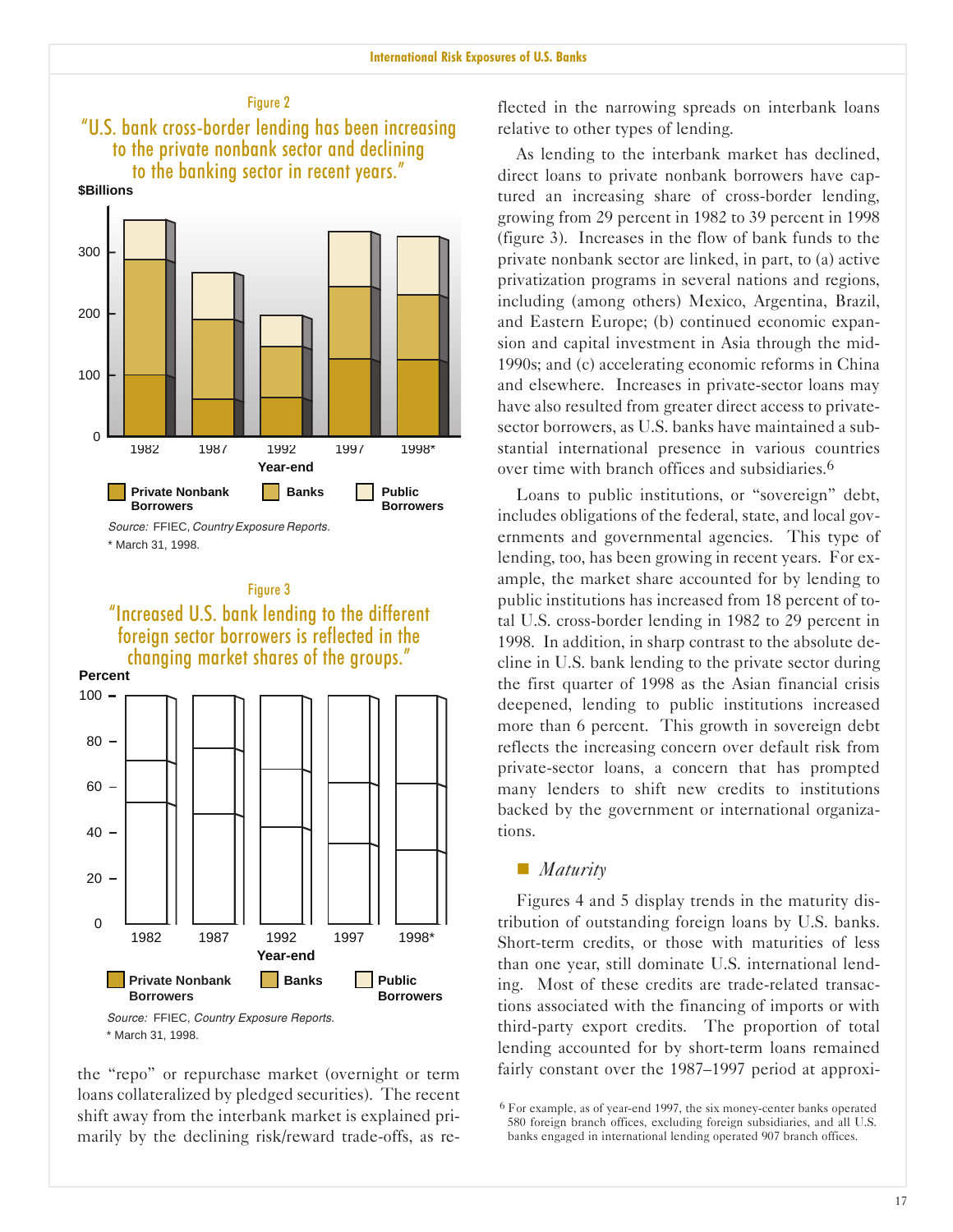Figure 2

"U.S. bank cross-border lending has been increasing to the private nonbank sector and declining to the banking sector in recent years."

Source: FFIEC, *Country Exposure Reports.*

* March 31, 1998.

Figure 3

"Increased U.S. bank lending to the different foreign sector borrowers is reflected in the changing market shares of the groups."

Source: FFIEC, *Country Exposure Reports.*

* March 31, 1998.

the "repo" or repurchase market (overnight or term loans collateralized by pledged securities). The recent shift away from the interbank market is explained primarily by the declining risk/reward trade-offs, as reflected in the narrowing spreads on interbank loans relative to other types of lending.

As lending to the interbank market has declined, direct loans to private nonbank borrowers have captured an increasing share of cross-border lending, growing from 29 percent in 1982 to 39 percent in 1998 (figure 3). Increases in the flow of bank funds to the private nonbank sector are linked, in part, to (a) active privatization programs in several nations and regions, including (among others) Mexico, Argentina, Brazil, and Eastern Europe; (b) continued economic expansion and capital investment in Asia through the mid-1990s; and (c) accelerating economic reforms in China and elsewhere. Increases in private-sector loans may have also resulted from greater direct access to private-sector borrowers, as U.S. banks have maintained a substantial international presence in various countries over time with branch offices and subsidiaries.[6]

Loans to public institutions, or "sovereign" debt, includes obligations of the federal, state, and local governments and governmental agencies. This type of lending, too, has been growing in recent years. For example, the market share accounted for by lending to public institutions has increased from 18 percent of total U.S. cross-border lending in 1982 to 29 percent in 1998. In addition, in sharp contrast to the absolute decline in U.S. bank lending to the private sector during the first quarter of 1998 as the Asian financial crisis deepened, lending to public institutions increased more than 6 percent. This growth in sovereign debt reflects the increasing concern over default risk from private-sector loans, a concern that has prompted many lenders to shift new credits to institutions backed by the government or international organizations.

## *Maturity*

Figures 4 and 5 display trends in the maturity distribution of outstanding foreign loans by U.S. banks. Short-term credits, or those with maturities of less than one year, still dominate U.S. international lending. Most of these credits are trade-related transactions associated with the financing of imports or with third-party export credits. The proportion of total lending accounted for by short-term loans remained fairly constant over the 1987–1997 period at approxi-

[6] For example, as of year-end 1997, the six money-center banks operated 580 foreign branch offices, excluding foreign subsidiaries, and all U.S. banks engaged in international lending operated 907 branch offices.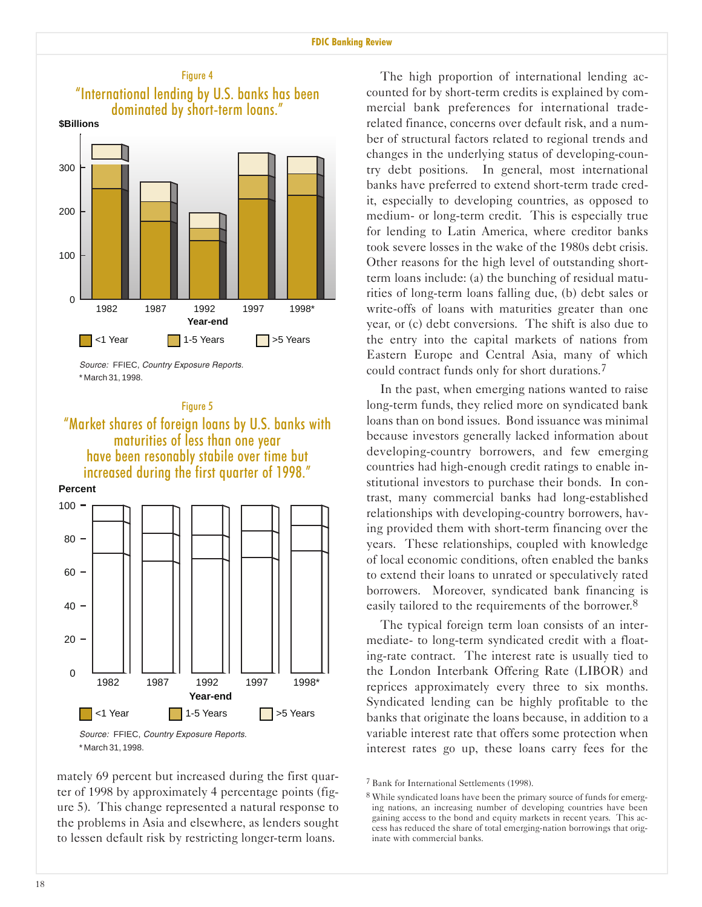Figure 4

"International lending by U.S. banks has been dominated by short-term loans."

$Billions

1982 1987 1992 1997 1998*

Year-end

<1 Year 1-5 Years >5 Years

Source: FFIEC, *Country Exposure Reports.*
* March 31, 1998.

Figure 5

"Market shares of foreign loans by U.S. banks with maturities of less than one year have been resonably stabile over time but increased during the first quarter of 1998."

Percent

1982 1987 1992 1997 1998*

Year-end

<1 Year 1-5 Years >5 Years

Source: FFIEC, *Country Exposure Reports.*
* March 31, 1998.

mately 69 percent but increased during the first quarter of 1998 by approximately 4 percentage points (figure 5). This change represented a natural response to the problems in Asia and elsewhere, as lenders sought to lessen default risk by restricting longer-term loans.

The high proportion of international lending accounted for by short-term credits is explained by commercial bank preferences for international trade-related finance, concerns over default risk, and a number of structural factors related to regional trends and changes in the underlying status of developing-country debt positions. In general, most international banks have preferred to extend short-term trade credit, especially to developing countries, as opposed to medium- or long-term credit. This is especially true for lending to Latin America, where creditor banks took severe losses in the wake of the 1980s debt crisis. Other reasons for the high level of outstanding short-term loans include: (a) the bunching of residual maturities of long-term loans falling due, (b) debt sales or write-offs of loans with maturities greater than one year, or (c) debt conversions. The shift is also due to the entry into the capital markets of nations from Eastern Europe and Central Asia, many of which could contract funds only for short durations.[7]

In the past, when emerging nations wanted to raise long-term funds, they relied more on syndicated bank loans than on bond issues. Bond issuance was minimal because investors generally lacked information about developing-country borrowers, and few emerging countries had high-enough credit ratings to enable institutional investors to purchase their bonds. In contrast, many commercial banks had long-established relationships with developing-country borrowers, having provided them with short-term financing over the years. These relationships, coupled with knowledge of local economic conditions, often enabled the banks to extend their loans to unrated or speculatively rated borrowers. Moreover, syndicated bank financing is easily tailored to the requirements of the borrower.[8]

The typical foreign term loan consists of an intermediate- to long-term syndicated credit with a floating-rate contract. The interest rate is usually tied to the London Interbank Offering Rate (LIBOR) and reprices approximately every three to six months. Syndicated lending can be highly profitable to the banks that originate the loans because, in addition to a variable interest rate that offers some protection when interest rates go up, these loans carry fees for the

[7] Bank for International Settlements (1998).

[8] While syndicated loans have been the primary source of funds for emerging nations, an increasing number of developing countries have been gaining access to the bond and equity markets in recent years. This access has reduced the share of total emerging-nation borrowings that originate with commercial banks.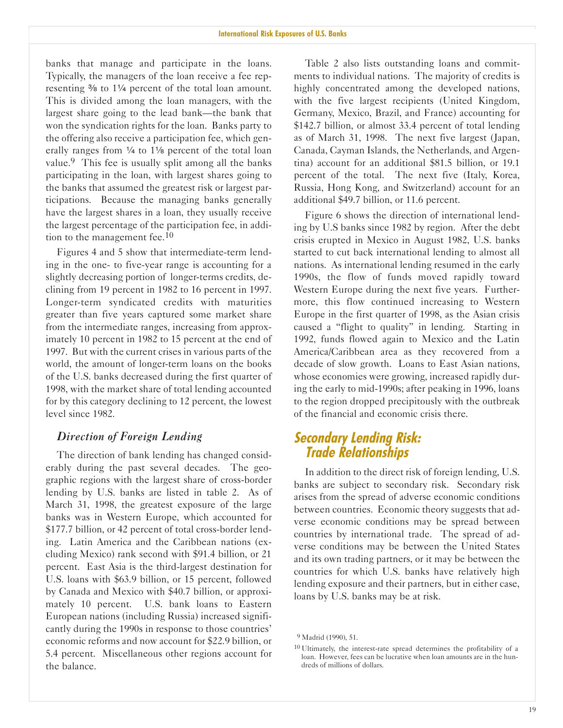banks that manage and participate in the loans. Typically, the managers of the loan receive a fee representing ⅜ to 1¼ percent of the total loan amount. This is divided among the loan managers, with the largest share going to the lead bank—the bank that won the syndication rights for the loan. Banks party to the offering also receive a participation fee, which generally ranges from ¼ to 1⅛ percent of the total loan value.[9] This fee is usually split among all the banks participating in the loan, with largest shares going to the banks that assumed the greatest risk or largest participations. Because the managing banks generally have the largest shares in a loan, they usually receive the largest percentage of the participation fee, in addition to the management fee.[10]

Figures 4 and 5 show that intermediate-term lending in the one- to five-year range is accounting for a slightly decreasing portion of longer-terms credits, declining from 19 percent in 1982 to 16 percent in 1997. Longer-term syndicated credits with maturities greater than five years captured some market share from the intermediate ranges, increasing from approximately 10 percent in 1982 to 15 percent at the end of 1997. But with the current crises in various parts of the world, the amount of longer-term loans on the books of the U.S. banks decreased during the first quarter of 1998, with the market share of total lending accounted for by this category declining to 12 percent, the lowest level since 1982.

### *Direction of Foreign Lending*

The direction of bank lending has changed considerably during the past several decades. The geographic regions with the largest share of cross-border lending by U.S. banks are listed in table 2. As of March 31, 1998, the greatest exposure of the large banks was in Western Europe, which accounted for $177.7 billion, or 42 percent of total cross-border lending. Latin America and the Caribbean nations (excluding Mexico) rank second with $91.4 billion, or 21 percent. East Asia is the third-largest destination for U.S. loans with $63.9 billion, or 15 percent, followed by Canada and Mexico with $40.7 billion, or approximately 10 percent. U.S. bank loans to Eastern European nations (including Russia) increased significantly during the 1990s in response to those countries' economic reforms and now account for $22.9 billion, or 5.4 percent. Miscellaneous other regions account for the balance.

Table 2 also lists outstanding loans and commitments to individual nations. The majority of credits is highly concentrated among the developed nations, with the five largest recipients (United Kingdom, Germany, Mexico, Brazil, and France) accounting for $142.7 billion, or almost 33.4 percent of total lending as of March 31, 1998. The next five largest (Japan, Canada, Cayman Islands, the Netherlands, and Argentina) account for an additional $81.5 billion, or 19.1 percent of the total. The next five (Italy, Korea, Russia, Hong Kong, and Switzerland) account for an additional $49.7 billion, or 11.6 percent.

Figure 6 shows the direction of international lending by U.S banks since 1982 by region. After the debt crisis erupted in Mexico in August 1982, U.S. banks started to cut back international lending to almost all nations. As international lending resumed in the early 1990s, the flow of funds moved rapidly toward Western Europe during the next five years. Furthermore, this flow continued increasing to Western Europe in the first quarter of 1998, as the Asian crisis caused a "flight to quality" in lending. Starting in 1992, funds flowed again to Mexico and the Latin America/Caribbean area as they recovered from a decade of slow growth. Loans to East Asian nations, whose economies were growing, increased rapidly during the early to mid-1990s; after peaking in 1996, loans to the region dropped precipitously with the outbreak of the financial and economic crisis there.

## *Secondary Lending Risk: Trade Relationships*

In addition to the direct risk of foreign lending, U.S. banks are subject to secondary risk. Secondary risk arises from the spread of adverse economic conditions between countries. Economic theory suggests that adverse economic conditions may be spread between countries by international trade. The spread of adverse conditions may be between the United States and its own trading partners, or it may be between the countries for which U.S. banks have relatively high lending exposure and their partners, but in either case, loans by U.S. banks may be at risk.

[9] Madrid (1990), 51.

[10] Ultimately, the interest-rate spread determines the profitability of a loan. However, fees can be lucrative when loan amounts are in the hundreds of millions of dollars.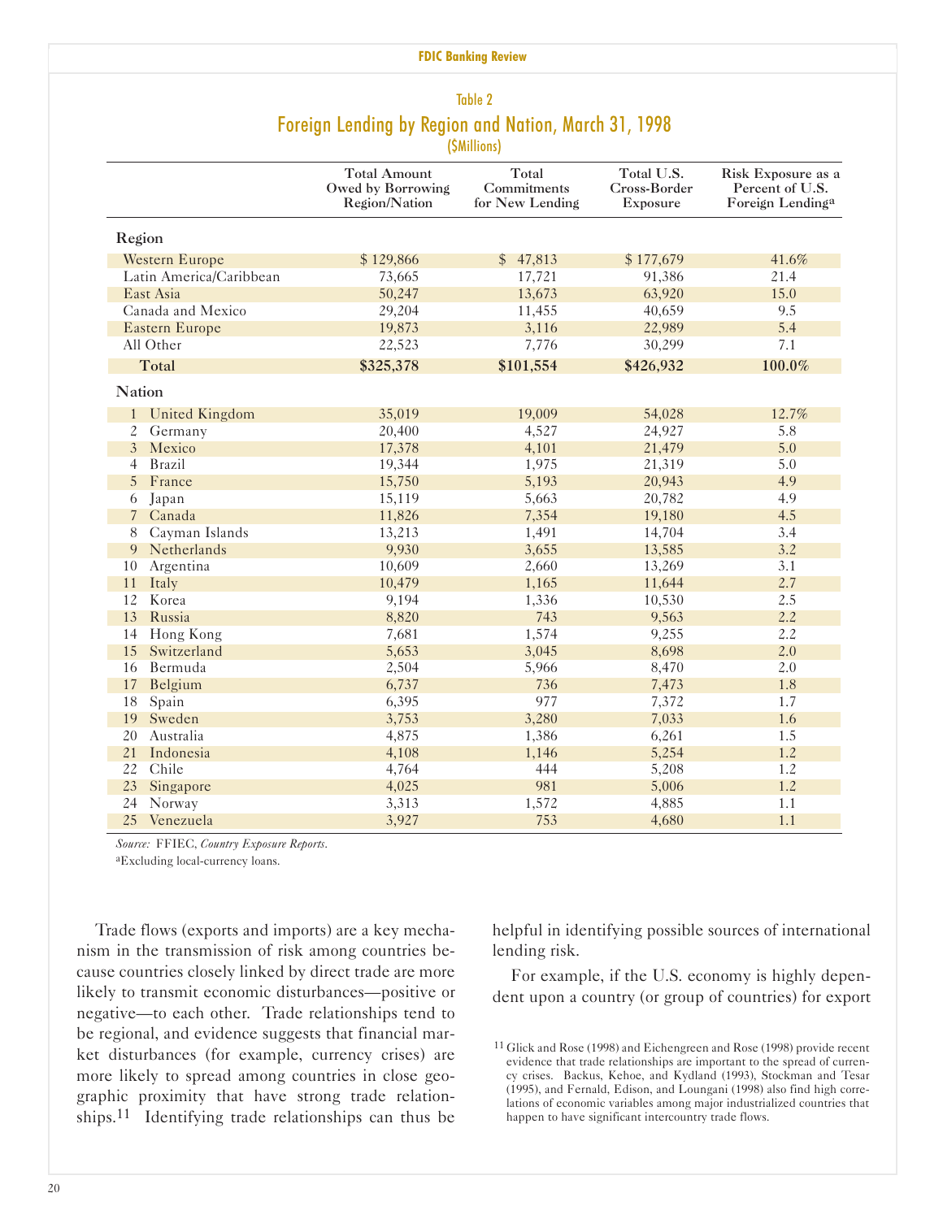Table 2

## Foreign Lending by Region and Nation, March 31, 1998

($Millions)

| | Total Amount Owed by Borrowing Region/Nation | Total Commitments for New Lending | Total U.S. Cross-Border Exposure | Risk Exposure as a Percent of U.S. Foreign Lending[a] |
|---|---|---|---|---|
| **Region** | | | | |
| Western Europe | $ 129,866 | $ 47,813 | $ 177,679 | 41.6% |
| Latin America/Caribbean | 73,665 | 17,721 | 91,386 | 21.4 |
| East Asia | 50,247 | 13,673 | 63,920 | 15.0 |
| Canada and Mexico | 29,204 | 11,455 | 40,659 | 9.5 |
| Eastern Europe | 19,873 | 3,116 | 22,989 | 5.4 |
| All Other | 22,523 | 7,776 | 30,299 | 7.1 |
| **Total** | **$325,378** | **$101,554** | **$426,932** | **100.0%** |
| **Nation** | | | | |
| 1 United Kingdom | 35,019 | 19,009 | 54,028 | 12.7% |
| 2 Germany | 20,400 | 4,527 | 24,927 | 5.8 |
| 3 Mexico | 17,378 | 4,101 | 21,479 | 5.0 |
| 4 Brazil | 19,344 | 1,975 | 21,319 | 5.0 |
| 5 France | 15,750 | 5,193 | 20,943 | 4.9 |
| 6 Japan | 15,119 | 5,663 | 20,782 | 4.9 |
| 7 Canada | 11,826 | 7,354 | 19,180 | 4.5 |
| 8 Cayman Islands | 13,213 | 1,491 | 14,704 | 3.4 |
| 9 Netherlands | 9,930 | 3,655 | 13,585 | 3.2 |
| 10 Argentina | 10,609 | 2,660 | 13,269 | 3.1 |
| 11 Italy | 10,479 | 1,165 | 11,644 | 2.7 |
| 12 Korea | 9,194 | 1,336 | 10,530 | 2.5 |
| 13 Russia | 8,820 | 743 | 9,563 | 2.2 |
| 14 Hong Kong | 7,681 | 1,574 | 9,255 | 2.2 |
| 15 Switzerland | 5,653 | 3,045 | 8,698 | 2.0 |
| 16 Bermuda | 2,504 | 5,966 | 8,470 | 2.0 |
| 17 Belgium | 6,737 | 736 | 7,473 | 1.8 |
| 18 Spain | 6,395 | 977 | 7,372 | 1.7 |
| 19 Sweden | 3,753 | 3,280 | 7,033 | 1.6 |
| 20 Australia | 4,875 | 1,386 | 6,261 | 1.5 |
| 21 Indonesia | 4,108 | 1,146 | 5,254 | 1.2 |
| 22 Chile | 4,764 | 444 | 5,208 | 1.2 |
| 23 Singapore | 4,025 | 981 | 5,006 | 1.2 |
| 24 Norway | 3,313 | 1,572 | 4,885 | 1.1 |
| 25 Venezuela | 3,927 | 753 | 4,680 | 1.1 |

*Source:* FFIEC, *Country Exposure Reports*.

[a]Excluding local-currency loans.

Trade flows (exports and imports) are a key mechanism in the transmission of risk among countries because countries closely linked by direct trade are more likely to transmit economic disturbances—positive or negative—to each other. Trade relationships tend to be regional, and evidence suggests that financial market disturbances (for example, currency crises) are more likely to spread among countries in close geographic proximity that have strong trade relationships.[11] Identifying trade relationships can thus be helpful in identifying possible sources of international lending risk.

For example, if the U.S. economy is highly dependent upon a country (or group of countries) for export

[11] Glick and Rose (1998) and Eichengreen and Rose (1998) provide recent evidence that trade relationships are important to the spread of currency crises. Backus, Kehoe, and Kydland (1993), Stockman and Tesar (1995), and Fernald, Edison, and Loungani (1998) also find high correlations of economic variables among major industrialized countries that happen to have significant intercountry trade flows.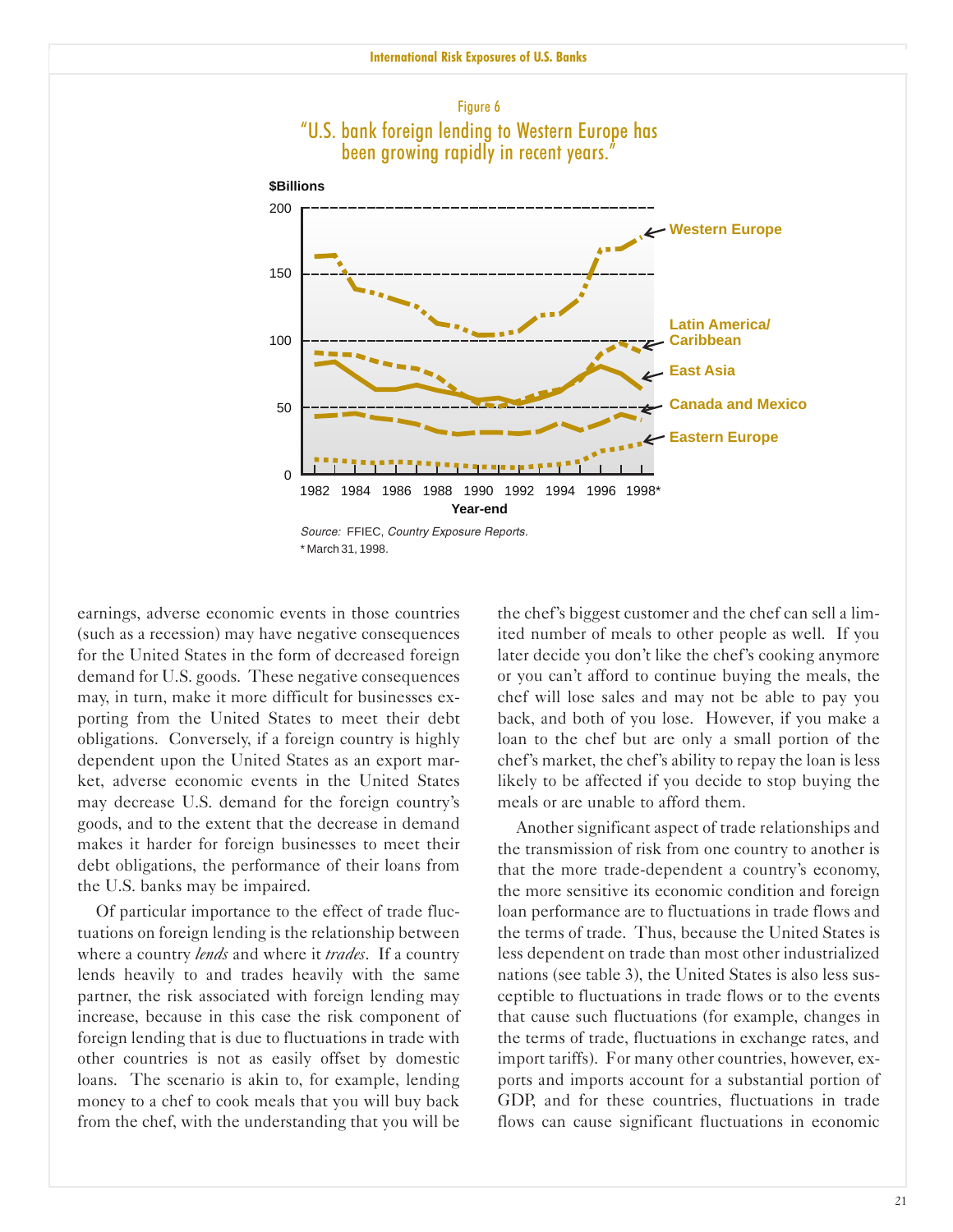Figure 6

"U.S. bank foreign lending to Western Europe has been growing rapidly in recent years."

Source: FFIEC, *Country Exposure Reports*.
* March 31, 1998.

earnings, adverse economic events in those countries (such as a recession) may have negative consequences for the United States in the form of decreased foreign demand for U.S. goods. These negative consequences may, in turn, make it more difficult for businesses exporting from the United States to meet their debt obligations. Conversely, if a foreign country is highly dependent upon the United States as an export market, adverse economic events in the United States may decrease U.S. demand for the foreign country's goods, and to the extent that the decrease in demand makes it harder for foreign businesses to meet their debt obligations, the performance of their loans from the U.S. banks may be impaired.

Of particular importance to the effect of trade fluctuations on foreign lending is the relationship between where a country *lends* and where it *trades*. If a country lends heavily to and trades heavily with the same partner, the risk associated with foreign lending may increase, because in this case the risk component of foreign lending that is due to fluctuations in trade with other countries is not as easily offset by domestic loans. The scenario is akin to, for example, lending money to a chef to cook meals that you will buy back from the chef, with the understanding that you will be the chef's biggest customer and the chef can sell a limited number of meals to other people as well. If you later decide you don't like the chef's cooking anymore or you can't afford to continue buying the meals, the chef will lose sales and may not be able to pay you back, and both of you lose. However, if you make a loan to the chef but are only a small portion of the chef's market, the chef's ability to repay the loan is less likely to be affected if you decide to stop buying the meals or are unable to afford them.

Another significant aspect of trade relationships and the transmission of risk from one country to another is that the more trade-dependent a country's economy, the more sensitive its economic condition and foreign loan performance are to fluctuations in trade flows and the terms of trade. Thus, because the United States is less dependent on trade than most other industrialized nations (see table 3), the United States is also less susceptible to fluctuations in trade flows or to the events that cause such fluctuations (for example, changes in the terms of trade, fluctuations in exchange rates, and import tariffs). For many other countries, however, exports and imports account for a substantial portion of GDP, and for these countries, fluctuations in trade flows can cause significant fluctuations in economic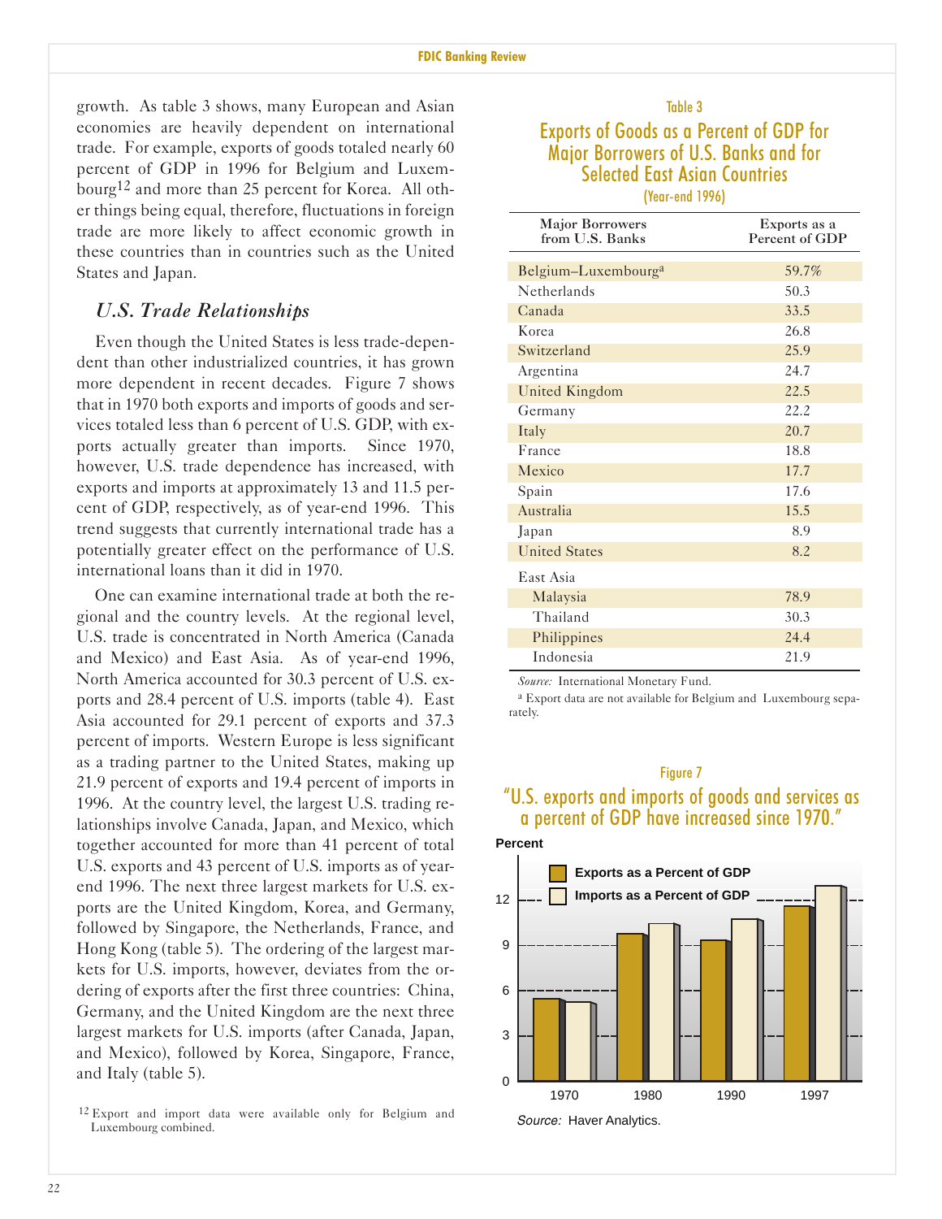growth. As table 3 shows, many European and Asian economies are heavily dependent on international trade. For example, exports of goods totaled nearly 60 percent of GDP in 1996 for Belgium and Luxembourg[12] and more than 25 percent for Korea. All other things being equal, therefore, fluctuations in foreign trade are more likely to affect economic growth in these countries than in countries such as the United States and Japan.

### *U.S. Trade Relationships*

Even though the United States is less trade-dependent than other industrialized countries, it has grown more dependent in recent decades. Figure 7 shows that in 1970 both exports and imports of goods and services totaled less than 6 percent of U.S. GDP, with exports actually greater than imports. Since 1970, however, U.S. trade dependence has increased, with exports and imports at approximately 13 and 11.5 percent of GDP, respectively, as of year-end 1996. This trend suggests that currently international trade has a potentially greater effect on the performance of U.S. international loans than it did in 1970.

One can examine international trade at both the regional and the country levels. At the regional level, U.S. trade is concentrated in North America (Canada and Mexico) and East Asia. As of year-end 1996, North America accounted for 30.3 percent of U.S. exports and 28.4 percent of U.S. imports (table 4). East Asia accounted for 29.1 percent of exports and 37.3 percent of imports. Western Europe is less significant as a trading partner to the United States, making up 21.9 percent of exports and 19.4 percent of imports in 1996. At the country level, the largest U.S. trading relationships involve Canada, Japan, and Mexico, which together accounted for more than 41 percent of total U.S. exports and 43 percent of U.S. imports as of year-end 1996. The next three largest markets for U.S. exports are the United Kingdom, Korea, and Germany, followed by Singapore, the Netherlands, France, and Hong Kong (table 5). The ordering of the largest markets for U.S. imports, however, deviates from the ordering of exports after the first three countries: China, Germany, and the United Kingdom are the next three largest markets for U.S. imports (after Canada, Japan, and Mexico), followed by Korea, Singapore, France, and Italy (table 5).

[12] Export and import data were available only for Belgium and Luxembourg combined.

Table 3

**Exports of Goods as a Percent of GDP for Major Borrowers of U.S. Banks and for Selected East Asian Countries**

(Year-end 1996)

| Major Borrowers from U.S. Banks | Exports as a Percent of GDP |
|---|---|
| Belgium–Luxembourg[a] | 59.7% |
| Netherlands | 50.3 |
| Canada | 33.5 |
| Korea | 26.8 |
| Switzerland | 25.9 |
| Argentina | 24.7 |
| United Kingdom | 22.5 |
| Germany | 22.2 |
| Italy | 20.7 |
| France | 18.8 |
| Mexico | 17.7 |
| Spain | 17.6 |
| Australia | 15.5 |
| Japan | 8.9 |
| United States | 8.2 |
| East Asia | |
| Malaysia | 78.9 |
| Thailand | 30.3 |
| Philippines | 24.4 |
| Indonesia | 21.9 |

*Source:* International Monetary Fund.

[a] Export data are not available for Belgium and Luxembourg separately.

Figure 7

**"U.S. exports and imports of goods and services as a percent of GDP have increased since 1970."**

*Source:* Haver Analytics.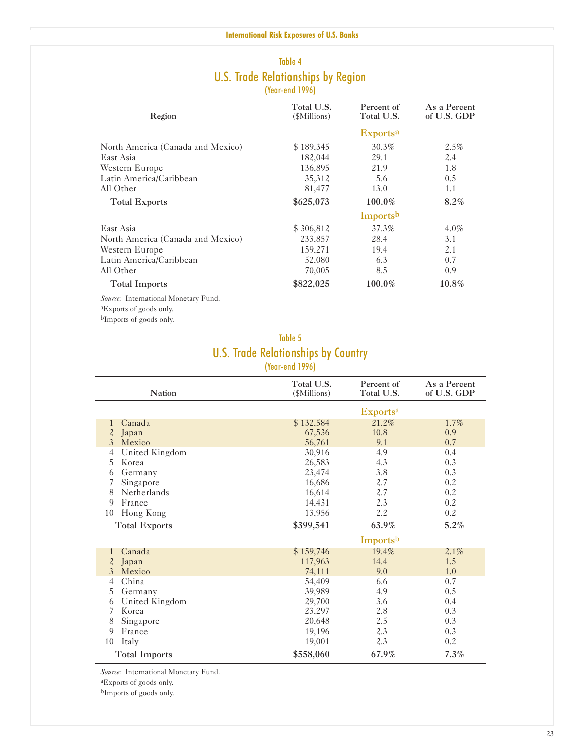## Table 4

## U.S. Trade Relationships by Region

(Year-end 1996)

| Region | Total U.S. ($Millions) | Percent of Total U.S. | As a Percent of U.S. GDP |
|---|---|---|---|
| | | **Exports[a]** | |
| North America (Canada and Mexico) | $ 189,345 | 30.3% | 2.5% |
| East Asia | 182,044 | 29.1 | 2.4 |
| Western Europe | 136,895 | 21.9 | 1.8 |
| Latin America/Caribbean | 35,312 | 5.6 | 0.5 |
| All Other | 81,477 | 13.0 | 1.1 |
| **Total Exports** | **$625,073** | **100.0%** | **8.2%** |
| | | **Imports[b]** | |
| East Asia | $ 306,812 | 37.3% | 4.0% |
| North America (Canada and Mexico) | 233,857 | 28.4 | 3.1 |
| Western Europe | 159,271 | 19.4 | 2.1 |
| Latin America/Caribbean | 52,080 | 6.3 | 0.7 |
| All Other | 70,005 | 8.5 | 0.9 |
| **Total Imports** | **$822,025** | **100.0%** | **10.8%** |

*Source:* International Monetary Fund.

[a]Exports of goods only.

[b]Imports of goods only.

## Table 5

## U.S. Trade Relationships by Country

(Year-end 1996)

| Nation | Total U.S. ($Millions) | Percent of Total U.S. | As a Percent of U.S. GDP |
|---|---|---|---|
| | | **Exports[a]** | |
| 1 Canada | $ 132,584 | 21.2% | 1.7% |
| 2 Japan | 67,536 | 10.8 | 0.9 |
| 3 Mexico | 56,761 | 9.1 | 0.7 |
| 4 United Kingdom | 30,916 | 4.9 | 0.4 |
| 5 Korea | 26,583 | 4.3 | 0.3 |
| 6 Germany | 23,474 | 3.8 | 0.3 |
| 7 Singapore | 16,686 | 2.7 | 0.2 |
| 8 Netherlands | 16,614 | 2.7 | 0.2 |
| 9 France | 14,431 | 2.3 | 0.2 |
| 10 Hong Kong | 13,956 | 2.2 | 0.2 |
| **Total Exports** | **$399,541** | **63.9%** | **5.2%** |
| | | **Imports[b]** | |
| 1 Canada | $ 159,746 | 19.4% | 2.1% |
| 2 Japan | 117,963 | 14.4 | 1.5 |
| 3 Mexico | 74,111 | 9.0 | 1.0 |
| 4 China | 54,409 | 6.6 | 0.7 |
| 5 Germany | 39,989 | 4.9 | 0.5 |
| 6 United Kingdom | 29,700 | 3.6 | 0.4 |
| 7 Korea | 23,297 | 2.8 | 0.3 |
| 8 Singapore | 20,648 | 2.5 | 0.3 |
| 9 France | 19,196 | 2.3 | 0.3 |
| 10 Italy | 19,001 | 2.3 | 0.2 |
| **Total Imports** | **$558,060** | **67.9%** | **7.3%** |

*Source:* International Monetary Fund.

[a]Exports of goods only.

[b]Imports of goods only.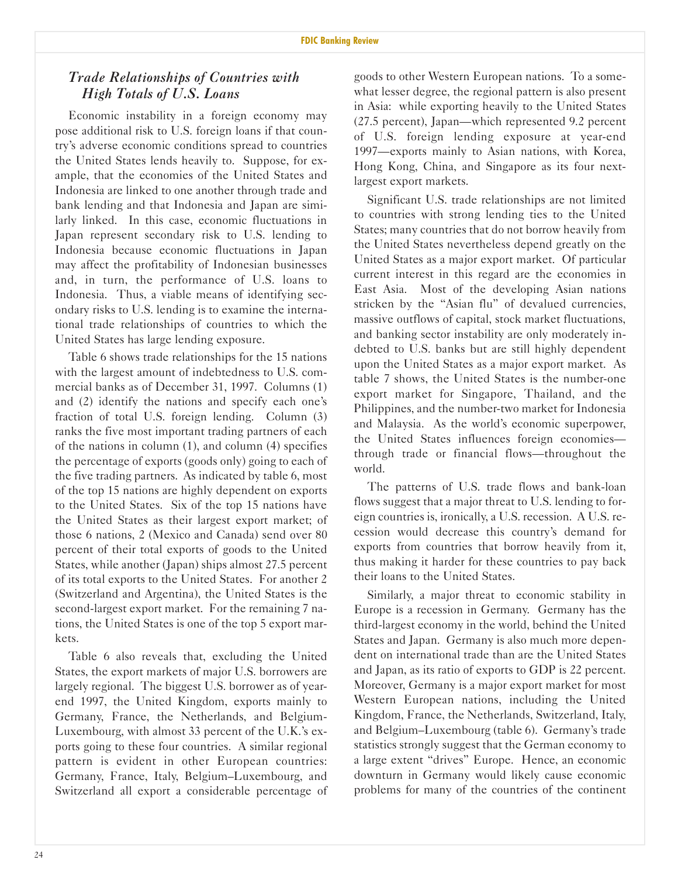### *Trade Relationships of Countries with High Totals of U.S. Loans*

Economic instability in a foreign economy may pose additional risk to U.S. foreign loans if that country's adverse economic conditions spread to countries the United States lends heavily to. Suppose, for example, that the economies of the United States and Indonesia are linked to one another through trade and bank lending and that Indonesia and Japan are similarly linked. In this case, economic fluctuations in Japan represent secondary risk to U.S. lending to Indonesia because economic fluctuations in Japan may affect the profitability of Indonesian businesses and, in turn, the performance of U.S. loans to Indonesia. Thus, a viable means of identifying secondary risks to U.S. lending is to examine the international trade relationships of countries to which the United States has large lending exposure.

Table 6 shows trade relationships for the 15 nations with the largest amount of indebtedness to U.S. commercial banks as of December 31, 1997. Columns (1) and (2) identify the nations and specify each one's fraction of total U.S. foreign lending. Column (3) ranks the five most important trading partners of each of the nations in column (1), and column (4) specifies the percentage of exports (goods only) going to each of the five trading partners. As indicated by table 6, most of the top 15 nations are highly dependent on exports to the United States. Six of the top 15 nations have the United States as their largest export market; of those 6 nations, 2 (Mexico and Canada) send over 80 percent of their total exports of goods to the United States, while another (Japan) ships almost 27.5 percent of its total exports to the United States. For another 2 (Switzerland and Argentina), the United States is the second-largest export market. For the remaining 7 nations, the United States is one of the top 5 export markets.

Table 6 also reveals that, excluding the United States, the export markets of major U.S. borrowers are largely regional. The biggest U.S. borrower as of year-end 1997, the United Kingdom, exports mainly to Germany, France, the Netherlands, and Belgium-Luxembourg, with almost 33 percent of the U.K.'s exports going to these four countries. A similar regional pattern is evident in other European countries: Germany, France, Italy, Belgium–Luxembourg, and Switzerland all export a considerable percentage of goods to other Western European nations. To a somewhat lesser degree, the regional pattern is also present in Asia: while exporting heavily to the United States (27.5 percent), Japan—which represented 9.2 percent of U.S. foreign lending exposure at year-end 1997—exports mainly to Asian nations, with Korea, Hong Kong, China, and Singapore as its four next-largest export markets.

Significant U.S. trade relationships are not limited to countries with strong lending ties to the United States; many countries that do not borrow heavily from the United States nevertheless depend greatly on the United States as a major export market. Of particular current interest in this regard are the economies in East Asia. Most of the developing Asian nations stricken by the "Asian flu" of devalued currencies, massive outflows of capital, stock market fluctuations, and banking sector instability are only moderately indebted to U.S. banks but are still highly dependent upon the United States as a major export market. As table 7 shows, the United States is the number-one export market for Singapore, Thailand, and the Philippines, and the number-two market for Indonesia and Malaysia. As the world's economic superpower, the United States influences foreign economies—through trade or financial flows—throughout the world.

The patterns of U.S. trade flows and bank-loan flows suggest that a major threat to U.S. lending to foreign countries is, ironically, a U.S. recession. A U.S. recession would decrease this country's demand for exports from countries that borrow heavily from it, thus making it harder for these countries to pay back their loans to the United States.

Similarly, a major threat to economic stability in Europe is a recession in Germany. Germany has the third-largest economy in the world, behind the United States and Japan. Germany is also much more dependent on international trade than are the United States and Japan, as its ratio of exports to GDP is 22 percent. Moreover, Germany is a major export market for most Western European nations, including the United Kingdom, France, the Netherlands, Switzerland, Italy, and Belgium–Luxembourg (table 6). Germany's trade statistics strongly suggest that the German economy to a large extent "drives" Europe. Hence, an economic downturn in Germany would likely cause economic problems for many of the countries of the continent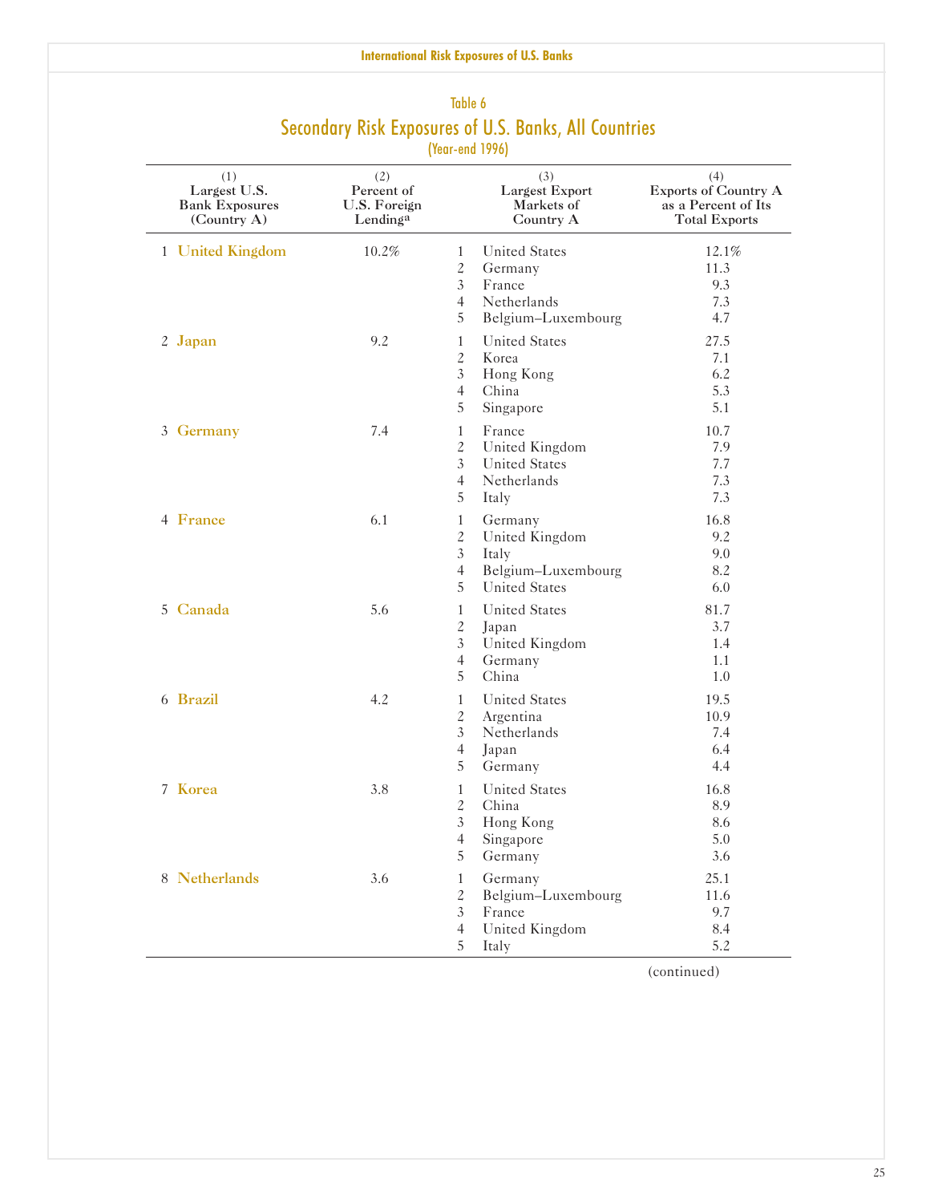## Table 6

# Secondary Risk Exposures of U.S. Banks, All Countries

(Year-end 1996)

| (1) Largest U.S. Bank Exposures (Country A) | (2) Percent of U.S. Foreign Lending[a] | (3) Largest Export Markets of Country A | (4) Exports of Country A as a Percent of Its Total Exports |
|---|---|---|---|
| 1 United Kingdom | 10.2% | 1 United States | 12.1% |
| | | 2 Germany | 11.3 |
| | | 3 France | 9.3 |
| | | 4 Netherlands | 7.3 |
| | | 5 Belgium–Luxembourg | 4.7 |
| 2 Japan | 9.2 | 1 United States | 27.5 |
| | | 2 Korea | 7.1 |
| | | 3 Hong Kong | 6.2 |
| | | 4 China | 5.3 |
| | | 5 Singapore | 5.1 |
| 3 Germany | 7.4 | 1 France | 10.7 |
| | | 2 United Kingdom | 7.9 |
| | | 3 United States | 7.7 |
| | | 4 Netherlands | 7.3 |
| | | 5 Italy | 7.3 |
| 4 France | 6.1 | 1 Germany | 16.8 |
| | | 2 United Kingdom | 9.2 |
| | | 3 Italy | 9.0 |
| | | 4 Belgium–Luxembourg | 8.2 |
| | | 5 United States | 6.0 |
| 5 Canada | 5.6 | 1 United States | 81.7 |
| | | 2 Japan | 3.7 |
| | | 3 United Kingdom | 1.4 |
| | | 4 Germany | 1.1 |
| | | 5 China | 1.0 |
| 6 Brazil | 4.2 | 1 United States | 19.5 |
| | | 2 Argentina | 10.9 |
| | | 3 Netherlands | 7.4 |
| | | 4 Japan | 6.4 |
| | | 5 Germany | 4.4 |
| 7 Korea | 3.8 | 1 United States | 16.8 |
| | | 2 China | 8.9 |
| | | 3 Hong Kong | 8.6 |
| | | 4 Singapore | 5.0 |
| | | 5 Germany | 3.6 |
| 8 Netherlands | 3.6 | 1 Germany | 25.1 |
| | | 2 Belgium–Luxembourg | 11.6 |
| | | 3 France | 9.7 |
| | | 4 United Kingdom | 8.4 |
| | | 5 Italy | 5.2 |

(continued)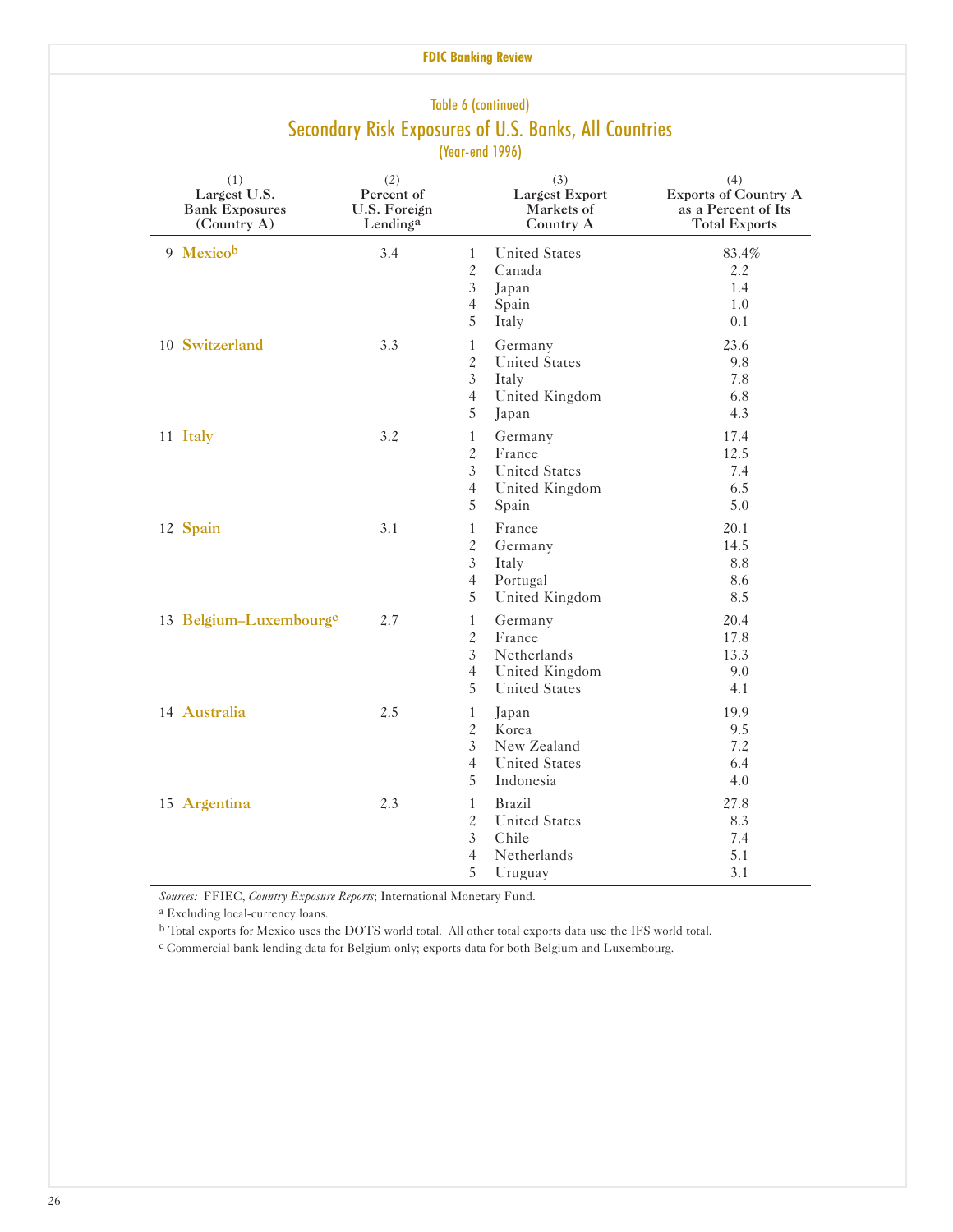Table 6 (continued)

## Secondary Risk Exposures of U.S. Banks, All Countries

(Year-end 1996)

| (1) Largest U.S. Bank Exposures (Country A) | (2) Percent of U.S. Foreign Lending[a] | | (3) Largest Export Markets of Country A | (4) Exports of Country A as a Percent of Its Total Exports |
|---|---|---|---|---|
| 9 **Mexico**[b] | 3.4 | 1 | United States | 83.4% |
| | | 2 | Canada | 2.2 |
| | | 3 | Japan | 1.4 |
| | | 4 | Spain | 1.0 |
| | | 5 | Italy | 0.1 |
| 10 **Switzerland** | 3.3 | 1 | Germany | 23.6 |
| | | 2 | United States | 9.8 |
| | | 3 | Italy | 7.8 |
| | | 4 | United Kingdom | 6.8 |
| | | 5 | Japan | 4.3 |
| 11 **Italy** | 3.2 | 1 | Germany | 17.4 |
| | | 2 | France | 12.5 |
| | | 3 | United States | 7.4 |
| | | 4 | United Kingdom | 6.5 |
| | | 5 | Spain | 5.0 |
| 12 **Spain** | 3.1 | 1 | France | 20.1 |
| | | 2 | Germany | 14.5 |
| | | 3 | Italy | 8.8 |
| | | 4 | Portugal | 8.6 |
| | | 5 | United Kingdom | 8.5 |
| 13 **Belgium–Luxembourg**[c] | 2.7 | 1 | Germany | 20.4 |
| | | 2 | France | 17.8 |
| | | 3 | Netherlands | 13.3 |
| | | 4 | United Kingdom | 9.0 |
| | | 5 | United States | 4.1 |
| 14 **Australia** | 2.5 | 1 | Japan | 19.9 |
| | | 2 | Korea | 9.5 |
| | | 3 | New Zealand | 7.2 |
| | | 4 | United States | 6.4 |
| | | 5 | Indonesia | 4.0 |
| 15 **Argentina** | 2.3 | 1 | Brazil | 27.8 |
| | | 2 | United States | 8.3 |
| | | 3 | Chile | 7.4 |
| | | 4 | Netherlands | 5.1 |
| | | 5 | Uruguay | 3.1 |

*Sources:* FFIEC, *Country Exposure Reports*; International Monetary Fund.

[a] Excluding local-currency loans.

[b] Total exports for Mexico uses the DOTS world total. All other total exports data use the IFS world total.

[c] Commercial bank lending data for Belgium only; exports data for both Belgium and Luxembourg.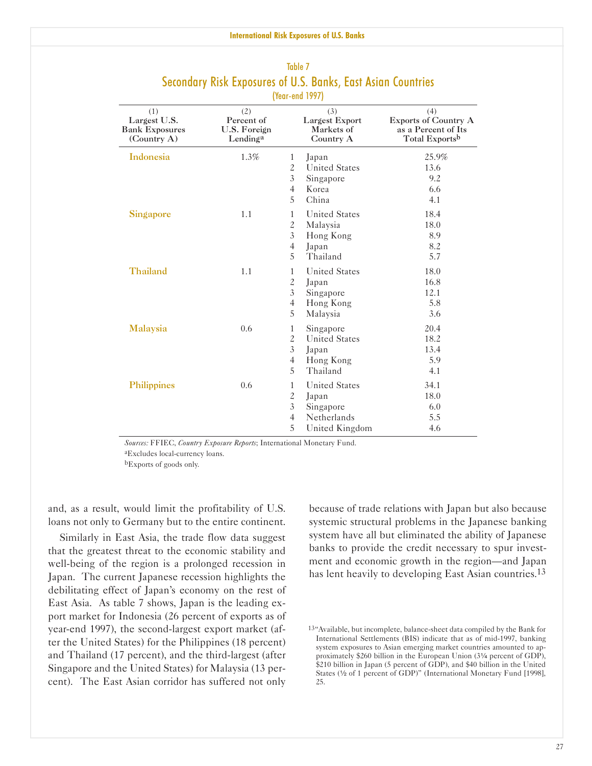Table 7

## Secondary Risk Exposures of U.S. Banks, East Asian Countries

(Year-end 1997)

| (1) Largest U.S. Bank Exposures (Country A) | (2) Percent of U.S. Foreign Lending[a] | (3) Largest Export Markets of Country A | | (4) Exports of Country A as a Percent of Its Total Exports[b] |
|---|---|---|---|---|
| **Indonesia** | 1.3% | 1 | Japan | 25.9% |
| | | 2 | United States | 13.6 |
| | | 3 | Singapore | 9.2 |
| | | 4 | Korea | 6.6 |
| | | 5 | China | 4.1 |
| **Singapore** | 1.1 | 1 | United States | 18.4 |
| | | 2 | Malaysia | 18.0 |
| | | 3 | Hong Kong | 8.9 |
| | | 4 | Japan | 8.2 |
| | | 5 | Thailand | 5.7 |
| **Thailand** | 1.1 | 1 | United States | 18.0 |
| | | 2 | Japan | 16.8 |
| | | 3 | Singapore | 12.1 |
| | | 4 | Hong Kong | 5.8 |
| | | 5 | Malaysia | 3.6 |
| **Malaysia** | 0.6 | 1 | Singapore | 20.4 |
| | | 2 | United States | 18.2 |
| | | 3 | Japan | 13.4 |
| | | 4 | Hong Kong | 5.9 |
| | | 5 | Thailand | 4.1 |
| **Philippines** | 0.6 | 1 | United States | 34.1 |
| | | 2 | Japan | 18.0 |
| | | 3 | Singapore | 6.0 |
| | | 4 | Netherlands | 5.5 |
| | | 5 | United Kingdom | 4.6 |

*Sources:* FFIEC, *Country Exposure Reports*; International Monetary Fund.

[a]Excludes local-currency loans.

[b]Exports of goods only.

and, as a result, would limit the profitability of U.S. loans not only to Germany but to the entire continent.

Similarly in East Asia, the trade flow data suggest that the greatest threat to the economic stability and well-being of the region is a prolonged recession in Japan. The current Japanese recession highlights the debilitating effect of Japan's economy on the rest of East Asia. As table 7 shows, Japan is the leading export market for Indonesia (26 percent of exports as of year-end 1997), the second-largest export market (after the United States) for the Philippines (18 percent) and Thailand (17 percent), and the third-largest (after Singapore and the United States) for Malaysia (13 percent). The East Asian corridor has suffered not only because of trade relations with Japan but also because systemic structural problems in the Japanese banking system have all but eliminated the ability of Japanese banks to provide the credit necessary to spur investment and economic growth in the region—and Japan has lent heavily to developing East Asian countries.[13]

[13]"Available, but incomplete, balance-sheet data compiled by the Bank for International Settlements (BIS) indicate that as of mid-1997, banking system exposures to Asian emerging market countries amounted to approximately $260 billion in the European Union (3¼ percent of GDP), $210 billion in Japan (5 percent of GDP), and $40 billion in the United States (½ of 1 percent of GDP)" (International Monetary Fund [1998], 25.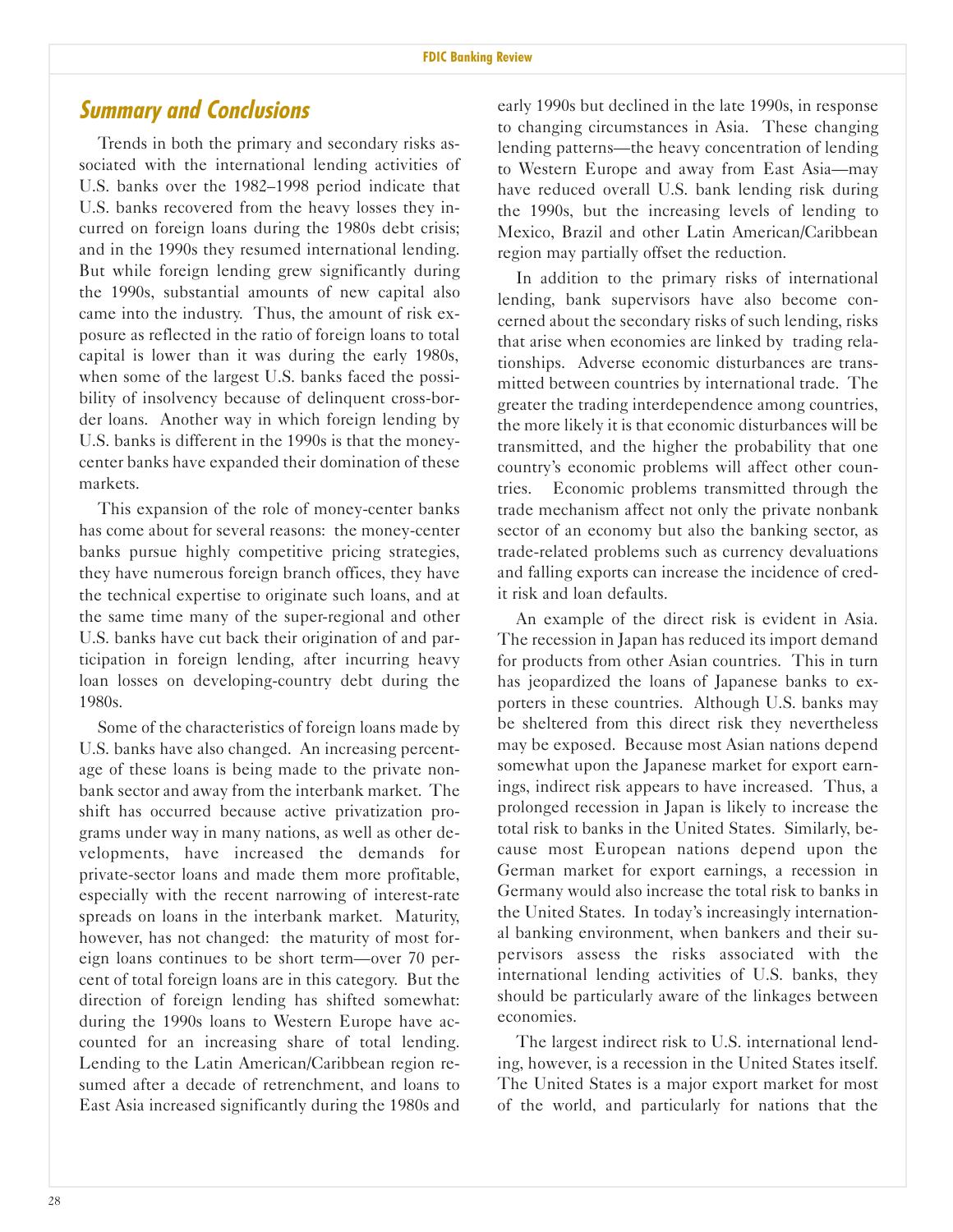## Summary and Conclusions

Trends in both the primary and secondary risks associated with the international lending activities of U.S. banks over the 1982–1998 period indicate that U.S. banks recovered from the heavy losses they incurred on foreign loans during the 1980s debt crisis; and in the 1990s they resumed international lending. But while foreign lending grew significantly during the 1990s, substantial amounts of new capital also came into the industry. Thus, the amount of risk exposure as reflected in the ratio of foreign loans to total capital is lower than it was during the early 1980s, when some of the largest U.S. banks faced the possibility of insolvency because of delinquent cross-border loans. Another way in which foreign lending by U.S. banks is different in the 1990s is that the money-center banks have expanded their domination of these markets.

This expansion of the role of money-center banks has come about for several reasons: the money-center banks pursue highly competitive pricing strategies, they have numerous foreign branch offices, they have the technical expertise to originate such loans, and at the same time many of the super-regional and other U.S. banks have cut back their origination of and participation in foreign lending, after incurring heavy loan losses on developing-country debt during the 1980s.

Some of the characteristics of foreign loans made by U.S. banks have also changed. An increasing percentage of these loans is being made to the private nonbank sector and away from the interbank market. The shift has occurred because active privatization programs under way in many nations, as well as other developments, have increased the demands for private-sector loans and made them more profitable, especially with the recent narrowing of interest-rate spreads on loans in the interbank market. Maturity, however, has not changed: the maturity of most foreign loans continues to be short term—over 70 percent of total foreign loans are in this category. But the direction of foreign lending has shifted somewhat: during the 1990s loans to Western Europe have accounted for an increasing share of total lending. Lending to the Latin American/Caribbean region resumed after a decade of retrenchment, and loans to East Asia increased significantly during the 1980s and early 1990s but declined in the late 1990s, in response to changing circumstances in Asia. These changing lending patterns—the heavy concentration of lending to Western Europe and away from East Asia—may have reduced overall U.S. bank lending risk during the 1990s, but the increasing levels of lending to Mexico, Brazil and other Latin American/Caribbean region may partially offset the reduction.

In addition to the primary risks of international lending, bank supervisors have also become concerned about the secondary risks of such lending, risks that arise when economies are linked by trading relationships. Adverse economic disturbances are transmitted between countries by international trade. The greater the trading interdependence among countries, the more likely it is that economic disturbances will be transmitted, and the higher the probability that one country's economic problems will affect other countries. Economic problems transmitted through the trade mechanism affect not only the private nonbank sector of an economy but also the banking sector, as trade-related problems such as currency devaluations and falling exports can increase the incidence of credit risk and loan defaults.

An example of the direct risk is evident in Asia. The recession in Japan has reduced its import demand for products from other Asian countries. This in turn has jeopardized the loans of Japanese banks to exporters in these countries. Although U.S. banks may be sheltered from this direct risk they nevertheless may be exposed. Because most Asian nations depend somewhat upon the Japanese market for export earnings, indirect risk appears to have increased. Thus, a prolonged recession in Japan is likely to increase the total risk to banks in the United States. Similarly, because most European nations depend upon the German market for export earnings, a recession in Germany would also increase the total risk to banks in the United States. In today's increasingly international banking environment, when bankers and their supervisors assess the risks associated with the international lending activities of U.S. banks, they should be particularly aware of the linkages between economies.

The largest indirect risk to U.S. international lending, however, is a recession in the United States itself. The United States is a major export market for most of the world, and particularly for nations that the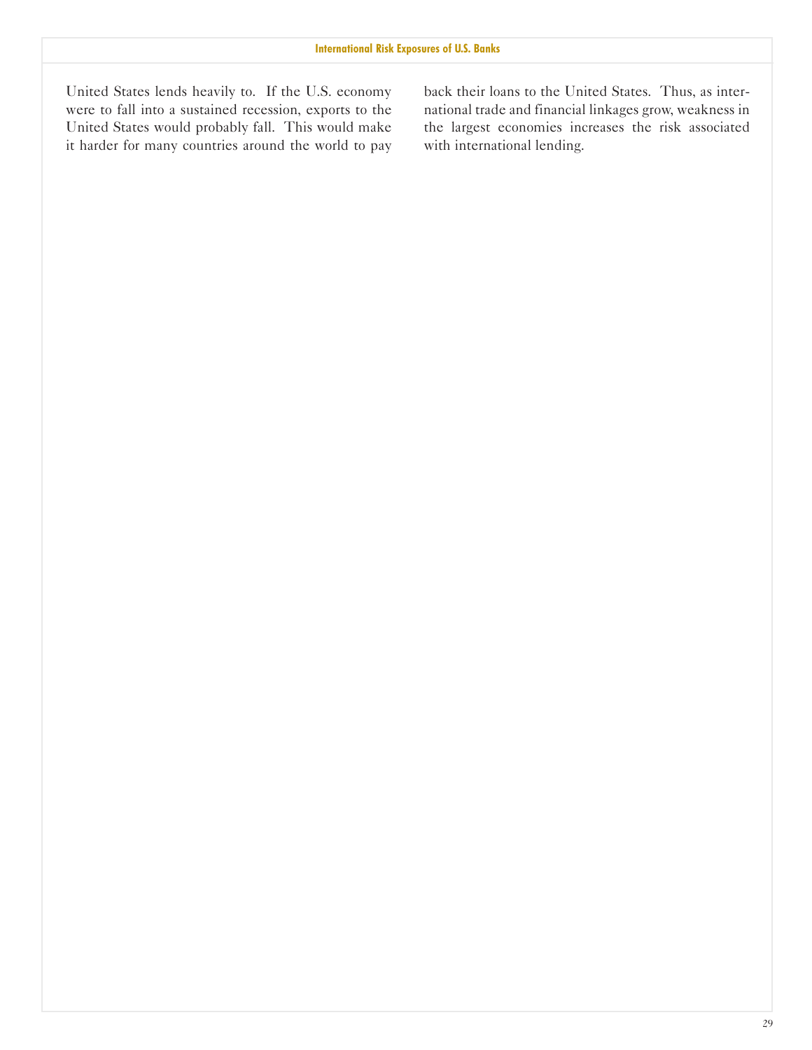United States lends heavily to. If the U.S. economy were to fall into a sustained recession, exports to the United States would probably fall. This would make it harder for many countries around the world to pay back their loans to the United States. Thus, as international trade and financial linkages grow, weakness in the largest economies increases the risk associated with international lending.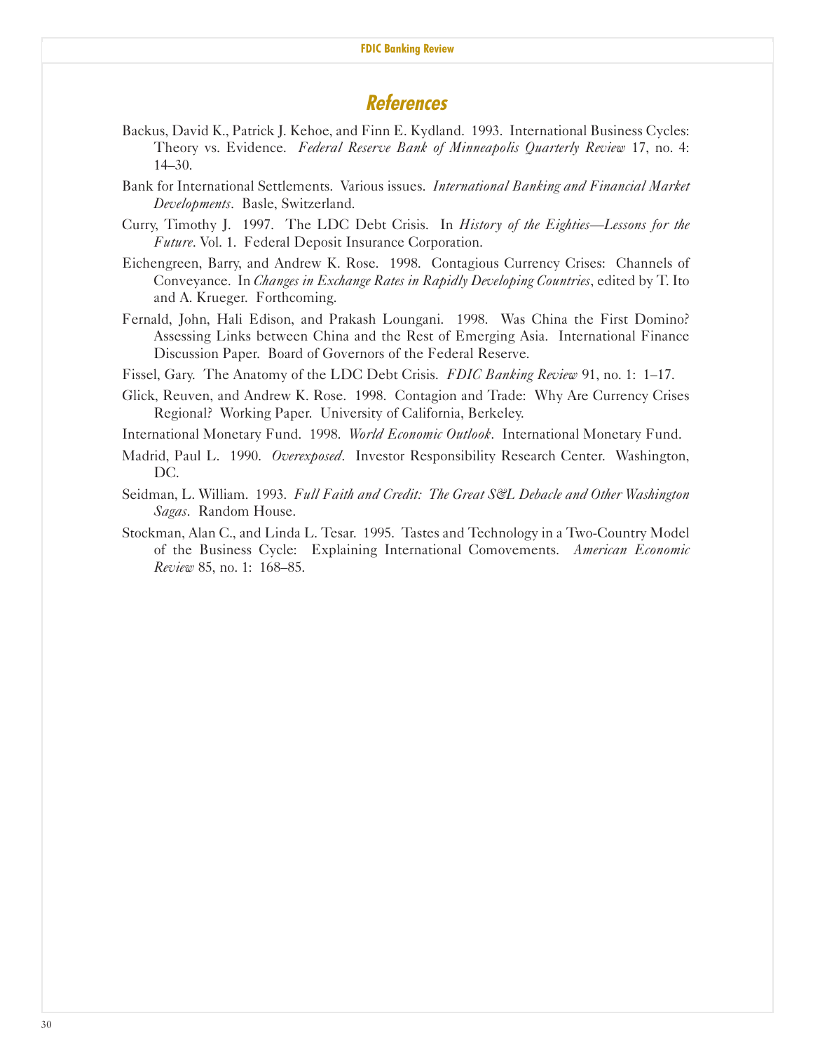## References

Backus, David K., Patrick J. Kehoe, and Finn E. Kydland. 1993. International Business Cycles: Theory vs. Evidence. *Federal Reserve Bank of Minneapolis Quarterly Review* 17, no. 4: 14–30.

Bank for International Settlements. Various issues. *International Banking and Financial Market Developments*. Basle, Switzerland.

Curry, Timothy J. 1997. The LDC Debt Crisis. In *History of the Eighties—Lessons for the Future*. Vol. 1. Federal Deposit Insurance Corporation.

Eichengreen, Barry, and Andrew K. Rose. 1998. Contagious Currency Crises: Channels of Conveyance. In *Changes in Exchange Rates in Rapidly Developing Countries*, edited by T. Ito and A. Krueger. Forthcoming.

Fernald, John, Hali Edison, and Prakash Loungani. 1998. Was China the First Domino? Assessing Links between China and the Rest of Emerging Asia. International Finance Discussion Paper. Board of Governors of the Federal Reserve.

Fissel, Gary. The Anatomy of the LDC Debt Crisis. *FDIC Banking Review* 91, no. 1: 1–17.

Glick, Reuven, and Andrew K. Rose. 1998. Contagion and Trade: Why Are Currency Crises Regional? Working Paper. University of California, Berkeley.

International Monetary Fund. 1998. *World Economic Outlook*. International Monetary Fund.

Madrid, Paul L. 1990. *Overexposed*. Investor Responsibility Research Center. Washington, DC.

Seidman, L. William. 1993. *Full Faith and Credit: The Great S&L Debacle and Other Washington Sagas*. Random House.

Stockman, Alan C., and Linda L. Tesar. 1995. Tastes and Technology in a Two-Country Model of the Business Cycle: Explaining International Comovements. *American Economic Review* 85, no. 1: 168–85.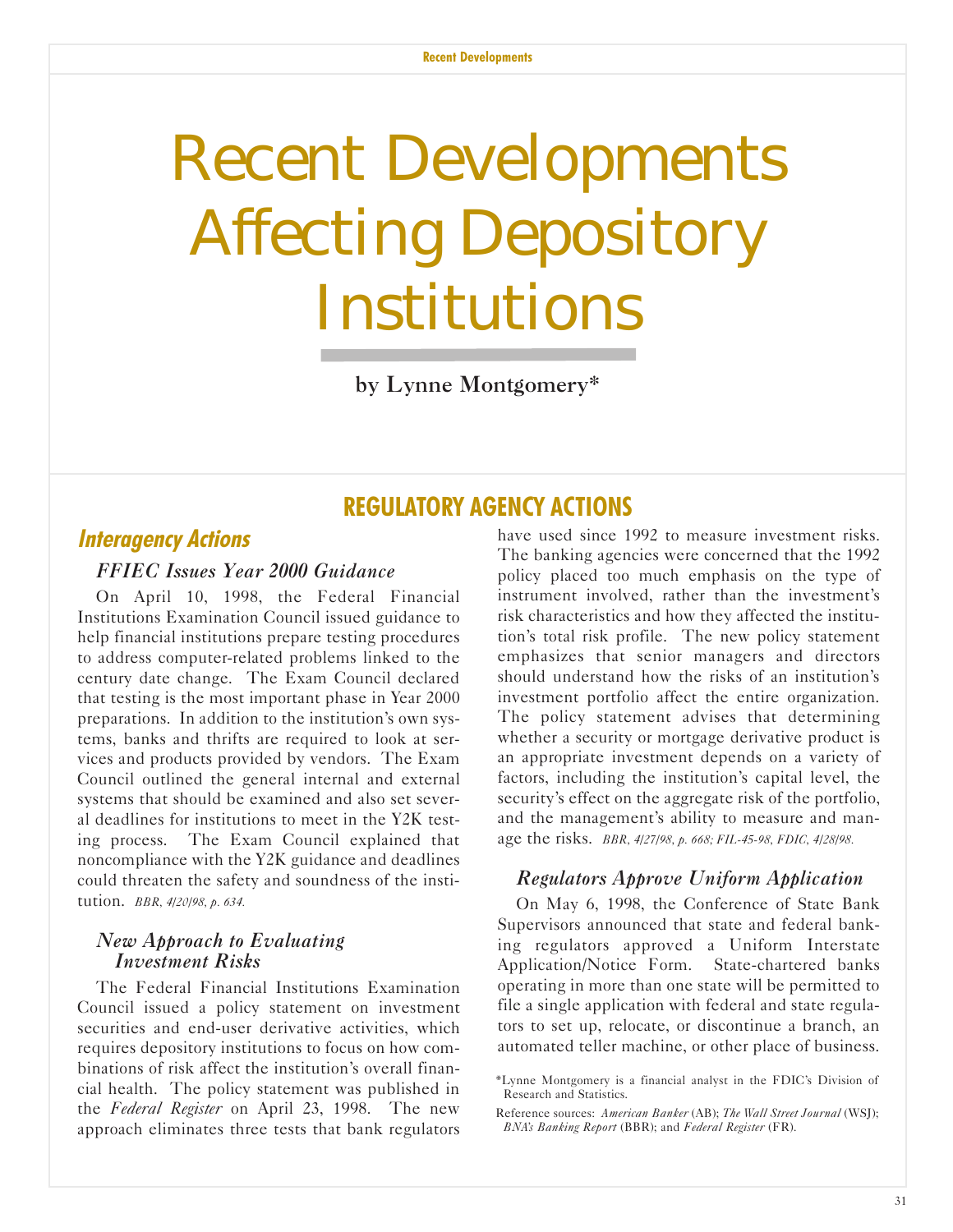# Recent Developments Affecting Depository Institutions

by Lynne Montgomery*

## REGULATORY AGENCY ACTIONS

### *Interagency Actions*

#### *FFIEC Issues Year 2000 Guidance*

On April 10, 1998, the Federal Financial Institutions Examination Council issued guidance to help financial institutions prepare testing procedures to address computer-related problems linked to the century date change. The Exam Council declared that testing is the most important phase in Year 2000 preparations. In addition to the institution's own systems, banks and thrifts are required to look at services and products provided by vendors. The Exam Council outlined the general internal and external systems that should be examined and also set several deadlines for institutions to meet in the Y2K testing process. The Exam Council explained that noncompliance with the Y2K guidance and deadlines could threaten the safety and soundness of the institution. *BBR, 4/20/98, p. 634.*

#### *New Approach to Evaluating Investment Risks*

The Federal Financial Institutions Examination Council issued a policy statement on investment securities and end-user derivative activities, which requires depository institutions to focus on how combinations of risk affect the institution's overall financial health. The policy statement was published in the *Federal Register* on April 23, 1998. The new approach eliminates three tests that bank regulators have used since 1992 to measure investment risks. The banking agencies were concerned that the 1992 policy placed too much emphasis on the type of instrument involved, rather than the investment's risk characteristics and how they affected the institution's total risk profile. The new policy statement emphasizes that senior managers and directors should understand how the risks of an institution's investment portfolio affect the entire organization. The policy statement advises that determining whether a security or mortgage derivative product is an appropriate investment depends on a variety of factors, including the institution's capital level, the security's effect on the aggregate risk of the portfolio, and the management's ability to measure and manage the risks. *BBR, 4/27/98, p. 668; FIL-45-98, FDIC, 4/28/98.*

#### *Regulators Approve Uniform Application*

On May 6, 1998, the Conference of State Bank Supervisors announced that state and federal banking regulators approved a Uniform Interstate Application/Notice Form. State-chartered banks operating in more than one state will be permitted to file a single application with federal and state regulators to set up, relocate, or discontinue a branch, an automated teller machine, or other place of business.

*Lynne Montgomery is a financial analyst in the FDIC's Division of Research and Statistics.

Reference sources: *American Banker* (AB); *The Wall Street Journal* (WSJ); *BNA's Banking Report* (BBR); and *Federal Register* (FR).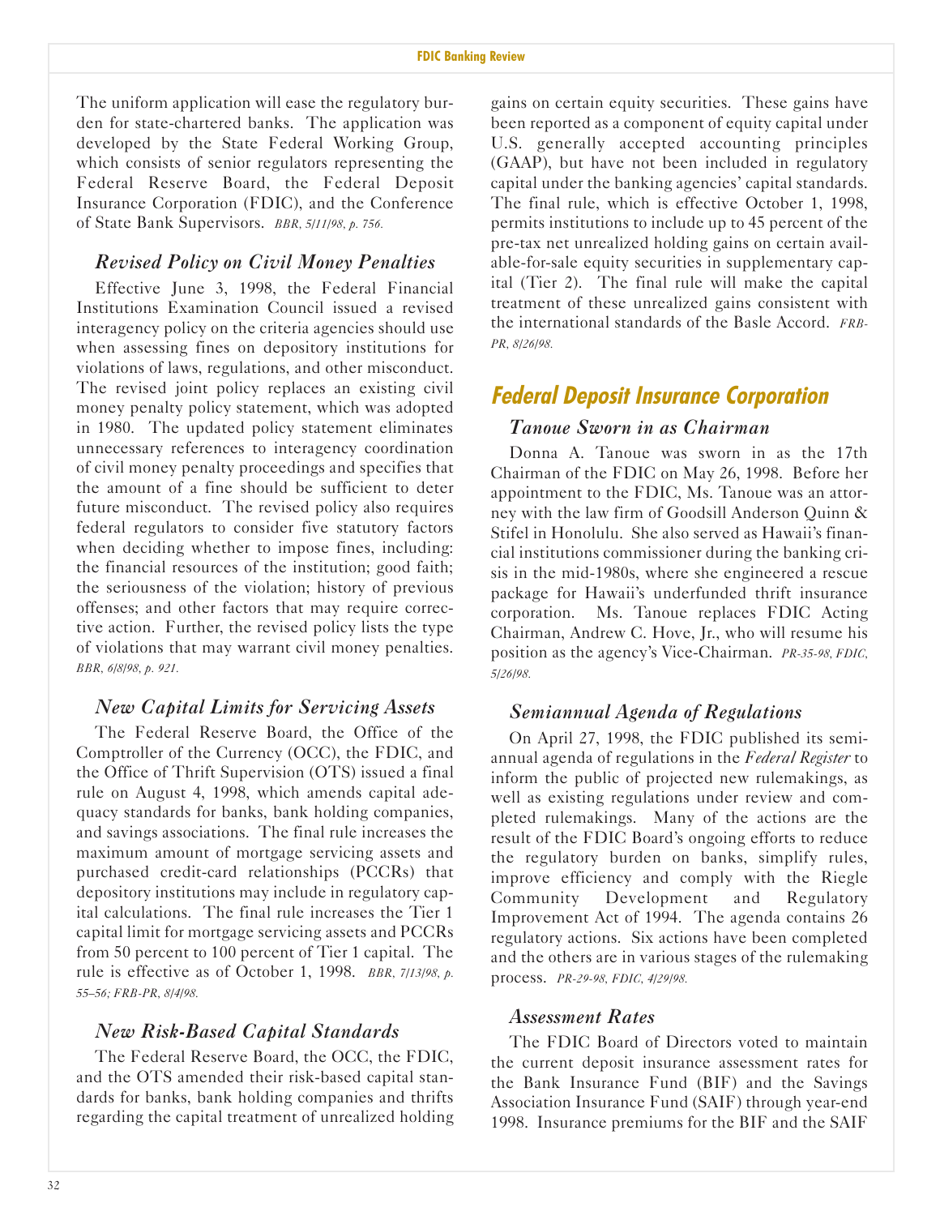The uniform application will ease the regulatory burden for state-chartered banks. The application was developed by the State Federal Working Group, which consists of senior regulators representing the Federal Reserve Board, the Federal Deposit Insurance Corporation (FDIC), and the Conference of State Bank Supervisors. *BBR, 5/11/98, p. 756.*

### *Revised Policy on Civil Money Penalties*

Effective June 3, 1998, the Federal Financial Institutions Examination Council issued a revised interagency policy on the criteria agencies should use when assessing fines on depository institutions for violations of laws, regulations, and other misconduct. The revised joint policy replaces an existing civil money penalty policy statement, which was adopted in 1980. The updated policy statement eliminates unnecessary references to interagency coordination of civil money penalty proceedings and specifies that the amount of a fine should be sufficient to deter future misconduct. The revised policy also requires federal regulators to consider five statutory factors when deciding whether to impose fines, including: the financial resources of the institution; good faith; the seriousness of the violation; history of previous offenses; and other factors that may require corrective action. Further, the revised policy lists the type of violations that may warrant civil money penalties. *BBR, 6/8/98, p. 921.*

### *New Capital Limits for Servicing Assets*

The Federal Reserve Board, the Office of the Comptroller of the Currency (OCC), the FDIC, and the Office of Thrift Supervision (OTS) issued a final rule on August 4, 1998, which amends capital adequacy standards for banks, bank holding companies, and savings associations. The final rule increases the maximum amount of mortgage servicing assets and purchased credit-card relationships (PCCRs) that depository institutions may include in regulatory capital calculations. The final rule increases the Tier 1 capital limit for mortgage servicing assets and PCCRs from 50 percent to 100 percent of Tier 1 capital. The rule is effective as of October 1, 1998. *BBR, 7/13/98, p. 55–56; FRB-PR, 8/4/98.*

### *New Risk-Based Capital Standards*

The Federal Reserve Board, the OCC, the FDIC, and the OTS amended their risk-based capital standards for banks, bank holding companies and thrifts regarding the capital treatment of unrealized holding gains on certain equity securities. These gains have been reported as a component of equity capital under U.S. generally accepted accounting principles (GAAP), but have not been included in regulatory capital under the banking agencies' capital standards. The final rule, which is effective October 1, 1998, permits institutions to include up to 45 percent of the pre-tax net unrealized holding gains on certain available-for-sale equity securities in supplementary capital (Tier 2). The final rule will make the capital treatment of these unrealized gains consistent with the international standards of the Basle Accord. *FRB-PR, 8/26/98.*

## Federal Deposit Insurance Corporation

### *Tanoue Sworn in as Chairman*

Donna A. Tanoue was sworn in as the 17th Chairman of the FDIC on May 26, 1998. Before her appointment to the FDIC, Ms. Tanoue was an attorney with the law firm of Goodsill Anderson Quinn & Stifel in Honolulu. She also served as Hawaii's financial institutions commissioner during the banking crisis in the mid-1980s, where she engineered a rescue package for Hawaii's underfunded thrift insurance corporation. Ms. Tanoue replaces FDIC Acting Chairman, Andrew C. Hove, Jr., who will resume his position as the agency's Vice-Chairman. *PR-35-98, FDIC, 5/26/98.*

### *Semiannual Agenda of Regulations*

On April 27, 1998, the FDIC published its semiannual agenda of regulations in the *Federal Register* to inform the public of projected new rulemakings, as well as existing regulations under review and completed rulemakings. Many of the actions are the result of the FDIC Board's ongoing efforts to reduce the regulatory burden on banks, simplify rules, improve efficiency and comply with the Riegle Community Development and Regulatory Improvement Act of 1994. The agenda contains 26 regulatory actions. Six actions have been completed and the others are in various stages of the rulemaking process. *PR-29-98, FDIC, 4/29/98.*

### *Assessment Rates*

The FDIC Board of Directors voted to maintain the current deposit insurance assessment rates for the Bank Insurance Fund (BIF) and the Savings Association Insurance Fund (SAIF) through year-end 1998. Insurance premiums for the BIF and the SAIF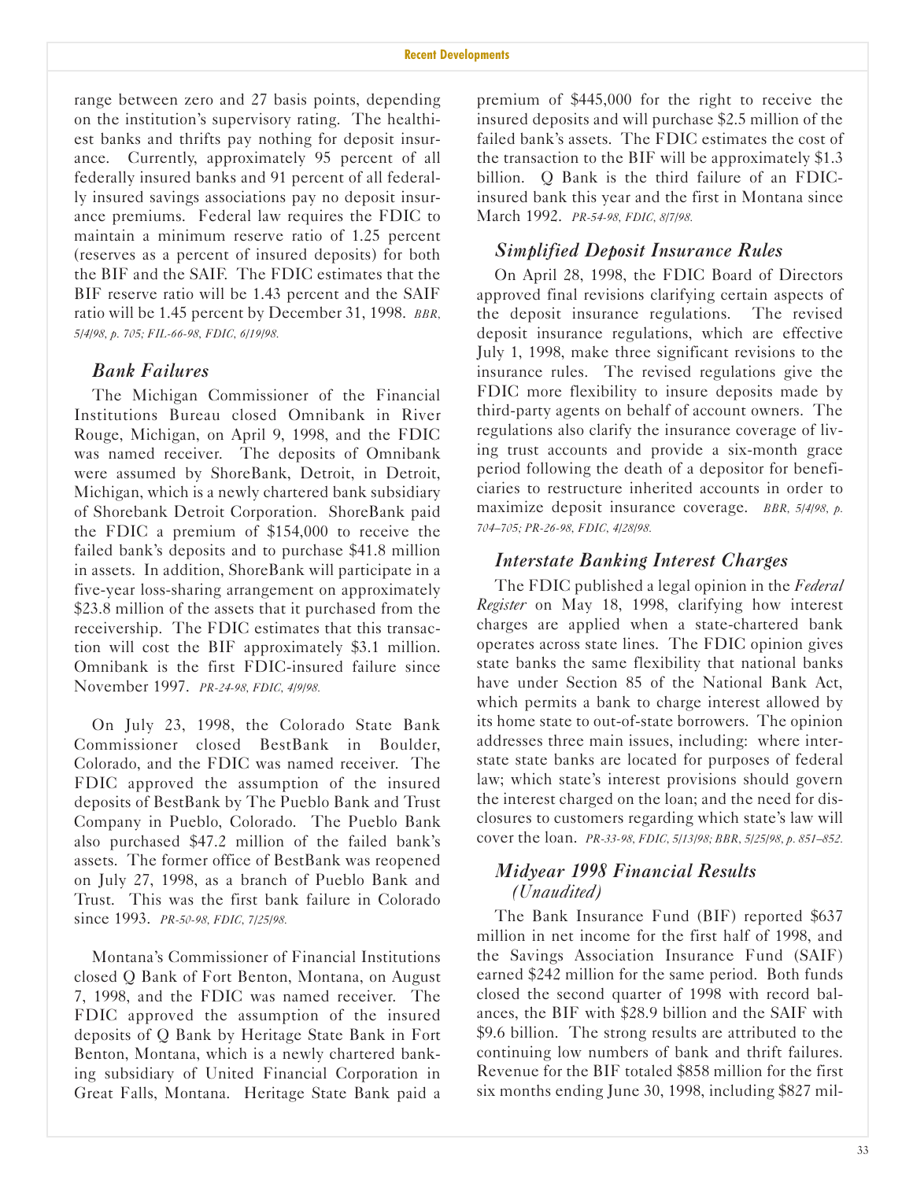range between zero and 27 basis points, depending on the institution's supervisory rating. The healthiest banks and thrifts pay nothing for deposit insurance. Currently, approximately 95 percent of all federally insured banks and 91 percent of all federally insured savings associations pay no deposit insurance premiums. Federal law requires the FDIC to maintain a minimum reserve ratio of 1.25 percent (reserves as a percent of insured deposits) for both the BIF and the SAIF. The FDIC estimates that the BIF reserve ratio will be 1.43 percent and the SAIF ratio will be 1.45 percent by December 31, 1998. *BBR, 5/4/98, p. 705; FIL-66-98, FDIC, 6/19/98.*

### *Bank Failures*

The Michigan Commissioner of the Financial Institutions Bureau closed Omnibank in River Rouge, Michigan, on April 9, 1998, and the FDIC was named receiver. The deposits of Omnibank were assumed by ShoreBank, Detroit, in Detroit, Michigan, which is a newly chartered bank subsidiary of Shorebank Detroit Corporation. ShoreBank paid the FDIC a premium of $154,000 to receive the failed bank's deposits and to purchase $41.8 million in assets. In addition, ShoreBank will participate in a five-year loss-sharing arrangement on approximately $23.8 million of the assets that it purchased from the receivership. The FDIC estimates that this transaction will cost the BIF approximately $3.1 million. Omnibank is the first FDIC-insured failure since November 1997. *PR-24-98, FDIC, 4/9/98.*

On July 23, 1998, the Colorado State Bank Commissioner closed BestBank in Boulder, Colorado, and the FDIC was named receiver. The FDIC approved the assumption of the insured deposits of BestBank by The Pueblo Bank and Trust Company in Pueblo, Colorado. The Pueblo Bank also purchased $47.2 million of the failed bank's assets. The former office of BestBank was reopened on July 27, 1998, as a branch of Pueblo Bank and Trust. This was the first bank failure in Colorado since 1993. *PR-50-98, FDIC, 7/25/98.*

Montana's Commissioner of Financial Institutions closed Q Bank of Fort Benton, Montana, on August 7, 1998, and the FDIC was named receiver. The FDIC approved the assumption of the insured deposits of Q Bank by Heritage State Bank in Fort Benton, Montana, which is a newly chartered banking subsidiary of United Financial Corporation in Great Falls, Montana. Heritage State Bank paid a premium of $445,000 for the right to receive the insured deposits and will purchase $2.5 million of the failed bank's assets. The FDIC estimates the cost of the transaction to the BIF will be approximately $1.3 billion. Q Bank is the third failure of an FDIC-insured bank this year and the first in Montana since March 1992. *PR-54-98, FDIC, 8/7/98.*

### *Simplified Deposit Insurance Rules*

On April 28, 1998, the FDIC Board of Directors approved final revisions clarifying certain aspects of the deposit insurance regulations. The revised deposit insurance regulations, which are effective July 1, 1998, make three significant revisions to the insurance rules. The revised regulations give the FDIC more flexibility to insure deposits made by third-party agents on behalf of account owners. The regulations also clarify the insurance coverage of living trust accounts and provide a six-month grace period following the death of a depositor for beneficiaries to restructure inherited accounts in order to maximize deposit insurance coverage. *BBR, 5/4/98, p. 704–705; PR-26-98, FDIC, 4/28/98.*

### *Interstate Banking Interest Charges*

The FDIC published a legal opinion in the *Federal Register* on May 18, 1998, clarifying how interest charges are applied when a state-chartered bank operates across state lines. The FDIC opinion gives state banks the same flexibility that national banks have under Section 85 of the National Bank Act, which permits a bank to charge interest allowed by its home state to out-of-state borrowers. The opinion addresses three main issues, including: where interstate state banks are located for purposes of federal law; which state's interest provisions should govern the interest charged on the loan; and the need for disclosures to customers regarding which state's law will cover the loan. *PR-33-98, FDIC, 5/13/98; BBR, 5/25/98, p. 851–852.*

### *Midyear 1998 Financial Results (Unaudited)*

The Bank Insurance Fund (BIF) reported $637 million in net income for the first half of 1998, and the Savings Association Insurance Fund (SAIF) earned $242 million for the same period. Both funds closed the second quarter of 1998 with record balances, the BIF with $28.9 billion and the SAIF with $9.6 billion. The strong results are attributed to the continuing low numbers of bank and thrift failures. Revenue for the BIF totaled $858 million for the first six months ending June 30, 1998, including $827 mil-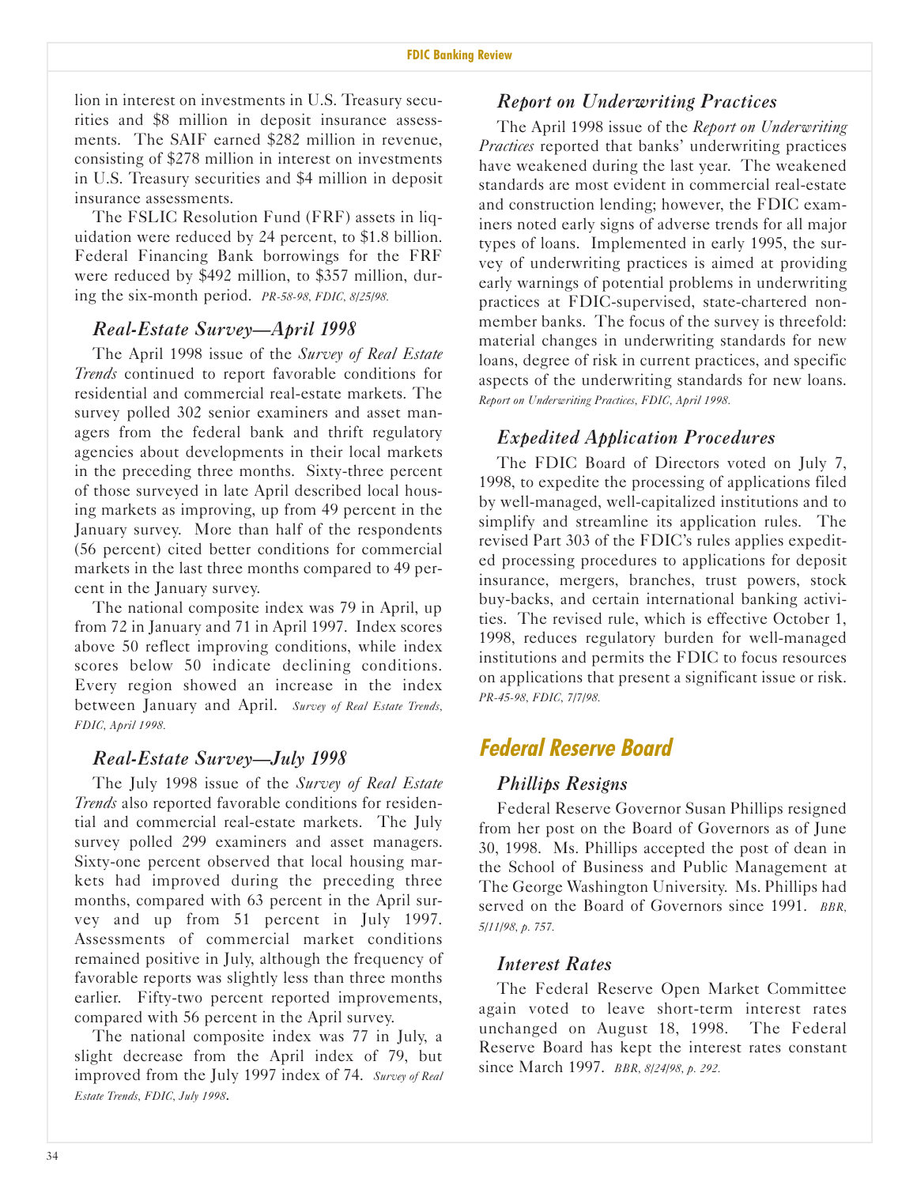lion in interest on investments in U.S. Treasury securities and $8 million in deposit insurance assessments. The SAIF earned $282 million in revenue, consisting of $278 million in interest on investments in U.S. Treasury securities and $4 million in deposit insurance assessments.

The FSLIC Resolution Fund (FRF) assets in liquidation were reduced by 24 percent, to $1.8 billion. Federal Financing Bank borrowings for the FRF were reduced by $492 million, to $357 million, during the six-month period. *PR-58-98, FDIC, 8/25/98.*

### *Real-Estate Survey—April 1998*

The April 1998 issue of the *Survey of Real Estate Trends* continued to report favorable conditions for residential and commercial real-estate markets. The survey polled 302 senior examiners and asset managers from the federal bank and thrift regulatory agencies about developments in their local markets in the preceding three months. Sixty-three percent of those surveyed in late April described local housing markets as improving, up from 49 percent in the January survey. More than half of the respondents (56 percent) cited better conditions for commercial markets in the last three months compared to 49 percent in the January survey.

The national composite index was 79 in April, up from 72 in January and 71 in April 1997. Index scores above 50 reflect improving conditions, while index scores below 50 indicate declining conditions. Every region showed an increase in the index between January and April. *Survey of Real Estate Trends, FDIC, April 1998.*

### *Real-Estate Survey—July 1998*

The July 1998 issue of the *Survey of Real Estate Trends* also reported favorable conditions for residential and commercial real-estate markets. The July survey polled 299 examiners and asset managers. Sixty-one percent observed that local housing markets had improved during the preceding three months, compared with 63 percent in the April survey and up from 51 percent in July 1997. Assessments of commercial market conditions remained positive in July, although the frequency of favorable reports was slightly less than three months earlier. Fifty-two percent reported improvements, compared with 56 percent in the April survey.

The national composite index was 77 in July, a slight decrease from the April index of 79, but improved from the July 1997 index of 74. *Survey of Real Estate Trends, FDIC, July 1998.*

### *Report on Underwriting Practices*

The April 1998 issue of the *Report on Underwriting Practices* reported that banks' underwriting practices have weakened during the last year. The weakened standards are most evident in commercial real-estate and construction lending; however, the FDIC examiners noted early signs of adverse trends for all major types of loans. Implemented in early 1995, the survey of underwriting practices is aimed at providing early warnings of potential problems in underwriting practices at FDIC-supervised, state-chartered nonmember banks. The focus of the survey is threefold: material changes in underwriting standards for new loans, degree of risk in current practices, and specific aspects of the underwriting standards for new loans. *Report on Underwriting Practices, FDIC, April 1998.*

### *Expedited Application Procedures*

The FDIC Board of Directors voted on July 7, 1998, to expedite the processing of applications filed by well-managed, well-capitalized institutions and to simplify and streamline its application rules. The revised Part 303 of the FDIC's rules applies expedited processing procedures to applications for deposit insurance, mergers, branches, trust powers, stock buy-backs, and certain international banking activities. The revised rule, which is effective October 1, 1998, reduces regulatory burden for well-managed institutions and permits the FDIC to focus resources on applications that present a significant issue or risk. *PR-45-98, FDIC, 7/7/98.*

## Federal Reserve Board

### *Phillips Resigns*

Federal Reserve Governor Susan Phillips resigned from her post on the Board of Governors as of June 30, 1998. Ms. Phillips accepted the post of dean in the School of Business and Public Management at The George Washington University. Ms. Phillips had served on the Board of Governors since 1991. *BBR, 5/11/98, p. 757.*

### *Interest Rates*

The Federal Reserve Open Market Committee again voted to leave short-term interest rates unchanged on August 18, 1998. The Federal Reserve Board has kept the interest rates constant since March 1997. *BBR, 8/24/98, p. 292.*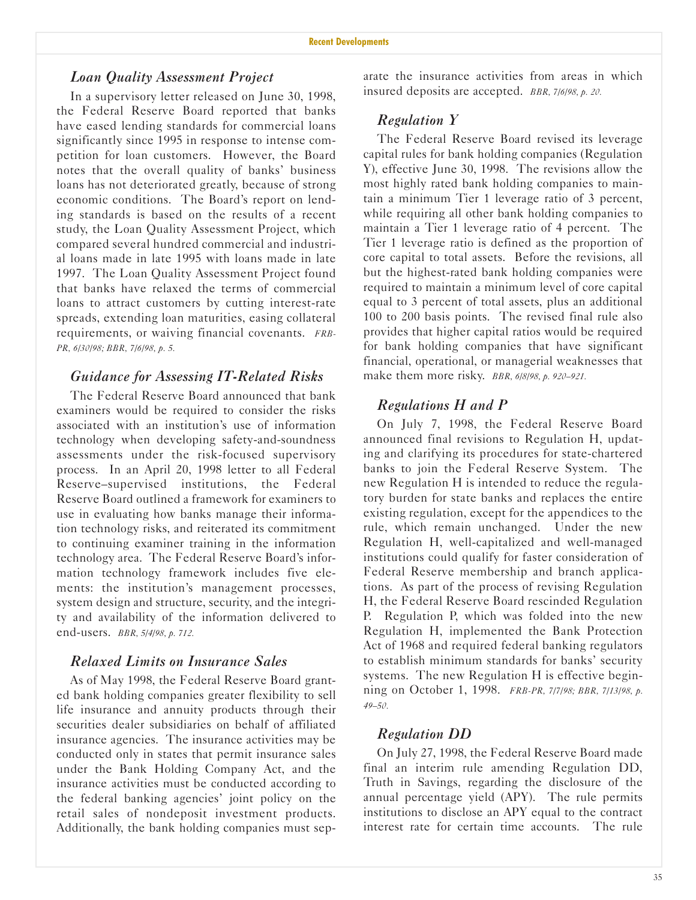### *Loan Quality Assessment Project*

In a supervisory letter released on June 30, 1998, the Federal Reserve Board reported that banks have eased lending standards for commercial loans significantly since 1995 in response to intense competition for loan customers. However, the Board notes that the overall quality of banks' business loans has not deteriorated greatly, because of strong economic conditions. The Board's report on lending standards is based on the results of a recent study, the Loan Quality Assessment Project, which compared several hundred commercial and industrial loans made in late 1995 with loans made in late 1997. The Loan Quality Assessment Project found that banks have relaxed the terms of commercial loans to attract customers by cutting interest-rate spreads, extending loan maturities, easing collateral requirements, or waiving financial covenants. *FRB-PR, 6/30/98; BBR, 7/6/98, p. 5.*

### *Guidance for Assessing IT-Related Risks*

The Federal Reserve Board announced that bank examiners would be required to consider the risks associated with an institution's use of information technology when developing safety-and-soundness assessments under the risk-focused supervisory process. In an April 20, 1998 letter to all Federal Reserve–supervised institutions, the Federal Reserve Board outlined a framework for examiners to use in evaluating how banks manage their information technology risks, and reiterated its commitment to continuing examiner training in the information technology area. The Federal Reserve Board's information technology framework includes five elements: the institution's management processes, system design and structure, security, and the integrity and availability of the information delivered to end-users. *BBR, 5/4/98, p. 712.*

### *Relaxed Limits on Insurance Sales*

As of May 1998, the Federal Reserve Board granted bank holding companies greater flexibility to sell life insurance and annuity products through their securities dealer subsidiaries on behalf of affiliated insurance agencies. The insurance activities may be conducted only in states that permit insurance sales under the Bank Holding Company Act, and the insurance activities must be conducted according to the federal banking agencies' joint policy on the retail sales of nondeposit investment products. Additionally, the bank holding companies must separate the insurance activities from areas in which insured deposits are accepted. *BBR, 7/6/98, p. 20.*

### *Regulation Y*

The Federal Reserve Board revised its leverage capital rules for bank holding companies (Regulation Y), effective June 30, 1998. The revisions allow the most highly rated bank holding companies to maintain a minimum Tier 1 leverage ratio of 3 percent, while requiring all other bank holding companies to maintain a Tier 1 leverage ratio of 4 percent. The Tier 1 leverage ratio is defined as the proportion of core capital to total assets. Before the revisions, all but the highest-rated bank holding companies were required to maintain a minimum level of core capital equal to 3 percent of total assets, plus an additional 100 to 200 basis points. The revised final rule also provides that higher capital ratios would be required for bank holding companies that have significant financial, operational, or managerial weaknesses that make them more risky. *BBR, 6/8/98, p. 920–921.*

### *Regulations H and P*

On July 7, 1998, the Federal Reserve Board announced final revisions to Regulation H, updating and clarifying its procedures for state-chartered banks to join the Federal Reserve System. The new Regulation H is intended to reduce the regulatory burden for state banks and replaces the entire existing regulation, except for the appendices to the rule, which remain unchanged. Under the new Regulation H, well-capitalized and well-managed institutions could qualify for faster consideration of Federal Reserve membership and branch applications. As part of the process of revising Regulation H, the Federal Reserve Board rescinded Regulation P. Regulation P, which was folded into the new Regulation H, implemented the Bank Protection Act of 1968 and required federal banking regulators to establish minimum standards for banks' security systems. The new Regulation H is effective beginning on October 1, 1998. *FRB-PR, 7/7/98; BBR, 7/13/98, p. 49–50.*

### *Regulation DD*

On July 27, 1998, the Federal Reserve Board made final an interim rule amending Regulation DD, Truth in Savings, regarding the disclosure of the annual percentage yield (APY). The rule permits institutions to disclose an APY equal to the contract interest rate for certain time accounts. The rule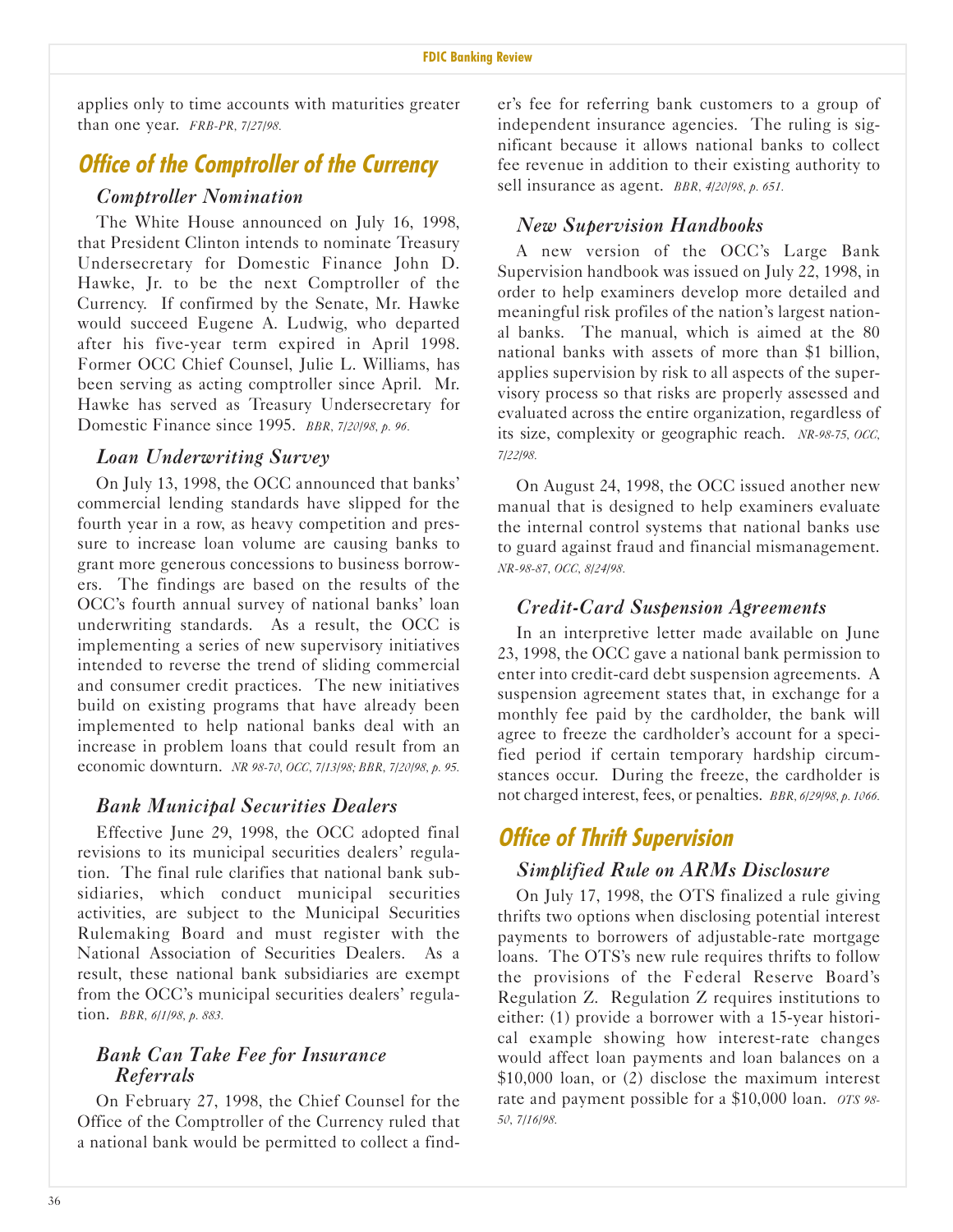applies only to time accounts with maturities greater than one year. *FRB-PR, 7/27/98.*

## Office of the Comptroller of the Currency

### Comptroller Nomination

The White House announced on July 16, 1998, that President Clinton intends to nominate Treasury Undersecretary for Domestic Finance John D. Hawke, Jr. to be the next Comptroller of the Currency. If confirmed by the Senate, Mr. Hawke would succeed Eugene A. Ludwig, who departed after his five-year term expired in April 1998. Former OCC Chief Counsel, Julie L. Williams, has been serving as acting comptroller since April. Mr. Hawke has served as Treasury Undersecretary for Domestic Finance since 1995. *BBR, 7/20/98, p. 96.*

### Loan Underwriting Survey

On July 13, 1998, the OCC announced that banks' commercial lending standards have slipped for the fourth year in a row, as heavy competition and pressure to increase loan volume are causing banks to grant more generous concessions to business borrowers. The findings are based on the results of the OCC's fourth annual survey of national banks' loan underwriting standards. As a result, the OCC is implementing a series of new supervisory initiatives intended to reverse the trend of sliding commercial and consumer credit practices. The new initiatives build on existing programs that have already been implemented to help national banks deal with an increase in problem loans that could result from an economic downturn. *NR 98-70, OCC, 7/13/98; BBR, 7/20/98, p. 95.*

### Bank Municipal Securities Dealers

Effective June 29, 1998, the OCC adopted final revisions to its municipal securities dealers' regulation. The final rule clarifies that national bank subsidiaries, which conduct municipal securities activities, are subject to the Municipal Securities Rulemaking Board and must register with the National Association of Securities Dealers. As a result, these national bank subsidiaries are exempt from the OCC's municipal securities dealers' regulation. *BBR, 6/1/98, p. 883.*

### Bank Can Take Fee for Insurance Referrals

On February 27, 1998, the Chief Counsel for the Office of the Comptroller of the Currency ruled that a national bank would be permitted to collect a finder's fee for referring bank customers to a group of independent insurance agencies. The ruling is significant because it allows national banks to collect fee revenue in addition to their existing authority to sell insurance as agent. *BBR, 4/20/98, p. 651.*

### New Supervision Handbooks

A new version of the OCC's Large Bank Supervision handbook was issued on July 22, 1998, in order to help examiners develop more detailed and meaningful risk profiles of the nation's largest national banks. The manual, which is aimed at the 80 national banks with assets of more than $1 billion, applies supervision by risk to all aspects of the supervisory process so that risks are properly assessed and evaluated across the entire organization, regardless of its size, complexity or geographic reach. *NR-98-75, OCC, 7/22/98.*

On August 24, 1998, the OCC issued another new manual that is designed to help examiners evaluate the internal control systems that national banks use to guard against fraud and financial mismanagement. *NR-98-87, OCC, 8/24/98.*

### Credit-Card Suspension Agreements

In an interpretive letter made available on June 23, 1998, the OCC gave a national bank permission to enter into credit-card debt suspension agreements. A suspension agreement states that, in exchange for a monthly fee paid by the cardholder, the bank will agree to freeze the cardholder's account for a specified period if certain temporary hardship circumstances occur. During the freeze, the cardholder is not charged interest, fees, or penalties. *BBR, 6/29/98, p. 1066.*

## Office of Thrift Supervision

### Simplified Rule on ARMs Disclosure

On July 17, 1998, the OTS finalized a rule giving thrifts two options when disclosing potential interest payments to borrowers of adjustable-rate mortgage loans. The OTS's new rule requires thrifts to follow the provisions of the Federal Reserve Board's Regulation Z. Regulation Z requires institutions to either: (1) provide a borrower with a 15-year historical example showing how interest-rate changes would affect loan payments and loan balances on a $10,000 loan, or (2) disclose the maximum interest rate and payment possible for a $10,000 loan. *OTS 98-50, 7/16/98.*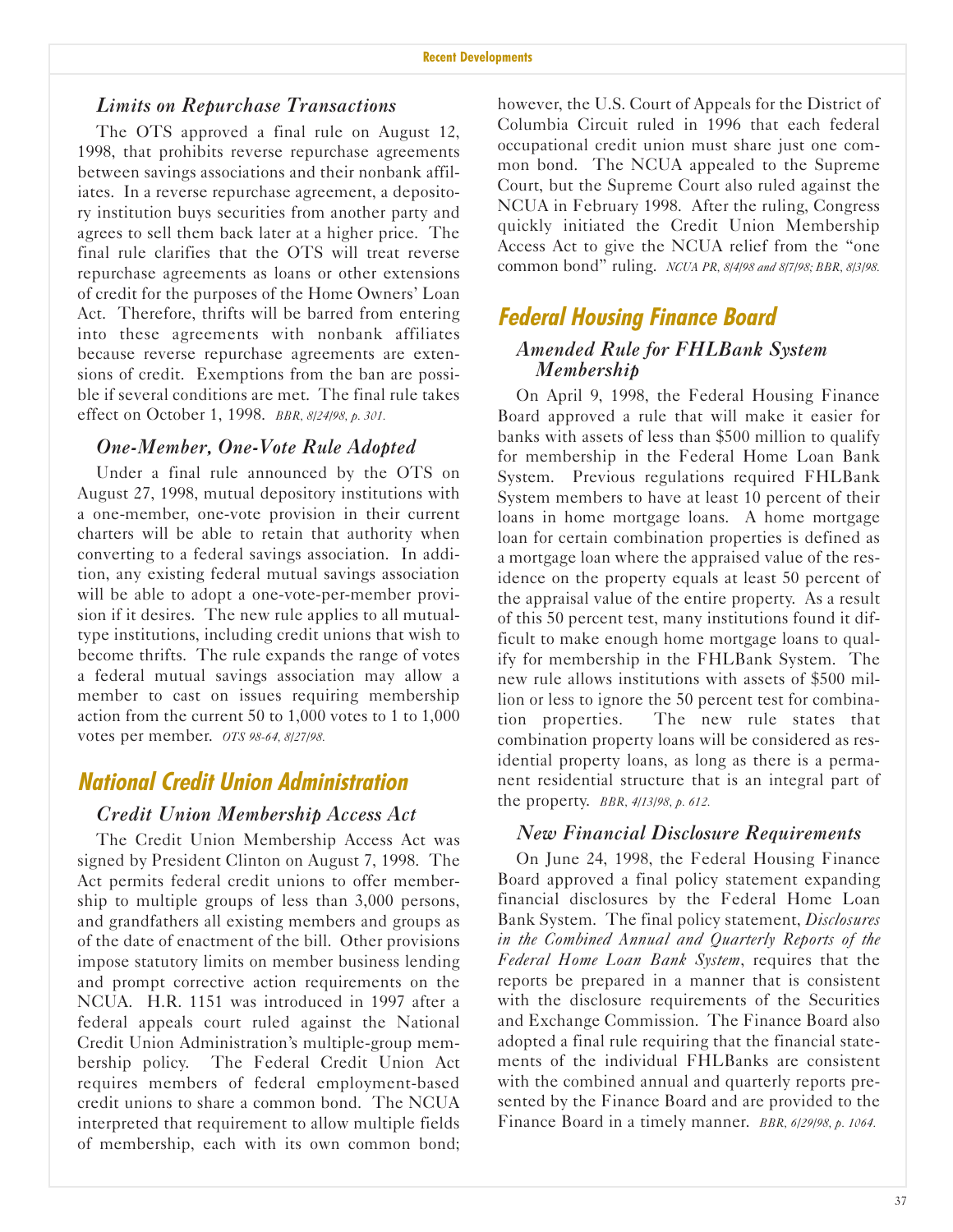### *Limits on Repurchase Transactions*

The OTS approved a final rule on August 12, 1998, that prohibits reverse repurchase agreements between savings associations and their nonbank affiliates. In a reverse repurchase agreement, a depository institution buys securities from another party and agrees to sell them back later at a higher price. The final rule clarifies that the OTS will treat reverse repurchase agreements as loans or other extensions of credit for the purposes of the Home Owners' Loan Act. Therefore, thrifts will be barred from entering into these agreements with nonbank affiliates because reverse repurchase agreements are extensions of credit. Exemptions from the ban are possible if several conditions are met. The final rule takes effect on October 1, 1998. *BBR, 8/24/98, p. 301.*

### *One-Member, One-Vote Rule Adopted*

Under a final rule announced by the OTS on August 27, 1998, mutual depository institutions with a one-member, one-vote provision in their current charters will be able to retain that authority when converting to a federal savings association. In addition, any existing federal mutual savings association will be able to adopt a one-vote-per-member provision if it desires. The new rule applies to all mutual-type institutions, including credit unions that wish to become thrifts. The rule expands the range of votes a federal mutual savings association may allow a member to cast on issues requiring membership action from the current 50 to 1,000 votes to 1 to 1,000 votes per member. *OTS 98-64, 8/27/98.*

## National Credit Union Administration

### *Credit Union Membership Access Act*

The Credit Union Membership Access Act was signed by President Clinton on August 7, 1998. The Act permits federal credit unions to offer membership to multiple groups of less than 3,000 persons, and grandfathers all existing members and groups as of the date of enactment of the bill. Other provisions impose statutory limits on member business lending and prompt corrective action requirements on the NCUA. H.R. 1151 was introduced in 1997 after a federal appeals court ruled against the National Credit Union Administration's multiple-group membership policy. The Federal Credit Union Act requires members of federal employment-based credit unions to share a common bond. The NCUA interpreted that requirement to allow multiple fields of membership, each with its own common bond; however, the U.S. Court of Appeals for the District of Columbia Circuit ruled in 1996 that each federal occupational credit union must share just one common bond. The NCUA appealed to the Supreme Court, but the Supreme Court also ruled against the NCUA in February 1998. After the ruling, Congress quickly initiated the Credit Union Membership Access Act to give the NCUA relief from the "one common bond" ruling. *NCUA PR, 8/4/98 and 8/7/98; BBR, 8/3/98.*

## Federal Housing Finance Board

### *Amended Rule for FHLBank System Membership*

On April 9, 1998, the Federal Housing Finance Board approved a rule that will make it easier for banks with assets of less than $500 million to qualify for membership in the Federal Home Loan Bank System. Previous regulations required FHLBank System members to have at least 10 percent of their loans in home mortgage loans. A home mortgage loan for certain combination properties is defined as a mortgage loan where the appraised value of the residence on the property equals at least 50 percent of the appraisal value of the entire property. As a result of this 50 percent test, many institutions found it difficult to make enough home mortgage loans to qualify for membership in the FHLBank System. The new rule allows institutions with assets of $500 million or less to ignore the 50 percent test for combination properties. The new rule states that combination property loans will be considered as residential property loans, as long as there is a permanent residential structure that is an integral part of the property. *BBR, 4/13/98, p. 612.*

### *New Financial Disclosure Requirements*

On June 24, 1998, the Federal Housing Finance Board approved a final policy statement expanding financial disclosures by the Federal Home Loan Bank System. The final policy statement, *Disclosures in the Combined Annual and Quarterly Reports of the Federal Home Loan Bank System*, requires that the reports be prepared in a manner that is consistent with the disclosure requirements of the Securities and Exchange Commission. The Finance Board also adopted a final rule requiring that the financial statements of the individual FHLBanks are consistent with the combined annual and quarterly reports presented by the Finance Board and are provided to the Finance Board in a timely manner. *BBR, 6/29/98, p. 1064.*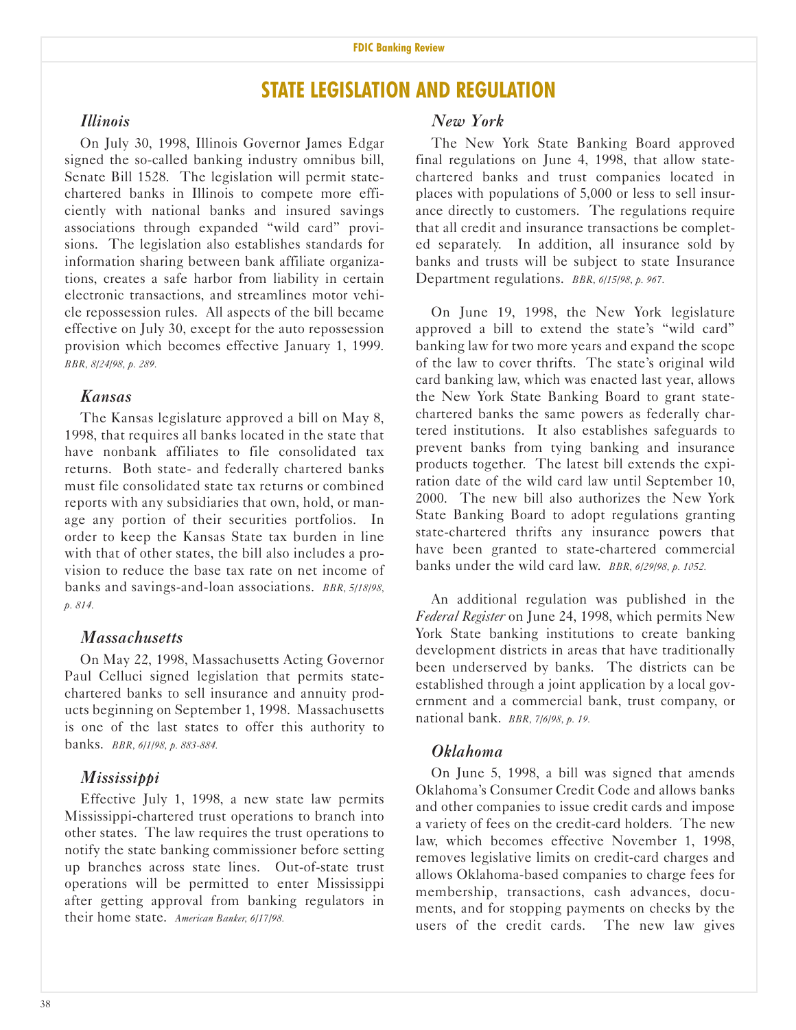# STATE LEGISLATION AND REGULATION

### *Illinois*

On July 30, 1998, Illinois Governor James Edgar signed the so-called banking industry omnibus bill, Senate Bill 1528. The legislation will permit state-chartered banks in Illinois to compete more efficiently with national banks and insured savings associations through expanded "wild card" provisions. The legislation also establishes standards for information sharing between bank affiliate organizations, creates a safe harbor from liability in certain electronic transactions, and streamlines motor vehicle repossession rules. All aspects of the bill became effective on July 30, except for the auto repossession provision which becomes effective January 1, 1999. *BBR, 8/24/98, p. 289.*

### *Kansas*

The Kansas legislature approved a bill on May 8, 1998, that requires all banks located in the state that have nonbank affiliates to file consolidated tax returns. Both state- and federally chartered banks must file consolidated state tax returns or combined reports with any subsidiaries that own, hold, or manage any portion of their securities portfolios. In order to keep the Kansas State tax burden in line with that of other states, the bill also includes a provision to reduce the base tax rate on net income of banks and savings-and-loan associations. *BBR, 5/18/98, p. 814.*

### *Massachusetts*

On May 22, 1998, Massachusetts Acting Governor Paul Celluci signed legislation that permits state-chartered banks to sell insurance and annuity products beginning on September 1, 1998. Massachusetts is one of the last states to offer this authority to banks. *BBR, 6/1/98, p. 883-884.*

### *Mississippi*

Effective July 1, 1998, a new state law permits Mississippi-chartered trust operations to branch into other states. The law requires the trust operations to notify the state banking commissioner before setting up branches across state lines. Out-of-state trust operations will be permitted to enter Mississippi after getting approval from banking regulators in their home state. *American Banker, 6/17/98.*

### *New York*

The New York State Banking Board approved final regulations on June 4, 1998, that allow state-chartered banks and trust companies located in places with populations of 5,000 or less to sell insurance directly to customers. The regulations require that all credit and insurance transactions be completed separately. In addition, all insurance sold by banks and trusts will be subject to state Insurance Department regulations. *BBR, 6/15/98, p. 967.*

On June 19, 1998, the New York legislature approved a bill to extend the state's "wild card" banking law for two more years and expand the scope of the law to cover thrifts. The state's original wild card banking law, which was enacted last year, allows the New York State Banking Board to grant state-chartered banks the same powers as federally chartered institutions. It also establishes safeguards to prevent banks from tying banking and insurance products together. The latest bill extends the expiration date of the wild card law until September 10, 2000. The new bill also authorizes the New York State Banking Board to adopt regulations granting state-chartered thrifts any insurance powers that have been granted to state-chartered commercial banks under the wild card law. *BBR, 6/29/98, p. 1052.*

An additional regulation was published in the *Federal Register* on June 24, 1998, which permits New York State banking institutions to create banking development districts in areas that have traditionally been underserved by banks. The districts can be established through a joint application by a local government and a commercial bank, trust company, or national bank. *BBR, 7/6/98, p. 19.*

### *Oklahoma*

On June 5, 1998, a bill was signed that amends Oklahoma's Consumer Credit Code and allows banks and other companies to issue credit cards and impose a variety of fees on the credit-card holders. The new law, which becomes effective November 1, 1998, removes legislative limits on credit-card charges and allows Oklahoma-based companies to charge fees for membership, transactions, cash advances, documents, and for stopping payments on checks by the users of the credit cards. The new law gives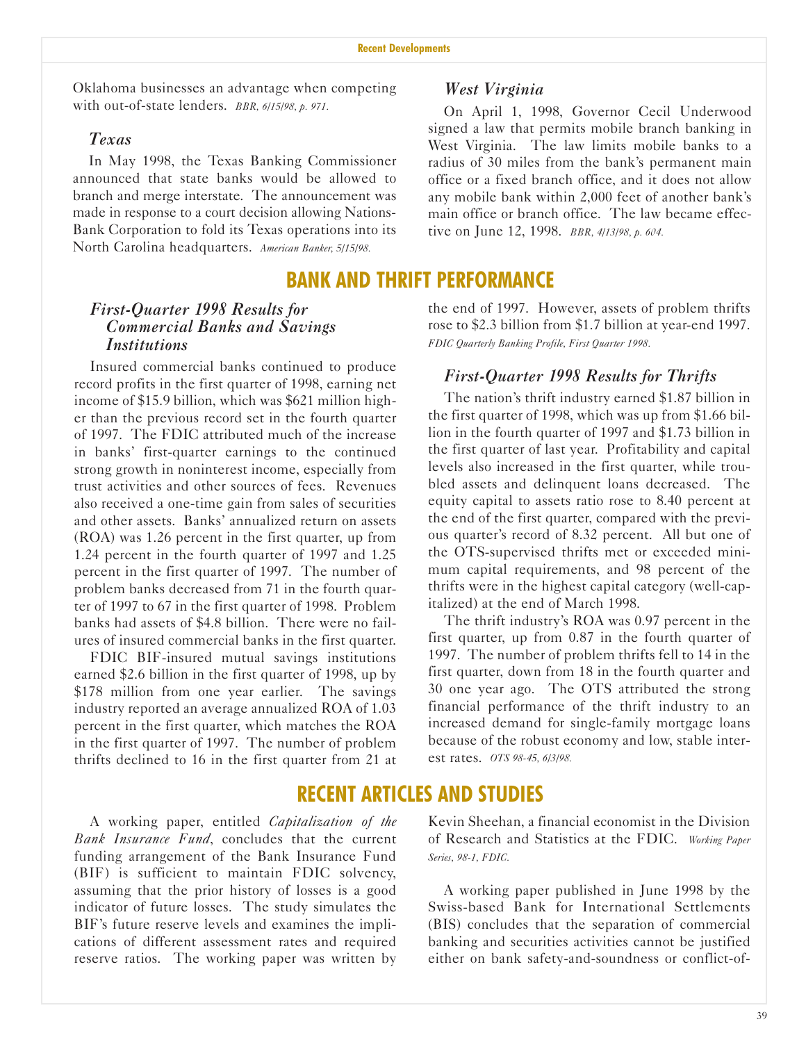Oklahoma businesses an advantage when competing with out-of-state lenders. *BBR, 6/15/98, p. 971.*

### *Texas*

In May 1998, the Texas Banking Commissioner announced that state banks would be allowed to branch and merge interstate. The announcement was made in response to a court decision allowing NationsBank Corporation to fold its Texas operations into its North Carolina headquarters. *American Banker, 5/15/98.*

### *West Virginia*

On April 1, 1998, Governor Cecil Underwood signed a law that permits mobile branch banking in West Virginia. The law limits mobile banks to a radius of 30 miles from the bank's permanent main office or a fixed branch office, and it does not allow any mobile bank within 2,000 feet of another bank's main office or branch office. The law became effective on June 12, 1998. *BBR, 4/13/98, p. 604.*

## BANK AND THRIFT PERFORMANCE

### *First-Quarter 1998 Results for Commercial Banks and Savings Institutions*

Insured commercial banks continued to produce record profits in the first quarter of 1998, earning net income of $15.9 billion, which was $621 million higher than the previous record set in the fourth quarter of 1997. The FDIC attributed much of the increase in banks' first-quarter earnings to the continued strong growth in noninterest income, especially from trust activities and other sources of fees. Revenues also received a one-time gain from sales of securities and other assets. Banks' annualized return on assets (ROA) was 1.26 percent in the first quarter, up from 1.24 percent in the fourth quarter of 1997 and 1.25 percent in the first quarter of 1997. The number of problem banks decreased from 71 in the fourth quarter of 1997 to 67 in the first quarter of 1998. Problem banks had assets of $4.8 billion. There were no failures of insured commercial banks in the first quarter.

FDIC BIF-insured mutual savings institutions earned $2.6 billion in the first quarter of 1998, up by $178 million from one year earlier. The savings industry reported an average annualized ROA of 1.03 percent in the first quarter, which matches the ROA in the first quarter of 1997. The number of problem thrifts declined to 16 in the first quarter from 21 at the end of 1997. However, assets of problem thrifts rose to $2.3 billion from $1.7 billion at year-end 1997. *FDIC Quarterly Banking Profile, First Quarter 1998.*

### *First-Quarter 1998 Results for Thrifts*

The nation's thrift industry earned $1.87 billion in the first quarter of 1998, which was up from $1.66 billion in the fourth quarter of 1997 and $1.73 billion in the first quarter of last year. Profitability and capital levels also increased in the first quarter, while troubled assets and delinquent loans decreased. The equity capital to assets ratio rose to 8.40 percent at the end of the first quarter, compared with the previous quarter's record of 8.32 percent. All but one of the OTS-supervised thrifts met or exceeded minimum capital requirements, and 98 percent of the thrifts were in the highest capital category (well-capitalized) at the end of March 1998.

The thrift industry's ROA was 0.97 percent in the first quarter, up from 0.87 in the fourth quarter of 1997. The number of problem thrifts fell to 14 in the first quarter, down from 18 in the fourth quarter and 30 one year ago. The OTS attributed the strong financial performance of the thrift industry to an increased demand for single-family mortgage loans because of the robust economy and low, stable interest rates. *OTS 98-45, 6/3/98.*

## RECENT ARTICLES AND STUDIES

A working paper, entitled *Capitalization of the Bank Insurance Fund*, concludes that the current funding arrangement of the Bank Insurance Fund (BIF) is sufficient to maintain FDIC solvency, assuming that the prior history of losses is a good indicator of future losses. The study simulates the BIF's future reserve levels and examines the implications of different assessment rates and required reserve ratios. The working paper was written by Kevin Sheehan, a financial economist in the Division of Research and Statistics at the FDIC. *Working Paper Series, 98-1, FDIC.*

A working paper published in June 1998 by the Swiss-based Bank for International Settlements (BIS) concludes that the separation of commercial banking and securities activities cannot be justified either on bank safety-and-soundness or conflict-of-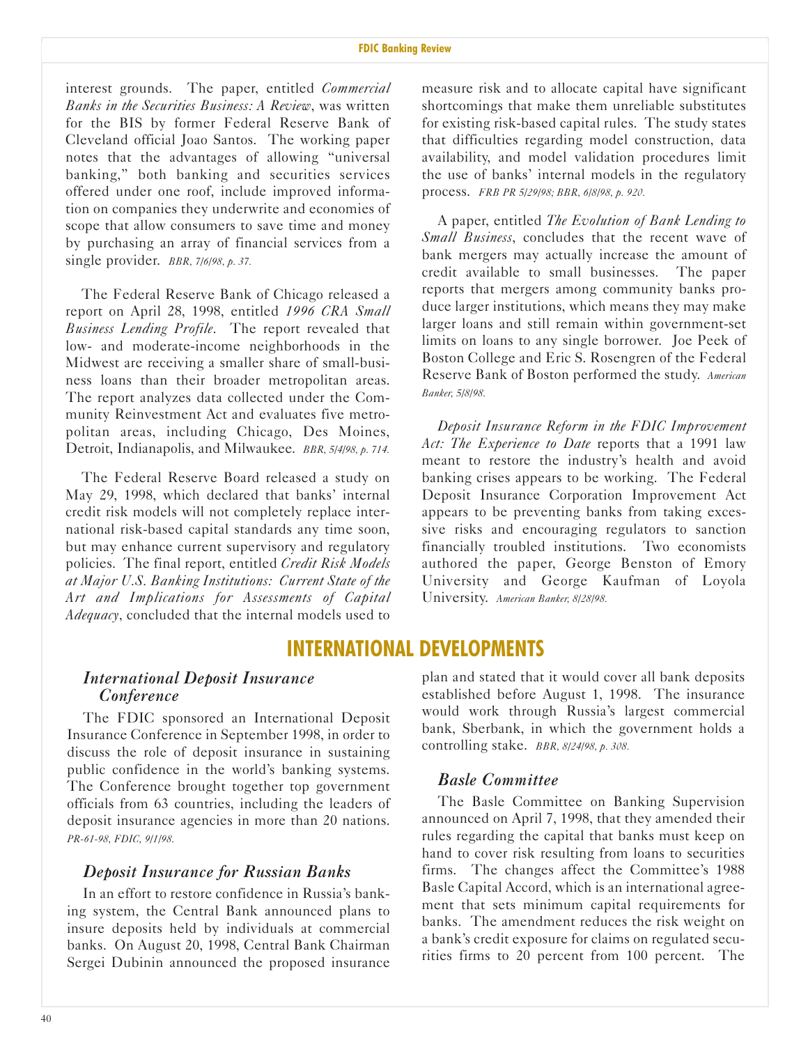interest grounds. The paper, entitled *Commercial Banks in the Securities Business: A Review*, was written for the BIS by former Federal Reserve Bank of Cleveland official Joao Santos. The working paper notes that the advantages of allowing "universal banking," both banking and securities services offered under one roof, include improved information on companies they underwrite and economies of scope that allow consumers to save time and money by purchasing an array of financial services from a single provider. *BBR, 7/6/98, p. 37.*

The Federal Reserve Bank of Chicago released a report on April 28, 1998, entitled *1996 CRA Small Business Lending Profile*. The report revealed that low- and moderate-income neighborhoods in the Midwest are receiving a smaller share of small-business loans than their broader metropolitan areas. The report analyzes data collected under the Community Reinvestment Act and evaluates five metropolitan areas, including Chicago, Des Moines, Detroit, Indianapolis, and Milwaukee. *BBR, 5/4/98, p. 714.*

The Federal Reserve Board released a study on May 29, 1998, which declared that banks' internal credit risk models will not completely replace international risk-based capital standards any time soon, but may enhance current supervisory and regulatory policies. The final report, entitled *Credit Risk Models at Major U.S. Banking Institutions: Current State of the Art and Implications for Assessments of Capital Adequacy*, concluded that the internal models used to measure risk and to allocate capital have significant shortcomings that make them unreliable substitutes for existing risk-based capital rules. The study states that difficulties regarding model construction, data availability, and model validation procedures limit the use of banks' internal models in the regulatory process. *FRB PR 5/29/98; BBR, 6/8/98, p. 920.*

A paper, entitled *The Evolution of Bank Lending to Small Business*, concludes that the recent wave of bank mergers may actually increase the amount of credit available to small businesses. The paper reports that mergers among community banks produce larger institutions, which means they may make larger loans and still remain within government-set limits on loans to any single borrower. Joe Peek of Boston College and Eric S. Rosengren of the Federal Reserve Bank of Boston performed the study. *American Banker, 5/8/98.*

*Deposit Insurance Reform in the FDIC Improvement Act: The Experience to Date* reports that a 1991 law meant to restore the industry's health and avoid banking crises appears to be working. The Federal Deposit Insurance Corporation Improvement Act appears to be preventing banks from taking excessive risks and encouraging regulators to sanction financially troubled institutions. Two economists authored the paper, George Benston of Emory University and George Kaufman of Loyola University. *American Banker, 8/28/98.*

## INTERNATIONAL DEVELOPMENTS

### *International Deposit Insurance Conference*

The FDIC sponsored an International Deposit Insurance Conference in September 1998, in order to discuss the role of deposit insurance in sustaining public confidence in the world's banking systems. The Conference brought together top government officials from 63 countries, including the leaders of deposit insurance agencies in more than 20 nations. *PR-61-98, FDIC, 9/1/98.*

### *Deposit Insurance for Russian Banks*

In an effort to restore confidence in Russia's banking system, the Central Bank announced plans to insure deposits held by individuals at commercial banks. On August 20, 1998, Central Bank Chairman Sergei Dubinin announced the proposed insurance plan and stated that it would cover all bank deposits established before August 1, 1998. The insurance would work through Russia's largest commercial bank, Sberbank, in which the government holds a controlling stake. *BBR, 8/24/98, p. 308.*

### *Basle Committee*

The Basle Committee on Banking Supervision announced on April 7, 1998, that they amended their rules regarding the capital that banks must keep on hand to cover risk resulting from loans to securities firms. The changes affect the Committee's 1988 Basle Capital Accord, which is an international agreement that sets minimum capital requirements for banks. The amendment reduces the risk weight on a bank's credit exposure for claims on regulated securities firms to 20 percent from 100 percent. The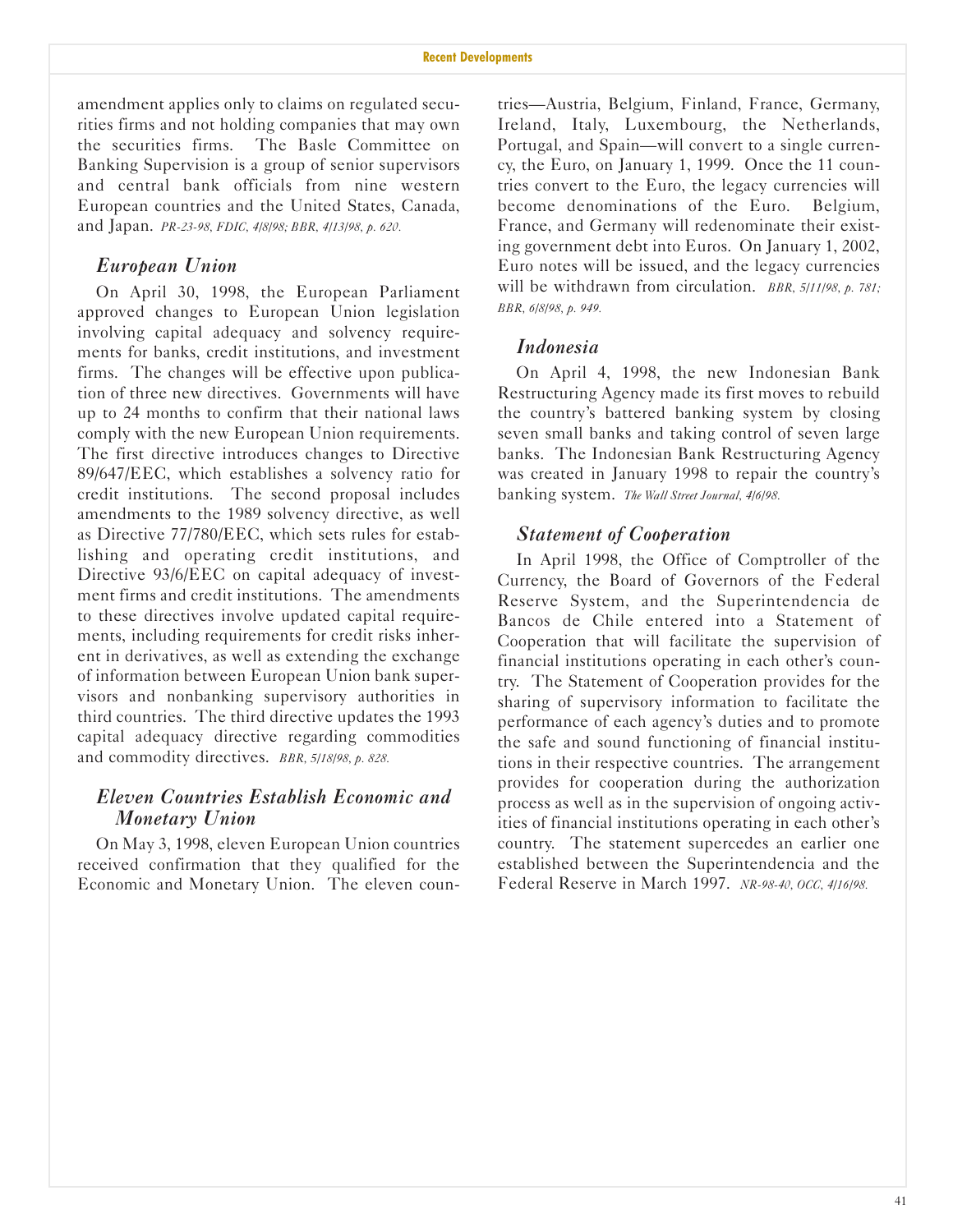amendment applies only to claims on regulated securities firms and not holding companies that may own the securities firms. The Basle Committee on Banking Supervision is a group of senior supervisors and central bank officials from nine western European countries and the United States, Canada, and Japan. *PR-23-98, FDIC, 4/8/98; BBR, 4/13/98, p. 620.*

### *European Union*

On April 30, 1998, the European Parliament approved changes to European Union legislation involving capital adequacy and solvency requirements for banks, credit institutions, and investment firms. The changes will be effective upon publication of three new directives. Governments will have up to 24 months to confirm that their national laws comply with the new European Union requirements. The first directive introduces changes to Directive 89/647/EEC, which establishes a solvency ratio for credit institutions. The second proposal includes amendments to the 1989 solvency directive, as well as Directive 77/780/EEC, which sets rules for establishing and operating credit institutions, and Directive 93/6/EEC on capital adequacy of investment firms and credit institutions. The amendments to these directives involve updated capital requirements, including requirements for credit risks inherent in derivatives, as well as extending the exchange of information between European Union bank supervisors and nonbanking supervisory authorities in third countries. The third directive updates the 1993 capital adequacy directive regarding commodities and commodity directives. *BBR, 5/18/98, p. 828.*

### *Eleven Countries Establish Economic and Monetary Union*

On May 3, 1998, eleven European Union countries received confirmation that they qualified for the Economic and Monetary Union. The eleven countries—Austria, Belgium, Finland, France, Germany, Ireland, Italy, Luxembourg, the Netherlands, Portugal, and Spain—will convert to a single currency, the Euro, on January 1, 1999. Once the 11 countries convert to the Euro, the legacy currencies will become denominations of the Euro. Belgium, France, and Germany will redenominate their existing government debt into Euros. On January 1, 2002, Euro notes will be issued, and the legacy currencies will be withdrawn from circulation. *BBR, 5/11/98, p. 781; BBR, 6/8/98, p. 949.*

### *Indonesia*

On April 4, 1998, the new Indonesian Bank Restructuring Agency made its first moves to rebuild the country's battered banking system by closing seven small banks and taking control of seven large banks. The Indonesian Bank Restructuring Agency was created in January 1998 to repair the country's banking system. *The Wall Street Journal, 4/6/98.*

### *Statement of Cooperation*

In April 1998, the Office of Comptroller of the Currency, the Board of Governors of the Federal Reserve System, and the Superintendencia de Bancos de Chile entered into a Statement of Cooperation that will facilitate the supervision of financial institutions operating in each other's country. The Statement of Cooperation provides for the sharing of supervisory information to facilitate the performance of each agency's duties and to promote the safe and sound functioning of financial institutions in their respective countries. The arrangement provides for cooperation during the authorization process as well as in the supervision of ongoing activities of financial institutions operating in each other's country. The statement supercedes an earlier one established between the Superintendencia and the Federal Reserve in March 1997. *NR-98-40, OCC, 4/16/98.*